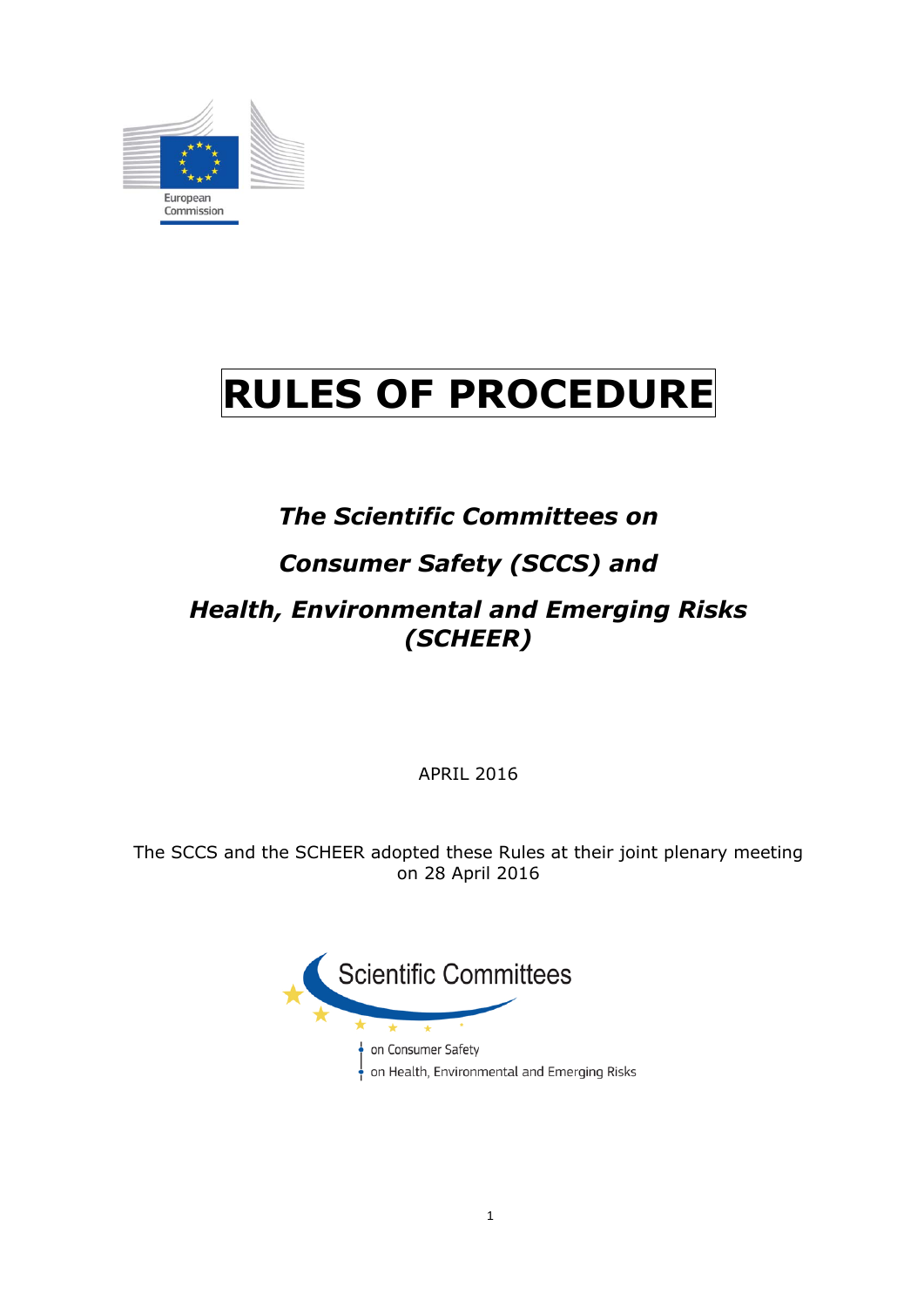# RULES OF PROCEDURE

***The Scientific Committees on***

***Consumer Safety (SCCS) and***

***Health, Environmental and Emerging Risks (SCHEER)***

APRIL 2016

The SCCS and the SCHEER adopted these Rules at their joint plenary meeting on 28 April 2016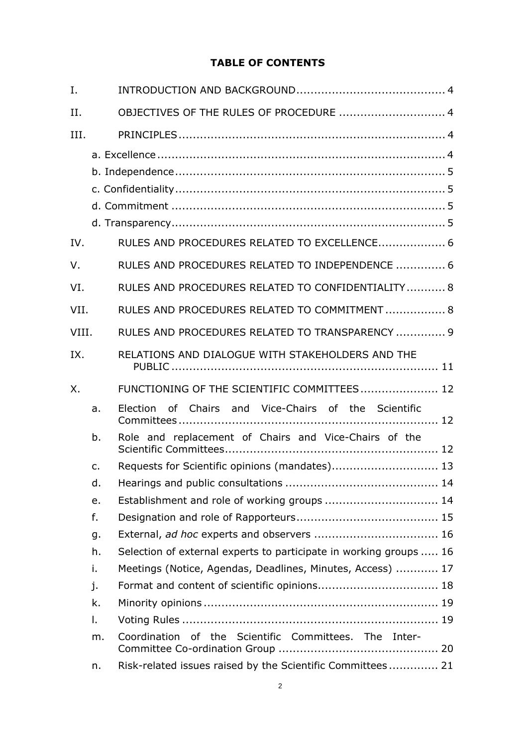**TABLE OF CONTENTS**

I. INTRODUCTION AND BACKGROUND .......................................... 4

II. OBJECTIVES OF THE RULES OF PROCEDURE .............................. 4

III. PRINCIPLES ........................................................................... 4

a. Excellence ................................................................................. 4

b. Independence ............................................................................ 5

c. Confidentiality ............................................................................ 5

d. Commitment ............................................................................. 5

d. Transparency ............................................................................. 5

IV. RULES AND PROCEDURES RELATED TO EXCELLENCE ................... 6

V. RULES AND PROCEDURES RELATED TO INDEPENDENCE .............. 6

VI. RULES AND PROCEDURES RELATED TO CONFIDENTIALITY ........... 8

VII. RULES AND PROCEDURES RELATED TO COMMITMENT ................. 8

VIII. RULES AND PROCEDURES RELATED TO TRANSPARENCY .............. 9

IX. RELATIONS AND DIALOGUE WITH STAKEHOLDERS AND THE PUBLIC ........................................................................... 11

X. FUNCTIONING OF THE SCIENTIFIC COMMITTEES ...................... 12

a. Election of Chairs and Vice-Chairs of the Scientific Committees ......................................................................... 12

b. Role and replacement of Chairs and Vice-Chairs of the Scientific Committees ............................................................ 12

c. Requests for Scientific opinions (mandates) .............................. 13

d. Hearings and public consultations ........................................... 14

e. Establishment and role of working groups ................................ 14

f. Designation and role of Rapporteurs ........................................ 15

g. External, *ad hoc* experts and observers ................................... 16

h. Selection of external experts to participate in working groups ..... 16

i. Meetings (Notice, Agendas, Deadlines, Minutes, Access) ............ 17

j. Format and content of scientific opinions .................................. 18

k. Minority opinions .................................................................. 19

l. Voting Rules ........................................................................ 19

m. Coordination of the Scientific Committees. The Inter-Committee Co-ordination Group ............................................. 20

n. Risk-related issues raised by the Scientific Committees ............. 21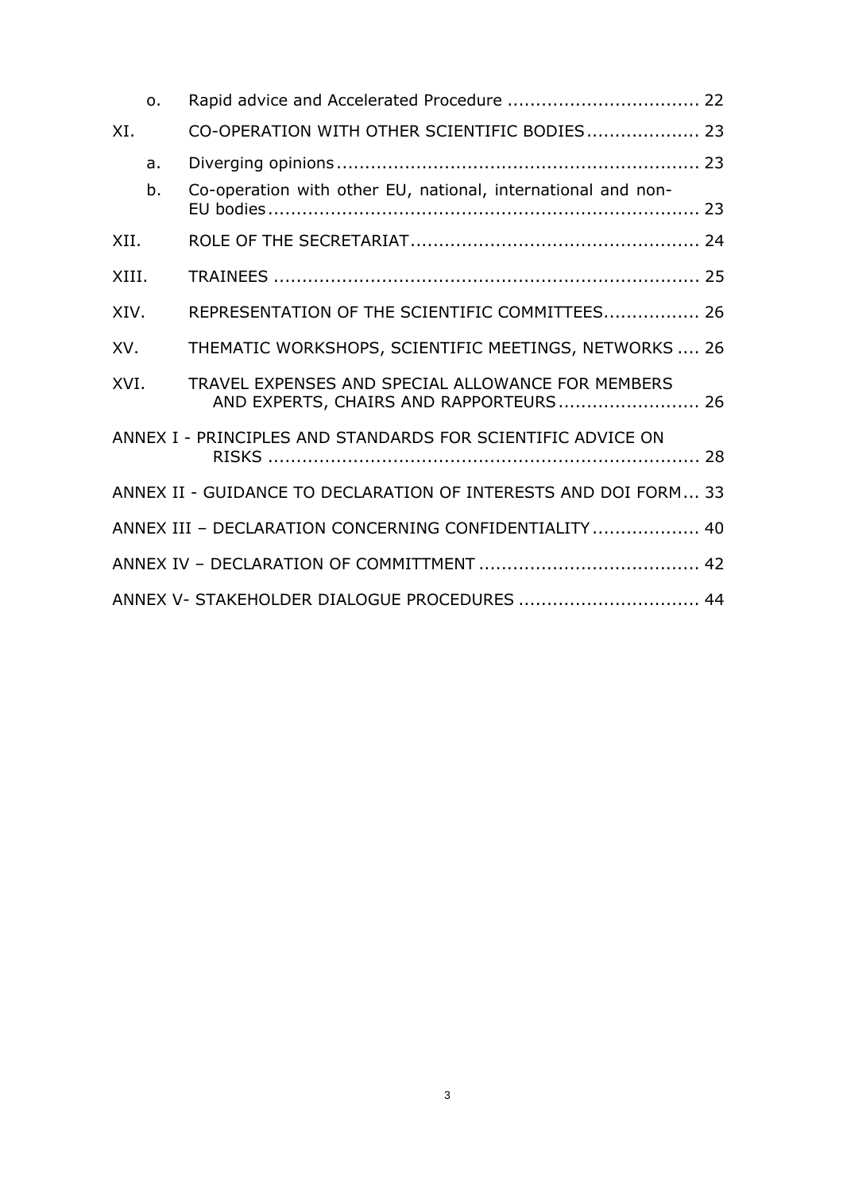o. Rapid advice and Accelerated Procedure .................................. 22

XI. CO-OPERATION WITH OTHER SCIENTIFIC BODIES.................... 23

a. Diverging opinions................................................................ 23

b. Co-operation with other EU, national, international and non-EU bodies........................................................................... 23

XII. ROLE OF THE SECRETARIAT................................................... 24

XIII. TRAINEES .......................................................................... 25

XIV. REPRESENTATION OF THE SCIENTIFIC COMMITTEES................. 26

XV. THEMATIC WORKSHOPS, SCIENTIFIC MEETINGS, NETWORKS .... 26

XVI. TRAVEL EXPENSES AND SPECIAL ALLOWANCE FOR MEMBERS AND EXPERTS, CHAIRS AND RAPPORTEURS......................... 26

ANNEX I - PRINCIPLES AND STANDARDS FOR SCIENTIFIC ADVICE ON RISKS ........................................................................... 28

ANNEX II - GUIDANCE TO DECLARATION OF INTERESTS AND DOI FORM... 33

ANNEX III – DECLARATION CONCERNING CONFIDENTIALITY................... 40

ANNEX IV – DECLARATION OF COMMITTMENT ....................................... 42

ANNEX V- STAKEHOLDER DIALOGUE PROCEDURES ................................ 44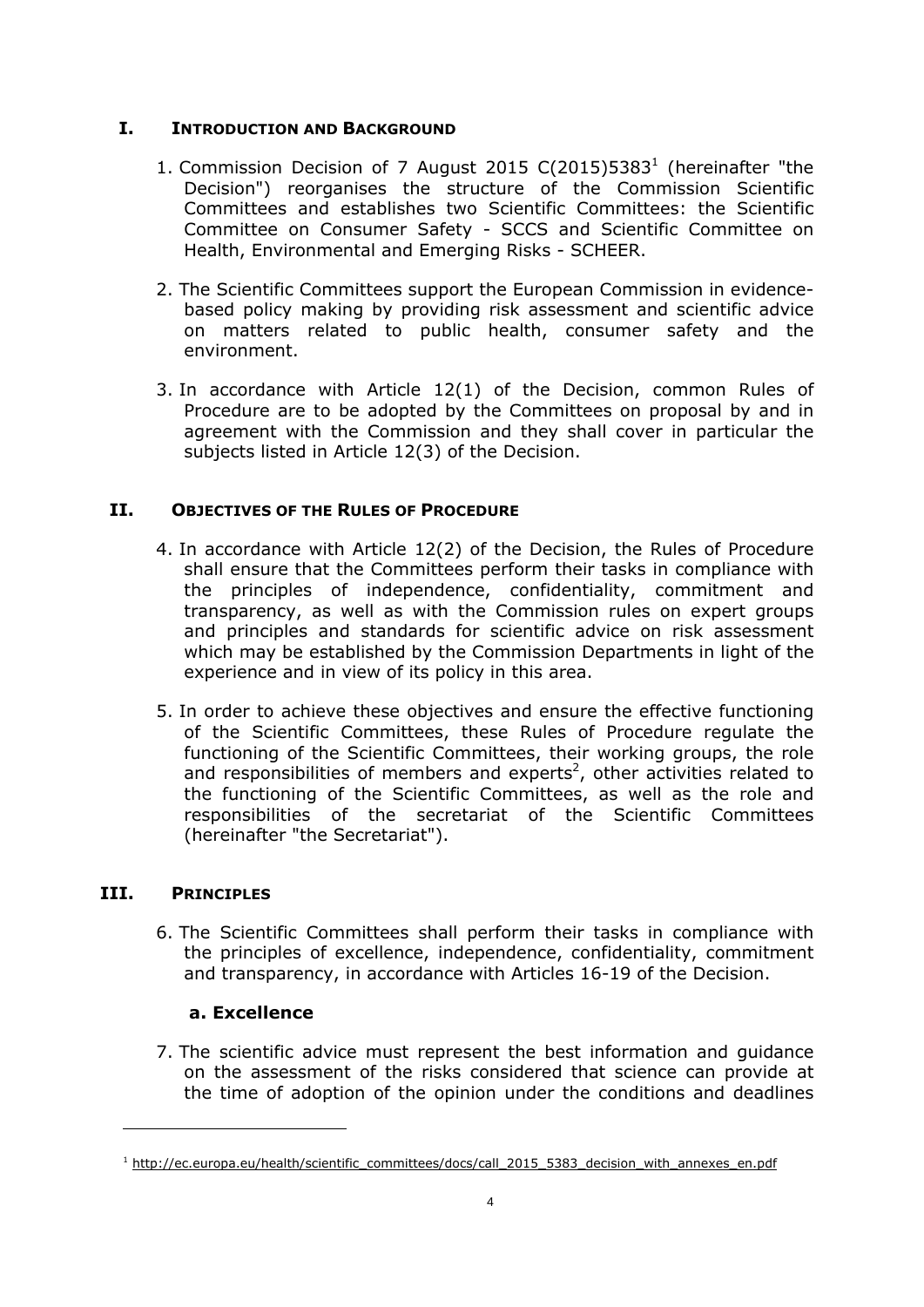## I. INTRODUCTION AND BACKGROUND

1. Commission Decision of 7 August 2015 C(2015)5383[1] (hereinafter "the Decision") reorganises the structure of the Commission Scientific Committees and establishes two Scientific Committees: the Scientific Committee on Consumer Safety - SCCS and Scientific Committee on Health, Environmental and Emerging Risks - SCHEER.

2. The Scientific Committees support the European Commission in evidence-based policy making by providing risk assessment and scientific advice on matters related to public health, consumer safety and the environment.

3. In accordance with Article 12(1) of the Decision, common Rules of Procedure are to be adopted by the Committees on proposal by and in agreement with the Commission and they shall cover in particular the subjects listed in Article 12(3) of the Decision.

## II. OBJECTIVES OF THE RULES OF PROCEDURE

4. In accordance with Article 12(2) of the Decision, the Rules of Procedure shall ensure that the Committees perform their tasks in compliance with the principles of independence, confidentiality, commitment and transparency, as well as with the Commission rules on expert groups and principles and standards for scientific advice on risk assessment which may be established by the Commission Departments in light of the experience and in view of its policy in this area.

5. In order to achieve these objectives and ensure the effective functioning of the Scientific Committees, these Rules of Procedure regulate the functioning of the Scientific Committees, their working groups, the role and responsibilities of members and experts[2], other activities related to the functioning of the Scientific Committees, as well as the role and responsibilities of the secretariat of the Scientific Committees (hereinafter "the Secretariat").

## III. PRINCIPLES

6. The Scientific Committees shall perform their tasks in compliance with the principles of excellence, independence, confidentiality, commitment and transparency, in accordance with Articles 16-19 of the Decision.

### a. Excellence

7. The scientific advice must represent the best information and guidance on the assessment of the risks considered that science can provide at the time of adoption of the opinion under the conditions and deadlines

---

[1] http://ec.europa.eu/health/scientific_committees/docs/call_2015_5383_decision_with_annexes_en.pdf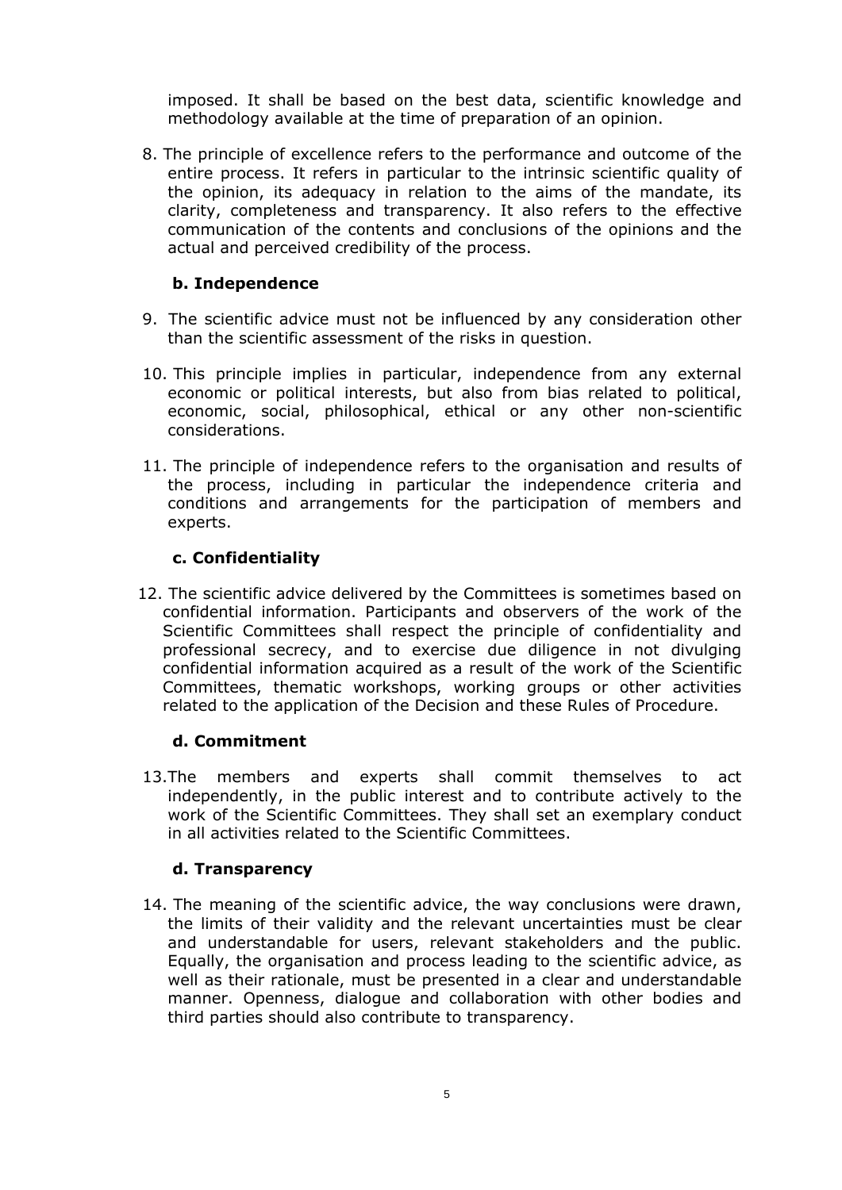imposed. It shall be based on the best data, scientific knowledge and methodology available at the time of preparation of an opinion.

8. The principle of excellence refers to the performance and outcome of the entire process. It refers in particular to the intrinsic scientific quality of the opinion, its adequacy in relation to the aims of the mandate, its clarity, completeness and transparency. It also refers to the effective communication of the contents and conclusions of the opinions and the actual and perceived credibility of the process.

### b. Independence

9. The scientific advice must not be influenced by any consideration other than the scientific assessment of the risks in question.

10. This principle implies in particular, independence from any external economic or political interests, but also from bias related to political, economic, social, philosophical, ethical or any other non-scientific considerations.

11. The principle of independence refers to the organisation and results of the process, including in particular the independence criteria and conditions and arrangements for the participation of members and experts.

### c. Confidentiality

12. The scientific advice delivered by the Committees is sometimes based on confidential information. Participants and observers of the work of the Scientific Committees shall respect the principle of confidentiality and professional secrecy, and to exercise due diligence in not divulging confidential information acquired as a result of the work of the Scientific Committees, thematic workshops, working groups or other activities related to the application of the Decision and these Rules of Procedure.

### d. Commitment

13. The members and experts shall commit themselves to act independently, in the public interest and to contribute actively to the work of the Scientific Committees. They shall set an exemplary conduct in all activities related to the Scientific Committees.

### d. Transparency

14. The meaning of the scientific advice, the way conclusions were drawn, the limits of their validity and the relevant uncertainties must be clear and understandable for users, relevant stakeholders and the public. Equally, the organisation and process leading to the scientific advice, as well as their rationale, must be presented in a clear and understandable manner. Openness, dialogue and collaboration with other bodies and third parties should also contribute to transparency.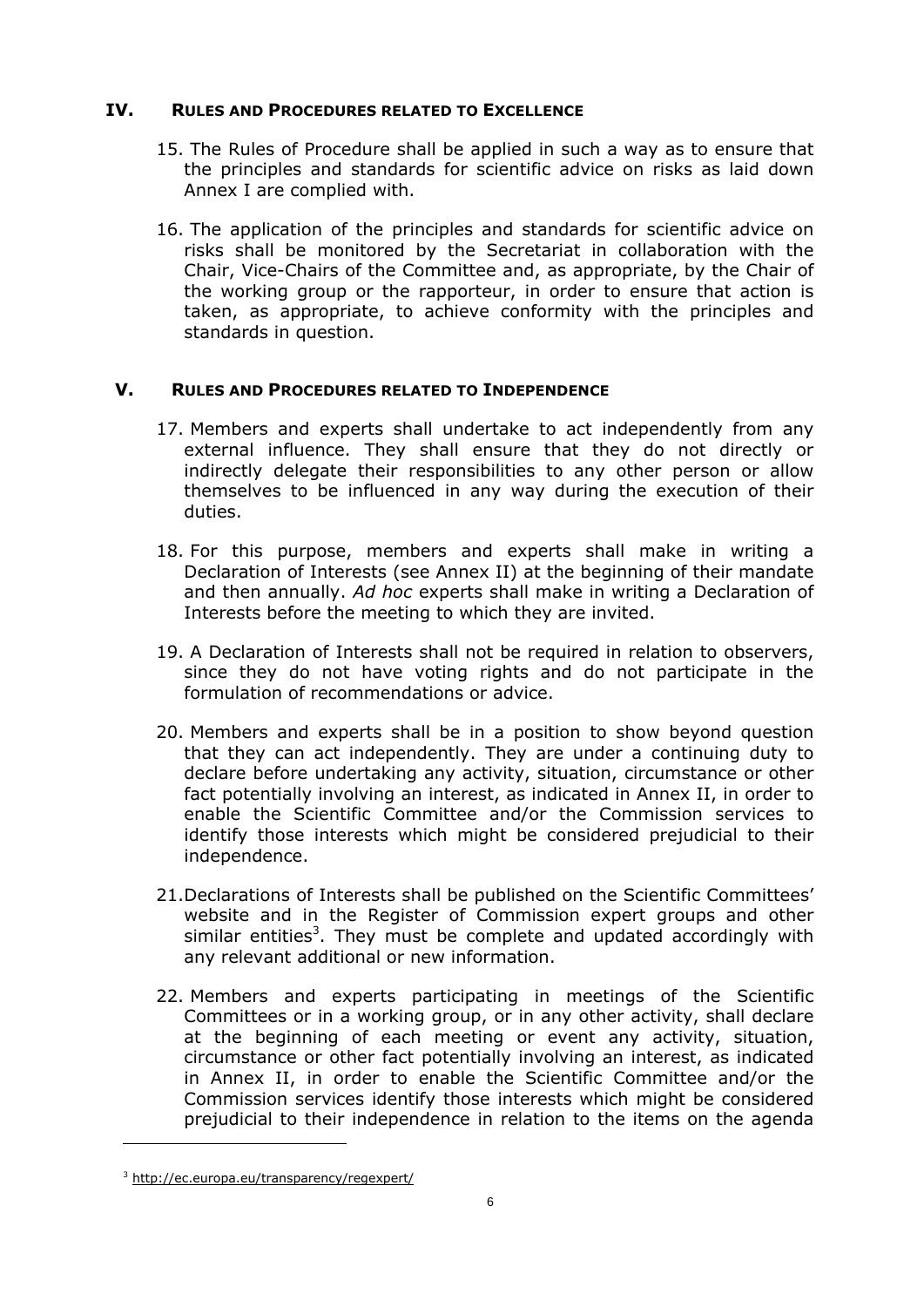## IV. RULES AND PROCEDURES RELATED TO EXCELLENCE

15. The Rules of Procedure shall be applied in such a way as to ensure that the principles and standards for scientific advice on risks as laid down Annex I are complied with.

16. The application of the principles and standards for scientific advice on risks shall be monitored by the Secretariat in collaboration with the Chair, Vice-Chairs of the Committee and, as appropriate, by the Chair of the working group or the rapporteur, in order to ensure that action is taken, as appropriate, to achieve conformity with the principles and standards in question.

## V. RULES AND PROCEDURES RELATED TO INDEPENDENCE

17. Members and experts shall undertake to act independently from any external influence. They shall ensure that they do not directly or indirectly delegate their responsibilities to any other person or allow themselves to be influenced in any way during the execution of their duties.

18. For this purpose, members and experts shall make in writing a Declaration of Interests (see Annex II) at the beginning of their mandate and then annually. *Ad hoc* experts shall make in writing a Declaration of Interests before the meeting to which they are invited.

19. A Declaration of Interests shall not be required in relation to observers, since they do not have voting rights and do not participate in the formulation of recommendations or advice.

20. Members and experts shall be in a position to show beyond question that they can act independently. They are under a continuing duty to declare before undertaking any activity, situation, circumstance or other fact potentially involving an interest, as indicated in Annex II, in order to enable the Scientific Committee and/or the Commission services to identify those interests which might be considered prejudicial to their independence.

21. Declarations of Interests shall be published on the Scientific Committees' website and in the Register of Commission expert groups and other similar entities[3]. They must be complete and updated accordingly with any relevant additional or new information.

22. Members and experts participating in meetings of the Scientific Committees or in a working group, or in any other activity, shall declare at the beginning of each meeting or event any activity, situation, circumstance or other fact potentially involving an interest, as indicated in Annex II, in order to enable the Scientific Committee and/or the Commission services identify those interests which might be considered prejudicial to their independence in relation to the items on the agenda

[3] http://ec.europa.eu/transparency/regexpert/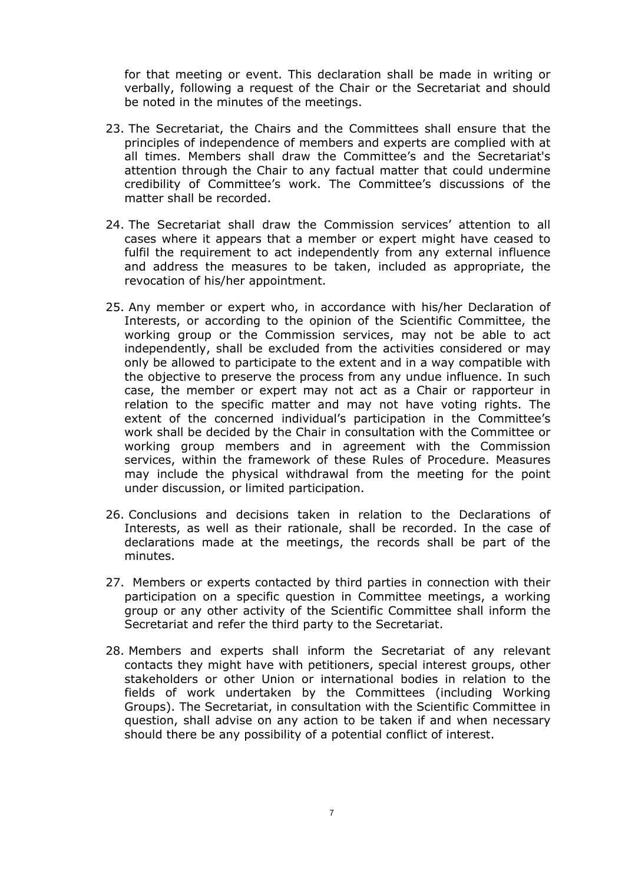for that meeting or event. This declaration shall be made in writing or verbally, following a request of the Chair or the Secretariat and should be noted in the minutes of the meetings.

23. The Secretariat, the Chairs and the Committees shall ensure that the principles of independence of members and experts are complied with at all times. Members shall draw the Committee's and the Secretariat's attention through the Chair to any factual matter that could undermine credibility of Committee's work. The Committee's discussions of the matter shall be recorded.

24. The Secretariat shall draw the Commission services' attention to all cases where it appears that a member or expert might have ceased to fulfil the requirement to act independently from any external influence and address the measures to be taken, included as appropriate, the revocation of his/her appointment.

25. Any member or expert who, in accordance with his/her Declaration of Interests, or according to the opinion of the Scientific Committee, the working group or the Commission services, may not be able to act independently, shall be excluded from the activities considered or may only be allowed to participate to the extent and in a way compatible with the objective to preserve the process from any undue influence. In such case, the member or expert may not act as a Chair or rapporteur in relation to the specific matter and may not have voting rights. The extent of the concerned individual's participation in the Committee's work shall be decided by the Chair in consultation with the Committee or working group members and in agreement with the Commission services, within the framework of these Rules of Procedure. Measures may include the physical withdrawal from the meeting for the point under discussion, or limited participation.

26. Conclusions and decisions taken in relation to the Declarations of Interests, as well as their rationale, shall be recorded. In the case of declarations made at the meetings, the records shall be part of the minutes.

27. Members or experts contacted by third parties in connection with their participation on a specific question in Committee meetings, a working group or any other activity of the Scientific Committee shall inform the Secretariat and refer the third party to the Secretariat.

28. Members and experts shall inform the Secretariat of any relevant contacts they might have with petitioners, special interest groups, other stakeholders or other Union or international bodies in relation to the fields of work undertaken by the Committees (including Working Groups). The Secretariat, in consultation with the Scientific Committee in question, shall advise on any action to be taken if and when necessary should there be any possibility of a potential conflict of interest.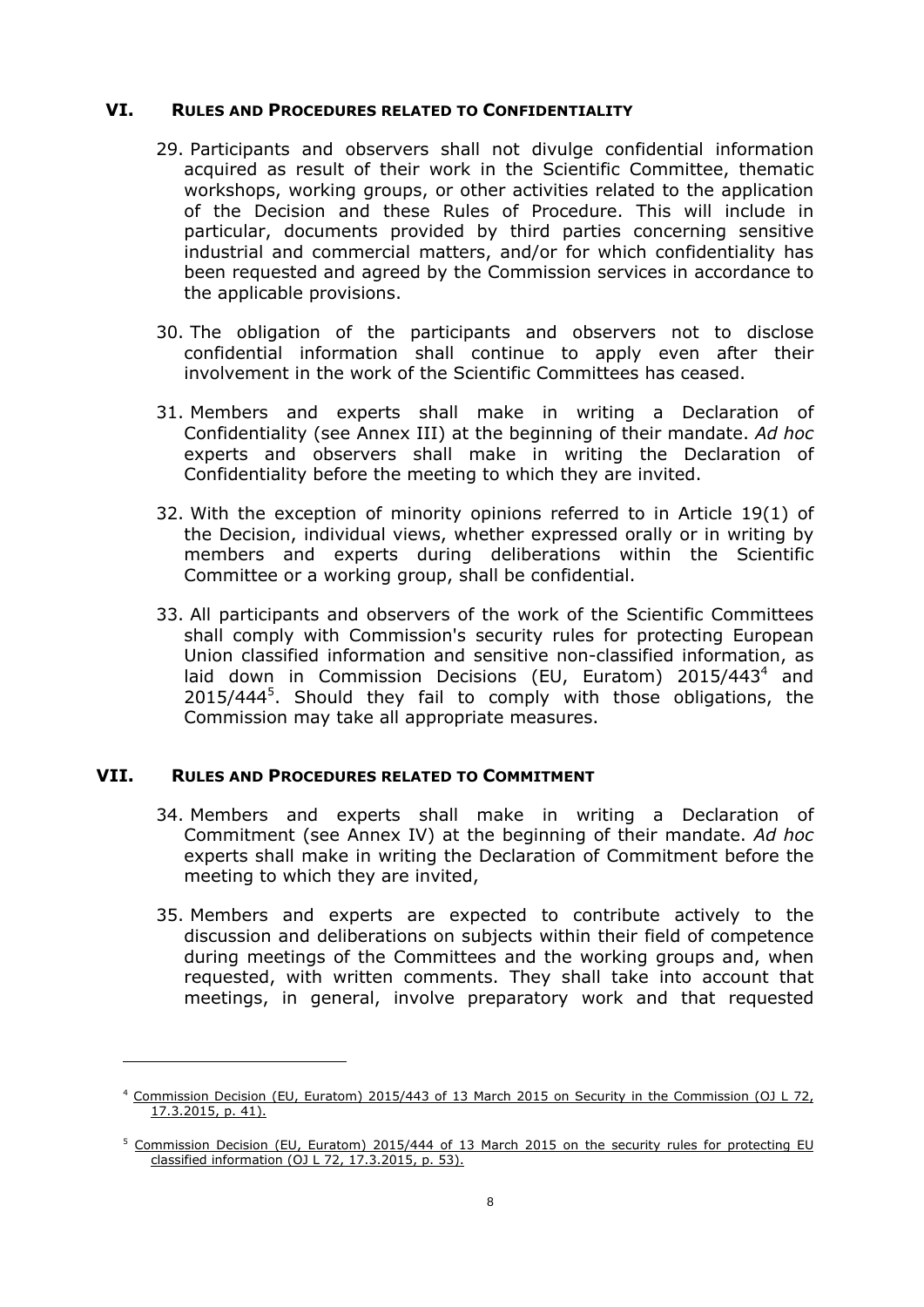## VI. RULES AND PROCEDURES RELATED TO CONFIDENTIALITY

29. Participants and observers shall not divulge confidential information acquired as result of their work in the Scientific Committee, thematic workshops, working groups, or other activities related to the application of the Decision and these Rules of Procedure. This will include in particular, documents provided by third parties concerning sensitive industrial and commercial matters, and/or for which confidentiality has been requested and agreed by the Commission services in accordance to the applicable provisions.

30. The obligation of the participants and observers not to disclose confidential information shall continue to apply even after their involvement in the work of the Scientific Committees has ceased.

31. Members and experts shall make in writing a Declaration of Confidentiality (see Annex III) at the beginning of their mandate. *Ad hoc* experts and observers shall make in writing the Declaration of Confidentiality before the meeting to which they are invited.

32. With the exception of minority opinions referred to in Article 19(1) of the Decision, individual views, whether expressed orally or in writing by members and experts during deliberations within the Scientific Committee or a working group, shall be confidential.

33. All participants and observers of the work of the Scientific Committees shall comply with Commission's security rules for protecting European Union classified information and sensitive non-classified information, as laid down in Commission Decisions (EU, Euratom) 2015/443[4] and 2015/444[5]. Should they fail to comply with those obligations, the Commission may take all appropriate measures.

## VII. RULES AND PROCEDURES RELATED TO COMMITMENT

34. Members and experts shall make in writing a Declaration of Commitment (see Annex IV) at the beginning of their mandate. *Ad hoc* experts shall make in writing the Declaration of Commitment before the meeting to which they are invited,

35. Members and experts are expected to contribute actively to the discussion and deliberations on subjects within their field of competence during meetings of the Committees and the working groups and, when requested, with written comments. They shall take into account that meetings, in general, involve preparatory work and that requested

---

[4] Commission Decision (EU, Euratom) 2015/443 of 13 March 2015 on Security in the Commission (OJ L 72, 17.3.2015, p. 41).

[5] Commission Decision (EU, Euratom) 2015/444 of 13 March 2015 on the security rules for protecting EU classified information (OJ L 72, 17.3.2015, p. 53).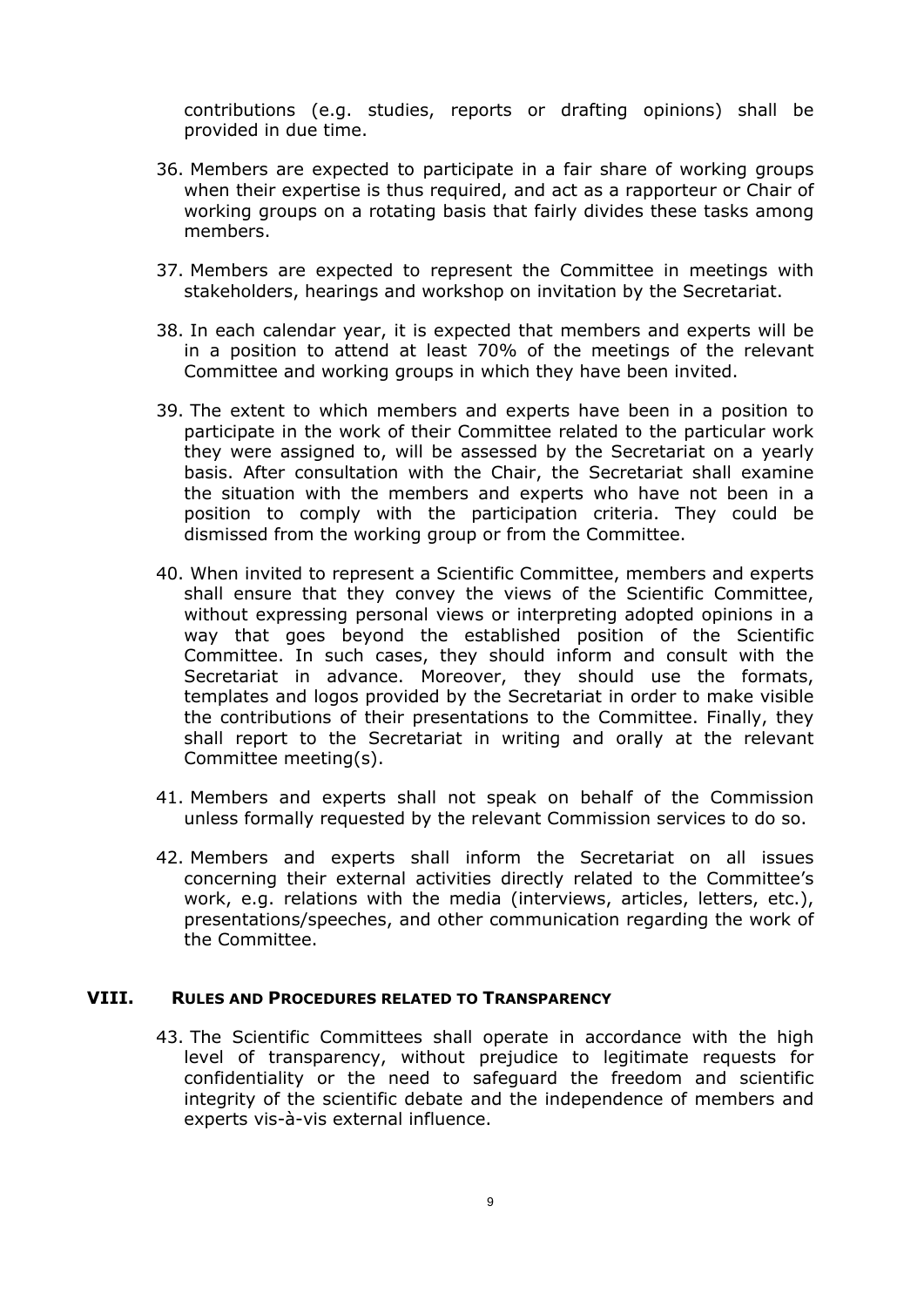contributions (e.g. studies, reports or drafting opinions) shall be provided in due time.

36. Members are expected to participate in a fair share of working groups when their expertise is thus required, and act as a rapporteur or Chair of working groups on a rotating basis that fairly divides these tasks among members.

37. Members are expected to represent the Committee in meetings with stakeholders, hearings and workshop on invitation by the Secretariat.

38. In each calendar year, it is expected that members and experts will be in a position to attend at least 70% of the meetings of the relevant Committee and working groups in which they have been invited.

39. The extent to which members and experts have been in a position to participate in the work of their Committee related to the particular work they were assigned to, will be assessed by the Secretariat on a yearly basis. After consultation with the Chair, the Secretariat shall examine the situation with the members and experts who have not been in a position to comply with the participation criteria. They could be dismissed from the working group or from the Committee.

40. When invited to represent a Scientific Committee, members and experts shall ensure that they convey the views of the Scientific Committee, without expressing personal views or interpreting adopted opinions in a way that goes beyond the established position of the Scientific Committee. In such cases, they should inform and consult with the Secretariat in advance. Moreover, they should use the formats, templates and logos provided by the Secretariat in order to make visible the contributions of their presentations to the Committee. Finally, they shall report to the Secretariat in writing and orally at the relevant Committee meeting(s).

41. Members and experts shall not speak on behalf of the Commission unless formally requested by the relevant Commission services to do so.

42. Members and experts shall inform the Secretariat on all issues concerning their external activities directly related to the Committee's work, e.g. relations with the media (interviews, articles, letters, etc.), presentations/speeches, and other communication regarding the work of the Committee.

## VIII. RULES AND PROCEDURES RELATED TO TRANSPARENCY

43. The Scientific Committees shall operate in accordance with the high level of transparency, without prejudice to legitimate requests for confidentiality or the need to safeguard the freedom and scientific integrity of the scientific debate and the independence of members and experts vis-à-vis external influence.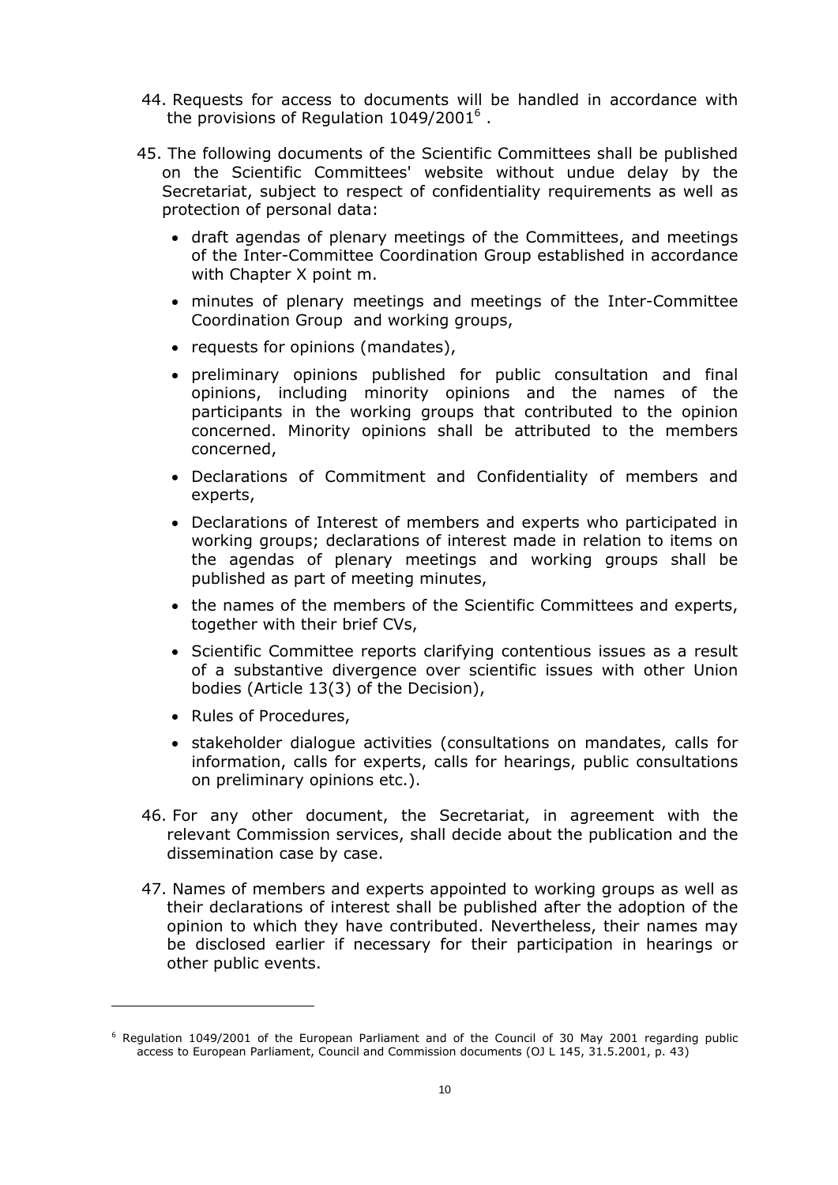44. Requests for access to documents will be handled in accordance with the provisions of Regulation 1049/2001[6] .

45. The following documents of the Scientific Committees shall be published on the Scientific Committees' website without undue delay by the Secretariat, subject to respect of confidentiality requirements as well as protection of personal data:

    - draft agendas of plenary meetings of the Committees, and meetings of the Inter-Committee Coordination Group established in accordance with Chapter X point m.
    - minutes of plenary meetings and meetings of the Inter-Committee Coordination Group and working groups,
    - requests for opinions (mandates),
    - preliminary opinions published for public consultation and final opinions, including minority opinions and the names of the participants in the working groups that contributed to the opinion concerned. Minority opinions shall be attributed to the members concerned,
    - Declarations of Commitment and Confidentiality of members and experts,
    - Declarations of Interest of members and experts who participated in working groups; declarations of interest made in relation to items on the agendas of plenary meetings and working groups shall be published as part of meeting minutes,
    - the names of the members of the Scientific Committees and experts, together with their brief CVs,
    - Scientific Committee reports clarifying contentious issues as a result of a substantive divergence over scientific issues with other Union bodies (Article 13(3) of the Decision),
    - Rules of Procedures,
    - stakeholder dialogue activities (consultations on mandates, calls for information, calls for experts, calls for hearings, public consultations on preliminary opinions etc.).

46. For any other document, the Secretariat, in agreement with the relevant Commission services, shall decide about the publication and the dissemination case by case.

47. Names of members and experts appointed to working groups as well as their declarations of interest shall be published after the adoption of the opinion to which they have contributed. Nevertheless, their names may be disclosed earlier if necessary for their participation in hearings or other public events.

---

[6] Regulation 1049/2001 of the European Parliament and of the Council of 30 May 2001 regarding public access to European Parliament, Council and Commission documents (OJ L 145, 31.5.2001, p. 43)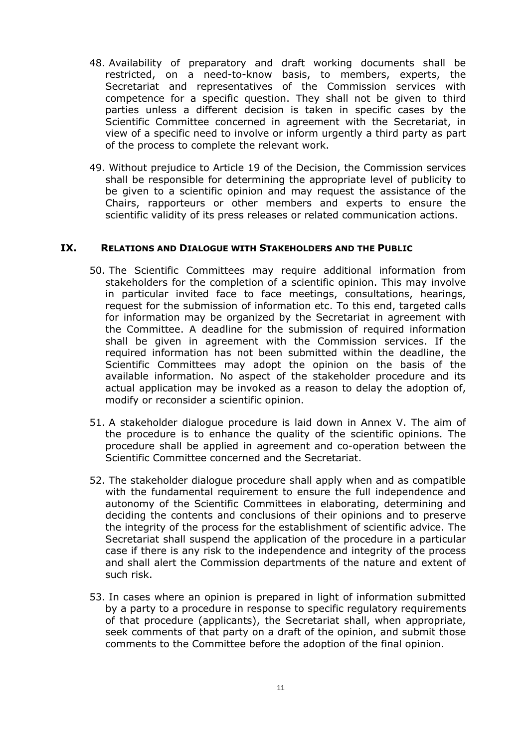48. Availability of preparatory and draft working documents shall be restricted, on a need-to-know basis, to members, experts, the Secretariat and representatives of the Commission services with competence for a specific question. They shall not be given to third parties unless a different decision is taken in specific cases by the Scientific Committee concerned in agreement with the Secretariat, in view of a specific need to involve or inform urgently a third party as part of the process to complete the relevant work.

49. Without prejudice to Article 19 of the Decision, the Commission services shall be responsible for determining the appropriate level of publicity to be given to a scientific opinion and may request the assistance of the Chairs, rapporteurs or other members and experts to ensure the scientific validity of its press releases or related communication actions.

## IX. RELATIONS AND DIALOGUE WITH STAKEHOLDERS AND THE PUBLIC

50. The Scientific Committees may require additional information from stakeholders for the completion of a scientific opinion. This may involve in particular invited face to face meetings, consultations, hearings, request for the submission of information etc. To this end, targeted calls for information may be organized by the Secretariat in agreement with the Committee. A deadline for the submission of required information shall be given in agreement with the Commission services. If the required information has not been submitted within the deadline, the Scientific Committees may adopt the opinion on the basis of the available information. No aspect of the stakeholder procedure and its actual application may be invoked as a reason to delay the adoption of, modify or reconsider a scientific opinion.

51. A stakeholder dialogue procedure is laid down in Annex V. The aim of the procedure is to enhance the quality of the scientific opinions. The procedure shall be applied in agreement and co-operation between the Scientific Committee concerned and the Secretariat.

52. The stakeholder dialogue procedure shall apply when and as compatible with the fundamental requirement to ensure the full independence and autonomy of the Scientific Committees in elaborating, determining and deciding the contents and conclusions of their opinions and to preserve the integrity of the process for the establishment of scientific advice. The Secretariat shall suspend the application of the procedure in a particular case if there is any risk to the independence and integrity of the process and shall alert the Commission departments of the nature and extent of such risk.

53. In cases where an opinion is prepared in light of information submitted by a party to a procedure in response to specific regulatory requirements of that procedure (applicants), the Secretariat shall, when appropriate, seek comments of that party on a draft of the opinion, and submit those comments to the Committee before the adoption of the final opinion.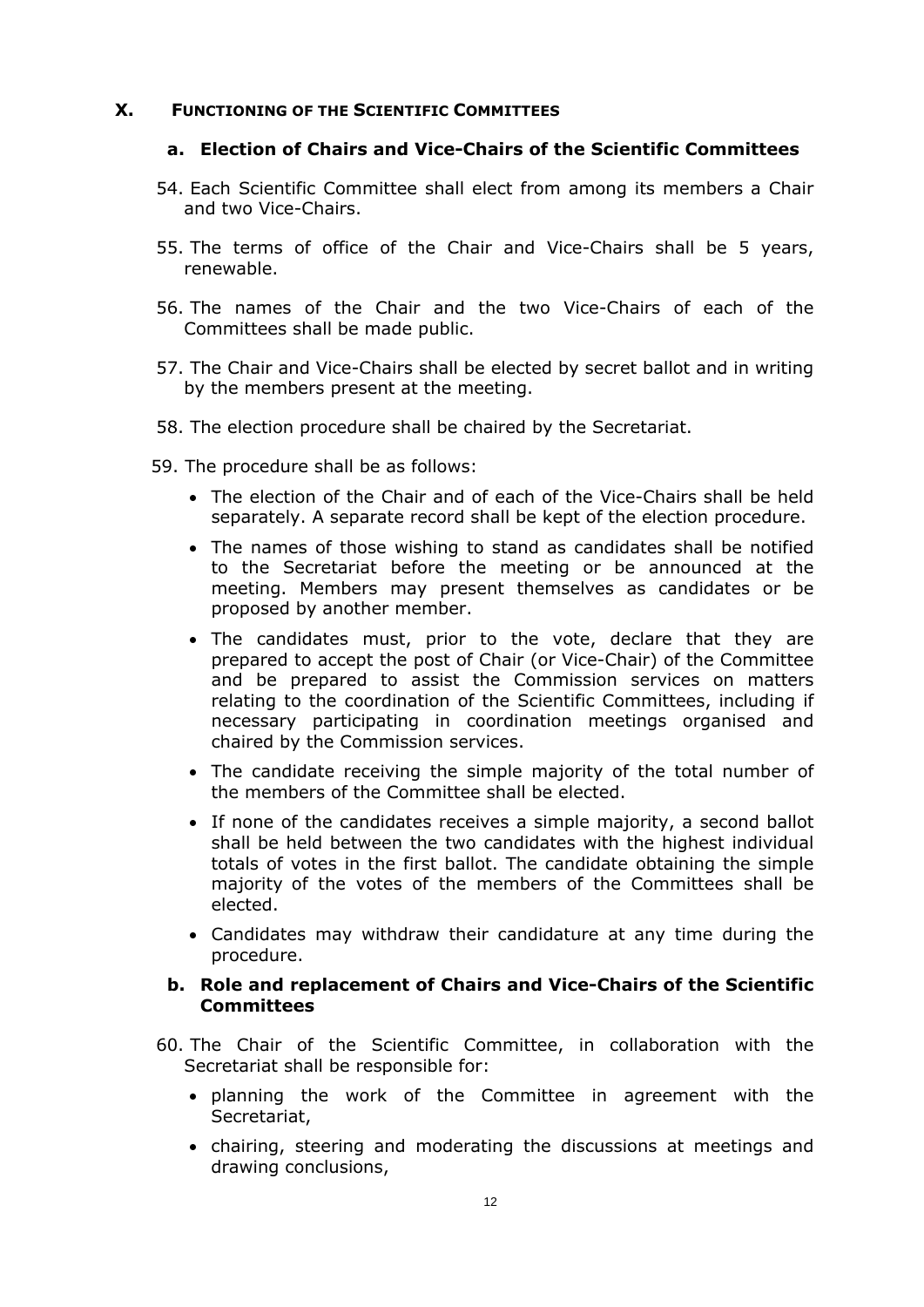# X. FUNCTIONING OF THE SCIENTIFIC COMMITTEES

## a. Election of Chairs and Vice-Chairs of the Scientific Committees

54. Each Scientific Committee shall elect from among its members a Chair and two Vice-Chairs.

55. The terms of office of the Chair and Vice-Chairs shall be 5 years, renewable.

56. The names of the Chair and the two Vice-Chairs of each of the Committees shall be made public.

57. The Chair and Vice-Chairs shall be elected by secret ballot and in writing by the members present at the meeting.

58. The election procedure shall be chaired by the Secretariat.

59. The procedure shall be as follows:

   - The election of the Chair and of each of the Vice-Chairs shall be held separately. A separate record shall be kept of the election procedure.
   - The names of those wishing to stand as candidates shall be notified to the Secretariat before the meeting or be announced at the meeting. Members may present themselves as candidates or be proposed by another member.
   - The candidates must, prior to the vote, declare that they are prepared to accept the post of Chair (or Vice-Chair) of the Committee and be prepared to assist the Commission services on matters relating to the coordination of the Scientific Committees, including if necessary participating in coordination meetings organised and chaired by the Commission services.
   - The candidate receiving the simple majority of the total number of the members of the Committee shall be elected.
   - If none of the candidates receives a simple majority, a second ballot shall be held between the two candidates with the highest individual totals of votes in the first ballot. The candidate obtaining the simple majority of the votes of the members of the Committees shall be elected.
   - Candidates may withdraw their candidature at any time during the procedure.

## b. Role and replacement of Chairs and Vice-Chairs of the Scientific Committees

60. The Chair of the Scientific Committee, in collaboration with the Secretariat shall be responsible for:

   - planning the work of the Committee in agreement with the Secretariat,
   - chairing, steering and moderating the discussions at meetings and drawing conclusions,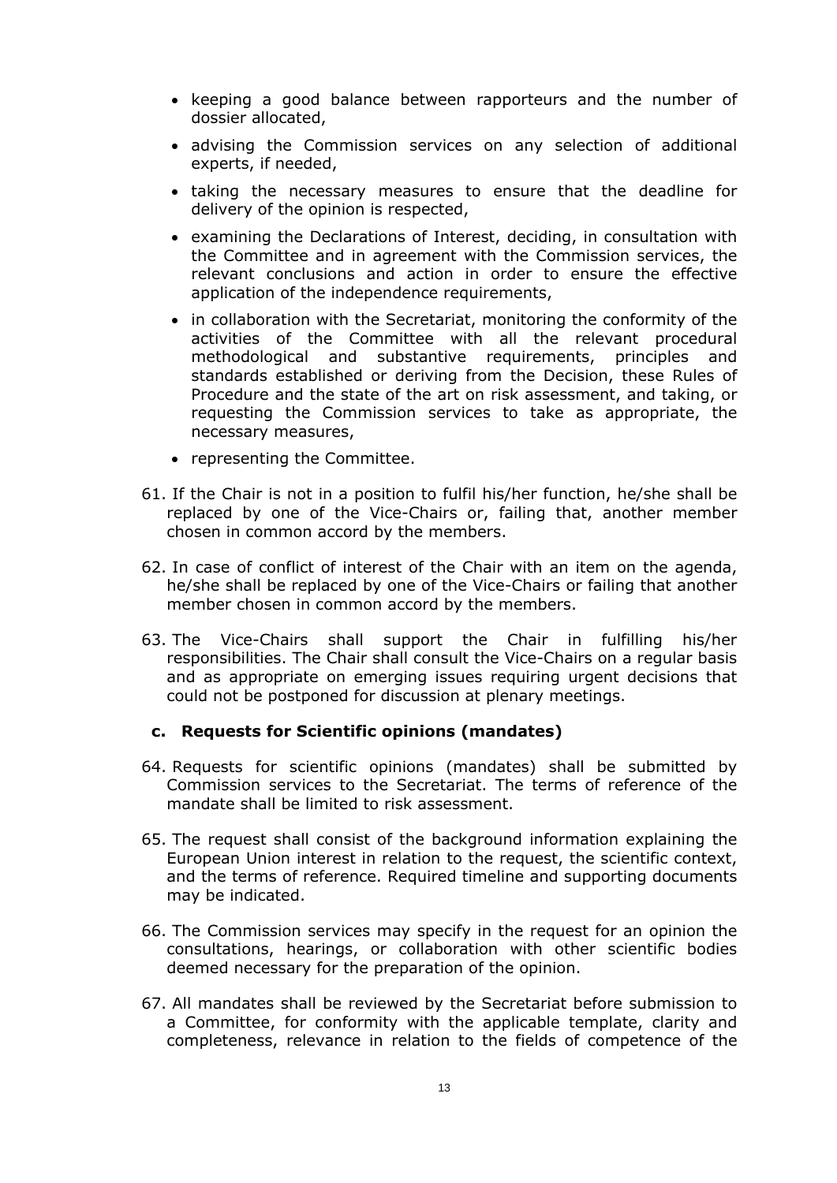- keeping a good balance between rapporteurs and the number of dossier allocated,
- advising the Commission services on any selection of additional experts, if needed,
- taking the necessary measures to ensure that the deadline for delivery of the opinion is respected,
- examining the Declarations of Interest, deciding, in consultation with the Committee and in agreement with the Commission services, the relevant conclusions and action in order to ensure the effective application of the independence requirements,
- in collaboration with the Secretariat, monitoring the conformity of the activities of the Committee with all the relevant procedural methodological and substantive requirements, principles and standards established or deriving from the Decision, these Rules of Procedure and the state of the art on risk assessment, and taking, or requesting the Commission services to take as appropriate, the necessary measures,
- representing the Committee.

61. If the Chair is not in a position to fulfil his/her function, he/she shall be replaced by one of the Vice-Chairs or, failing that, another member chosen in common accord by the members.

62. In case of conflict of interest of the Chair with an item on the agenda, he/she shall be replaced by one of the Vice-Chairs or failing that another member chosen in common accord by the members.

63. The Vice-Chairs shall support the Chair in fulfilling his/her responsibilities. The Chair shall consult the Vice-Chairs on a regular basis and as appropriate on emerging issues requiring urgent decisions that could not be postponed for discussion at plenary meetings.

### c. Requests for Scientific opinions (mandates)

64. Requests for scientific opinions (mandates) shall be submitted by Commission services to the Secretariat. The terms of reference of the mandate shall be limited to risk assessment.

65. The request shall consist of the background information explaining the European Union interest in relation to the request, the scientific context, and the terms of reference. Required timeline and supporting documents may be indicated.

66. The Commission services may specify in the request for an opinion the consultations, hearings, or collaboration with other scientific bodies deemed necessary for the preparation of the opinion.

67. All mandates shall be reviewed by the Secretariat before submission to a Committee, for conformity with the applicable template, clarity and completeness, relevance in relation to the fields of competence of the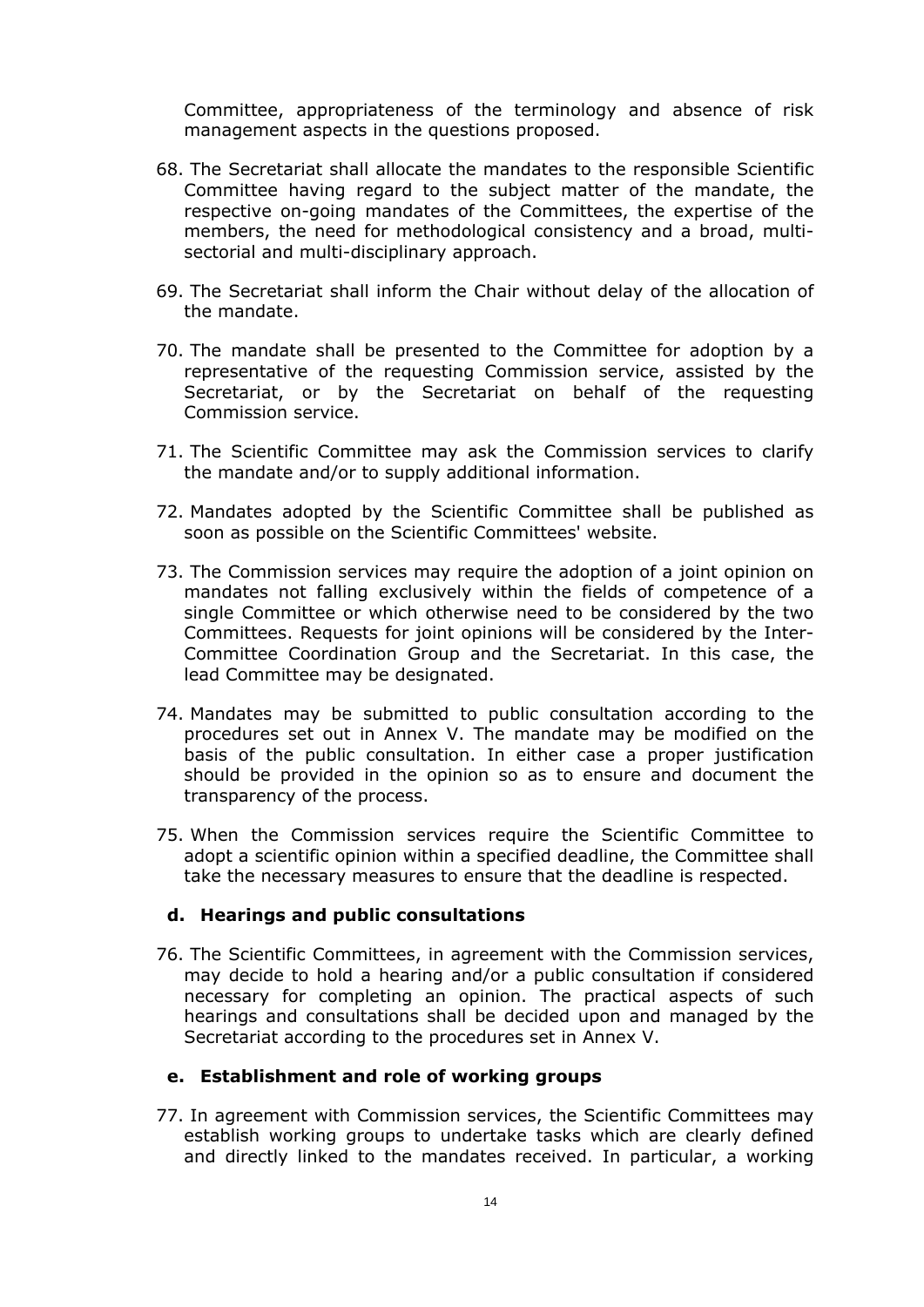Committee, appropriateness of the terminology and absence of risk management aspects in the questions proposed.

68. The Secretariat shall allocate the mandates to the responsible Scientific Committee having regard to the subject matter of the mandate, the respective on-going mandates of the Committees, the expertise of the members, the need for methodological consistency and a broad, multi-sectorial and multi-disciplinary approach.

69. The Secretariat shall inform the Chair without delay of the allocation of the mandate.

70. The mandate shall be presented to the Committee for adoption by a representative of the requesting Commission service, assisted by the Secretariat, or by the Secretariat on behalf of the requesting Commission service.

71. The Scientific Committee may ask the Commission services to clarify the mandate and/or to supply additional information.

72. Mandates adopted by the Scientific Committee shall be published as soon as possible on the Scientific Committees' website.

73. The Commission services may require the adoption of a joint opinion on mandates not falling exclusively within the fields of competence of a single Committee or which otherwise need to be considered by the two Committees. Requests for joint opinions will be considered by the Inter-Committee Coordination Group and the Secretariat. In this case, the lead Committee may be designated.

74. Mandates may be submitted to public consultation according to the procedures set out in Annex V. The mandate may be modified on the basis of the public consultation. In either case a proper justification should be provided in the opinion so as to ensure and document the transparency of the process.

75. When the Commission services require the Scientific Committee to adopt a scientific opinion within a specified deadline, the Committee shall take the necessary measures to ensure that the deadline is respected.

### d. Hearings and public consultations

76. The Scientific Committees, in agreement with the Commission services, may decide to hold a hearing and/or a public consultation if considered necessary for completing an opinion. The practical aspects of such hearings and consultations shall be decided upon and managed by the Secretariat according to the procedures set in Annex V.

### e. Establishment and role of working groups

77. In agreement with Commission services, the Scientific Committees may establish working groups to undertake tasks which are clearly defined and directly linked to the mandates received. In particular, a working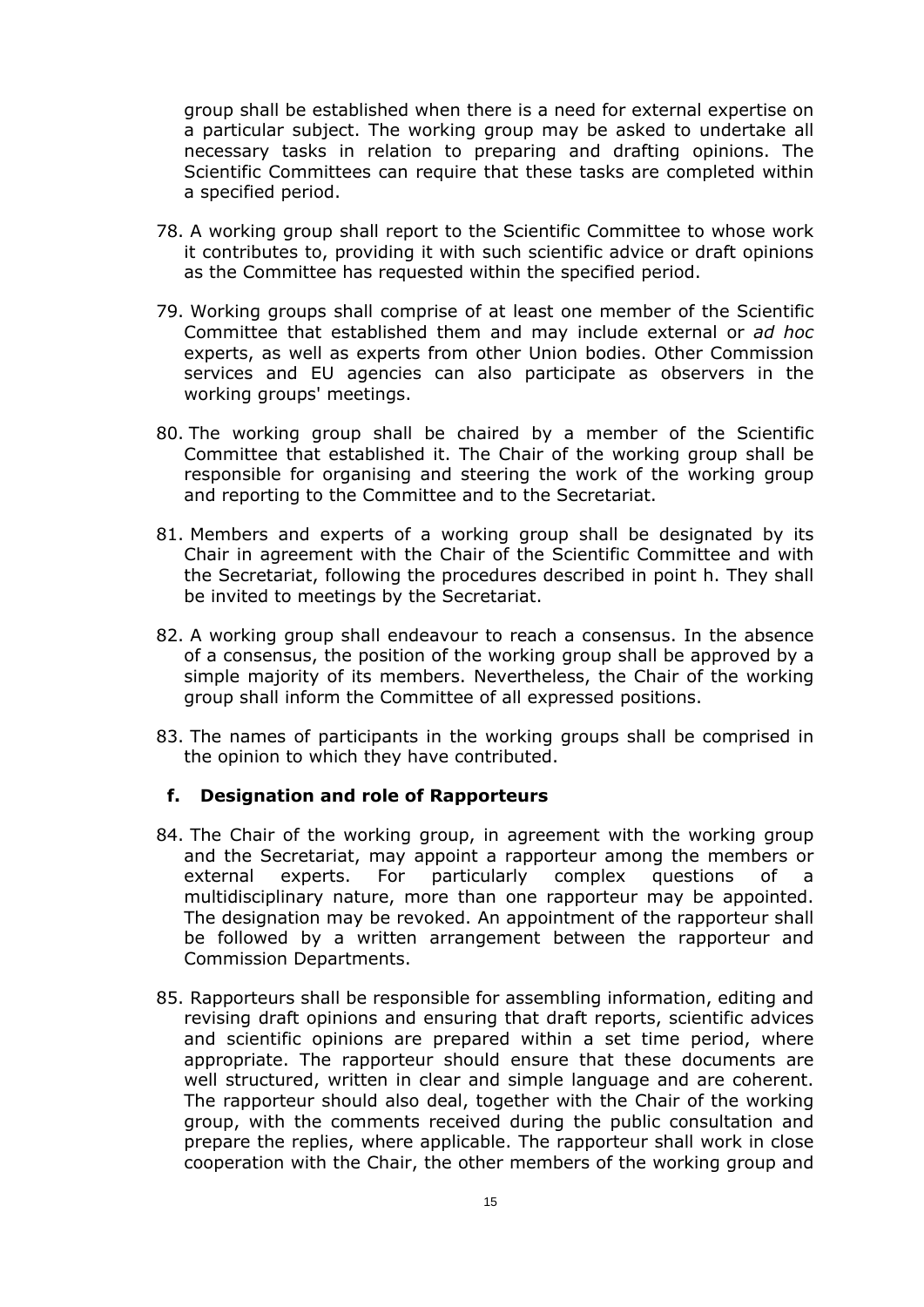group shall be established when there is a need for external expertise on a particular subject. The working group may be asked to undertake all necessary tasks in relation to preparing and drafting opinions. The Scientific Committees can require that these tasks are completed within a specified period.

78. A working group shall report to the Scientific Committee to whose work it contributes to, providing it with such scientific advice or draft opinions as the Committee has requested within the specified period.

79. Working groups shall comprise of at least one member of the Scientific Committee that established them and may include external or *ad hoc* experts, as well as experts from other Union bodies. Other Commission services and EU agencies can also participate as observers in the working groups' meetings.

80. The working group shall be chaired by a member of the Scientific Committee that established it. The Chair of the working group shall be responsible for organising and steering the work of the working group and reporting to the Committee and to the Secretariat.

81. Members and experts of a working group shall be designated by its Chair in agreement with the Chair of the Scientific Committee and with the Secretariat, following the procedures described in point h. They shall be invited to meetings by the Secretariat.

82. A working group shall endeavour to reach a consensus. In the absence of a consensus, the position of the working group shall be approved by a simple majority of its members. Nevertheless, the Chair of the working group shall inform the Committee of all expressed positions.

83. The names of participants in the working groups shall be comprised in the opinion to which they have contributed.

### f. Designation and role of Rapporteurs

84. The Chair of the working group, in agreement with the working group and the Secretariat, may appoint a rapporteur among the members or external experts. For particularly complex questions of a multidisciplinary nature, more than one rapporteur may be appointed. The designation may be revoked. An appointment of the rapporteur shall be followed by a written arrangement between the rapporteur and Commission Departments.

85. Rapporteurs shall be responsible for assembling information, editing and revising draft opinions and ensuring that draft reports, scientific advices and scientific opinions are prepared within a set time period, where appropriate. The rapporteur should ensure that these documents are well structured, written in clear and simple language and are coherent. The rapporteur should also deal, together with the Chair of the working group, with the comments received during the public consultation and prepare the replies, where applicable. The rapporteur shall work in close cooperation with the Chair, the other members of the working group and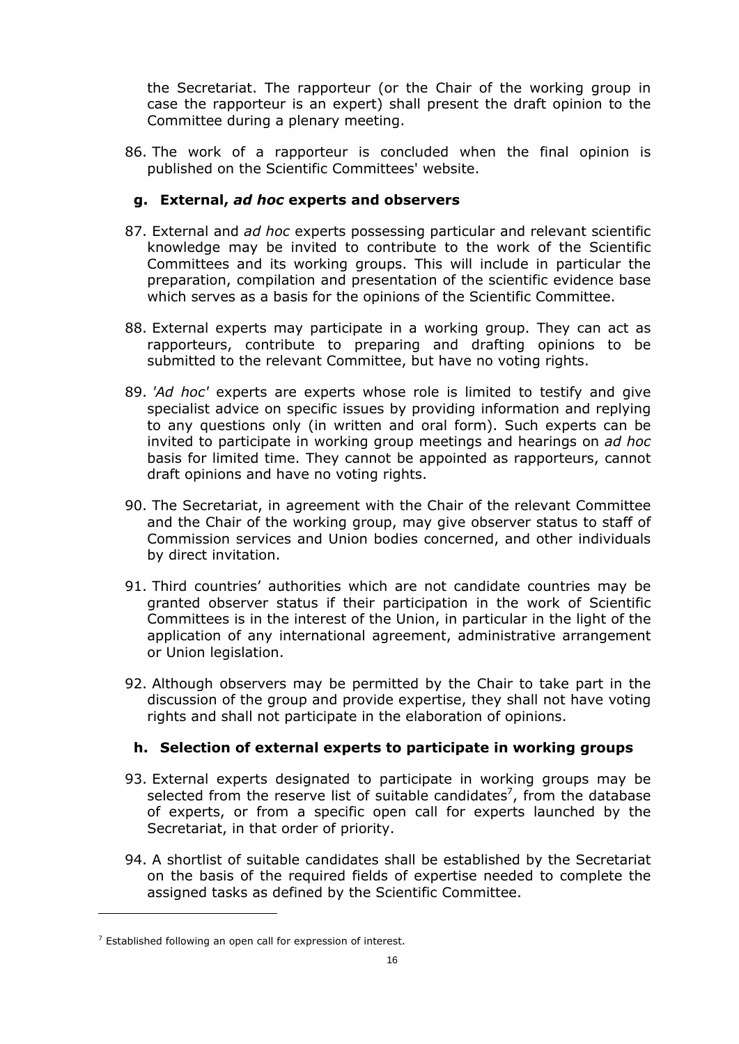the Secretariat. The rapporteur (or the Chair of the working group in case the rapporteur is an expert) shall present the draft opinion to the Committee during a plenary meeting.

86. The work of a rapporteur is concluded when the final opinion is published on the Scientific Committees' website.

### g. External, *ad hoc* experts and observers

87. External and *ad hoc* experts possessing particular and relevant scientific knowledge may be invited to contribute to the work of the Scientific Committees and its working groups. This will include in particular the preparation, compilation and presentation of the scientific evidence base which serves as a basis for the opinions of the Scientific Committee.

88. External experts may participate in a working group. They can act as rapporteurs, contribute to preparing and drafting opinions to be submitted to the relevant Committee, but have no voting rights.

89. '*Ad hoc*' experts are experts whose role is limited to testify and give specialist advice on specific issues by providing information and replying to any questions only (in written and oral form). Such experts can be invited to participate in working group meetings and hearings on *ad hoc* basis for limited time. They cannot be appointed as rapporteurs, cannot draft opinions and have no voting rights.

90. The Secretariat, in agreement with the Chair of the relevant Committee and the Chair of the working group, may give observer status to staff of Commission services and Union bodies concerned, and other individuals by direct invitation.

91. Third countries' authorities which are not candidate countries may be granted observer status if their participation in the work of Scientific Committees is in the interest of the Union, in particular in the light of the application of any international agreement, administrative arrangement or Union legislation.

92. Although observers may be permitted by the Chair to take part in the discussion of the group and provide expertise, they shall not have voting rights and shall not participate in the elaboration of opinions.

### h. Selection of external experts to participate in working groups

93. External experts designated to participate in working groups may be selected from the reserve list of suitable candidates[7], from the database of experts, or from a specific open call for experts launched by the Secretariat, in that order of priority.

94. A shortlist of suitable candidates shall be established by the Secretariat on the basis of the required fields of expertise needed to complete the assigned tasks as defined by the Scientific Committee.

---

[7] Established following an open call for expression of interest.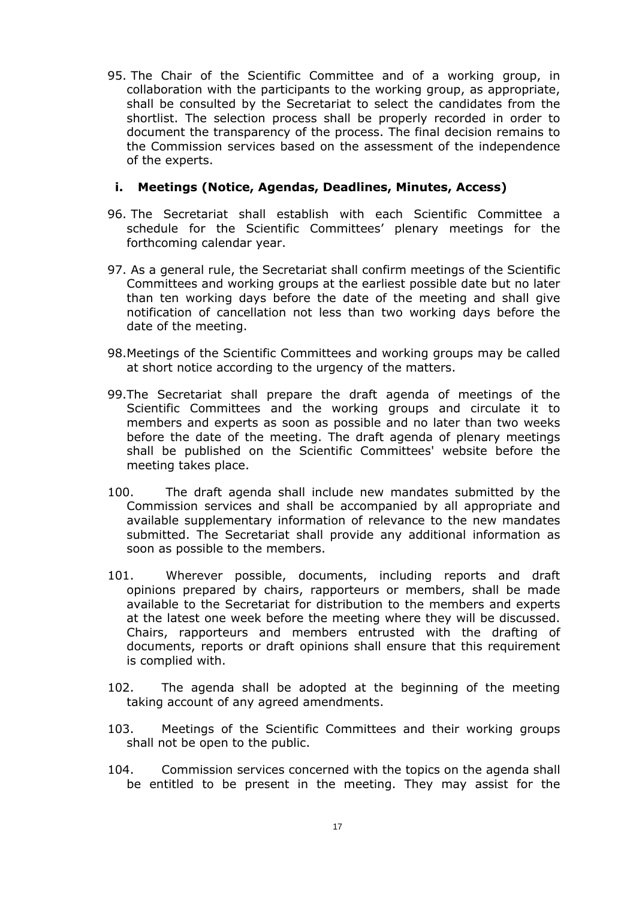95. The Chair of the Scientific Committee and of a working group, in collaboration with the participants to the working group, as appropriate, shall be consulted by the Secretariat to select the candidates from the shortlist. The selection process shall be properly recorded in order to document the transparency of the process. The final decision remains to the Commission services based on the assessment of the independence of the experts.

### i. Meetings (Notice, Agendas, Deadlines, Minutes, Access)

96. The Secretariat shall establish with each Scientific Committee a schedule for the Scientific Committees' plenary meetings for the forthcoming calendar year.

97. As a general rule, the Secretariat shall confirm meetings of the Scientific Committees and working groups at the earliest possible date but no later than ten working days before the date of the meeting and shall give notification of cancellation not less than two working days before the date of the meeting.

98. Meetings of the Scientific Committees and working groups may be called at short notice according to the urgency of the matters.

99. The Secretariat shall prepare the draft agenda of meetings of the Scientific Committees and the working groups and circulate it to members and experts as soon as possible and no later than two weeks before the date of the meeting. The draft agenda of plenary meetings shall be published on the Scientific Committees' website before the meeting takes place.

100. The draft agenda shall include new mandates submitted by the Commission services and shall be accompanied by all appropriate and available supplementary information of relevance to the new mandates submitted. The Secretariat shall provide any additional information as soon as possible to the members.

101. Wherever possible, documents, including reports and draft opinions prepared by chairs, rapporteurs or members, shall be made available to the Secretariat for distribution to the members and experts at the latest one week before the meeting where they will be discussed. Chairs, rapporteurs and members entrusted with the drafting of documents, reports or draft opinions shall ensure that this requirement is complied with.

102. The agenda shall be adopted at the beginning of the meeting taking account of any agreed amendments.

103. Meetings of the Scientific Committees and their working groups shall not be open to the public.

104. Commission services concerned with the topics on the agenda shall be entitled to be present in the meeting. They may assist for the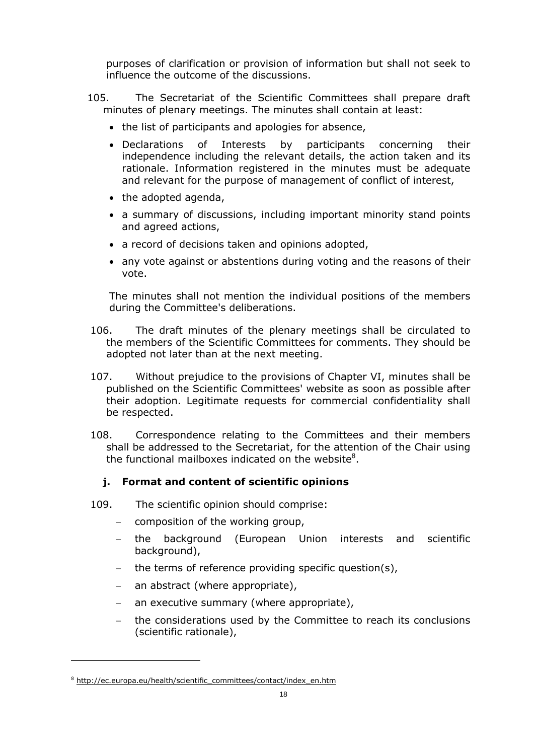purposes of clarification or provision of information but shall not seek to influence the outcome of the discussions.

105. The Secretariat of the Scientific Committees shall prepare draft minutes of plenary meetings. The minutes shall contain at least:

- the list of participants and apologies for absence,
- Declarations of Interests by participants concerning their independence including the relevant details, the action taken and its rationale. Information registered in the minutes must be adequate and relevant for the purpose of management of conflict of interest,
- the adopted agenda,
- a summary of discussions, including important minority stand points and agreed actions,
- a record of decisions taken and opinions adopted,
- any vote against or abstentions during voting and the reasons of their vote.

The minutes shall not mention the individual positions of the members during the Committee's deliberations.

106. The draft minutes of the plenary meetings shall be circulated to the members of the Scientific Committees for comments. They should be adopted not later than at the next meeting.

107. Without prejudice to the provisions of Chapter VI, minutes shall be published on the Scientific Committees' website as soon as possible after their adoption. Legitimate requests for commercial confidentiality shall be respected.

108. Correspondence relating to the Committees and their members shall be addressed to the Secretariat, for the attention of the Chair using the functional mailboxes indicated on the website[8].

### j. Format and content of scientific opinions

109. The scientific opinion should comprise:

- composition of the working group,
- the background (European Union interests and scientific background),
- the terms of reference providing specific question(s),
- an abstract (where appropriate),
- an executive summary (where appropriate),
- the considerations used by the Committee to reach its conclusions (scientific rationale),

---

[8] http://ec.europa.eu/health/scientific_committees/contact/index_en.htm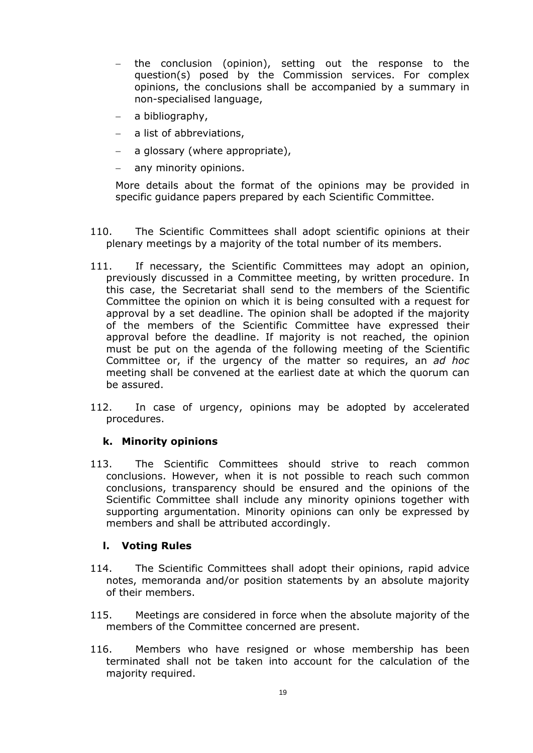- the conclusion (opinion), setting out the response to the question(s) posed by the Commission services. For complex opinions, the conclusions shall be accompanied by a summary in non-specialised language,
- a bibliography,
- a list of abbreviations,
- a glossary (where appropriate),
- any minority opinions.

More details about the format of the opinions may be provided in specific guidance papers prepared by each Scientific Committee.

110. The Scientific Committees shall adopt scientific opinions at their plenary meetings by a majority of the total number of its members.

111. If necessary, the Scientific Committees may adopt an opinion, previously discussed in a Committee meeting, by written procedure. In this case, the Secretariat shall send to the members of the Scientific Committee the opinion on which it is being consulted with a request for approval by a set deadline. The opinion shall be adopted if the majority of the members of the Scientific Committee have expressed their approval before the deadline. If majority is not reached, the opinion must be put on the agenda of the following meeting of the Scientific Committee or, if the urgency of the matter so requires, an *ad hoc* meeting shall be convened at the earliest date at which the quorum can be assured.

112. In case of urgency, opinions may be adopted by accelerated procedures.

### k. Minority opinions

113. The Scientific Committees should strive to reach common conclusions. However, when it is not possible to reach such common conclusions, transparency should be ensured and the opinions of the Scientific Committee shall include any minority opinions together with supporting argumentation. Minority opinions can only be expressed by members and shall be attributed accordingly.

### l. Voting Rules

114. The Scientific Committees shall adopt their opinions, rapid advice notes, memoranda and/or position statements by an absolute majority of their members.

115. Meetings are considered in force when the absolute majority of the members of the Committee concerned are present.

116. Members who have resigned or whose membership has been terminated shall not be taken into account for the calculation of the majority required.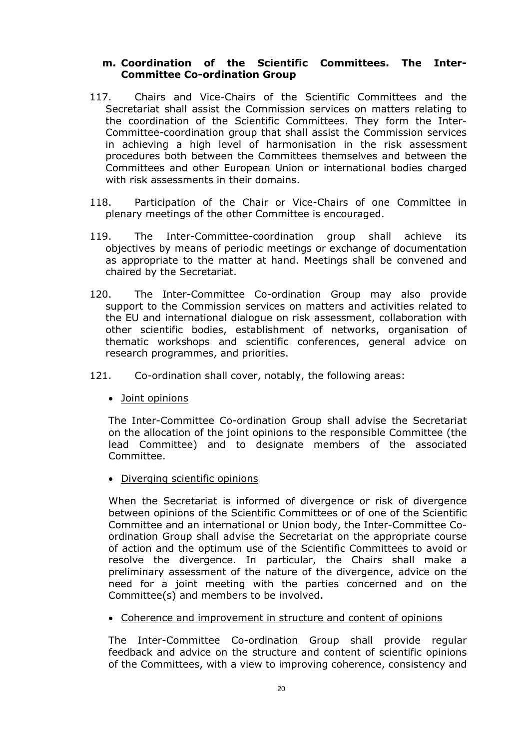### m. Coordination of the Scientific Committees. The Inter-Committee Co-ordination Group

117. Chairs and Vice-Chairs of the Scientific Committees and the Secretariat shall assist the Commission services on matters relating to the coordination of the Scientific Committees. They form the Inter-Committee-coordination group that shall assist the Commission services in achieving a high level of harmonisation in the risk assessment procedures both between the Committees themselves and between the Committees and other European Union or international bodies charged with risk assessments in their domains.

118. Participation of the Chair or Vice-Chairs of one Committee in plenary meetings of the other Committee is encouraged.

119. The Inter-Committee-coordination group shall achieve its objectives by means of periodic meetings or exchange of documentation as appropriate to the matter at hand. Meetings shall be convened and chaired by the Secretariat.

120. The Inter-Committee Co-ordination Group may also provide support to the Commission services on matters and activities related to the EU and international dialogue on risk assessment, collaboration with other scientific bodies, establishment of networks, organisation of thematic workshops and scientific conferences, general advice on research programmes, and priorities.

121. Co-ordination shall cover, notably, the following areas:

- <u>Joint opinions</u>

  The Inter-Committee Co-ordination Group shall advise the Secretariat on the allocation of the joint opinions to the responsible Committee (the lead Committee) and to designate members of the associated Committee.

- <u>Diverging scientific opinions</u>

  When the Secretariat is informed of divergence or risk of divergence between opinions of the Scientific Committees or of one of the Scientific Committee and an international or Union body, the Inter-Committee Co-ordination Group shall advise the Secretariat on the appropriate course of action and the optimum use of the Scientific Committees to avoid or resolve the divergence. In particular, the Chairs shall make a preliminary assessment of the nature of the divergence, advice on the need for a joint meeting with the parties concerned and on the Committee(s) and members to be involved.

- <u>Coherence and improvement in structure and content of opinions</u>

  The Inter-Committee Co-ordination Group shall provide regular feedback and advice on the structure and content of scientific opinions of the Committees, with a view to improving coherence, consistency and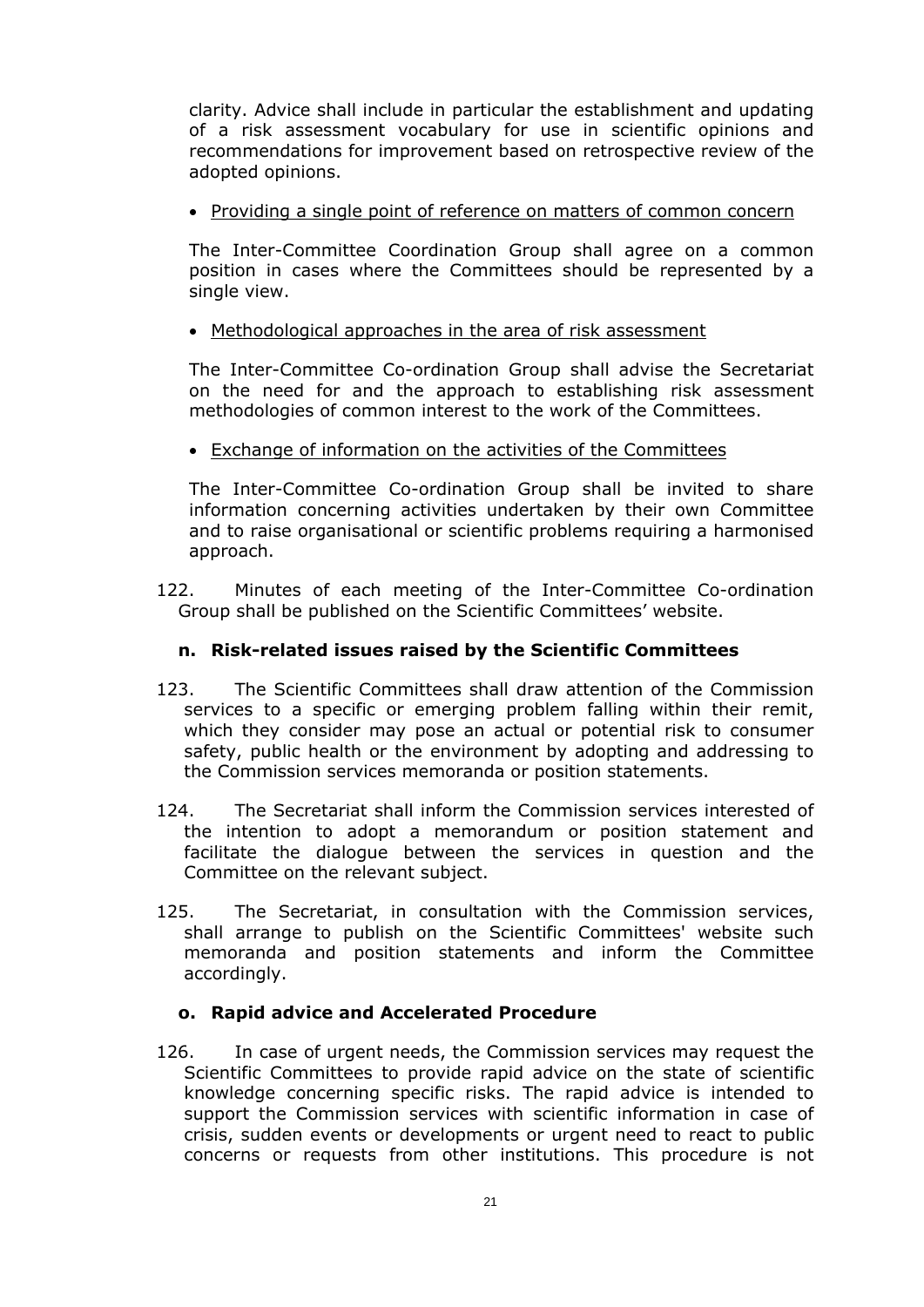clarity. Advice shall include in particular the establishment and updating of a risk assessment vocabulary for use in scientific opinions and recommendations for improvement based on retrospective review of the adopted opinions.

- Providing a single point of reference on matters of common concern

The Inter-Committee Coordination Group shall agree on a common position in cases where the Committees should be represented by a single view.

- Methodological approaches in the area of risk assessment

The Inter-Committee Co-ordination Group shall advise the Secretariat on the need for and the approach to establishing risk assessment methodologies of common interest to the work of the Committees.

- Exchange of information on the activities of the Committees

The Inter-Committee Co-ordination Group shall be invited to share information concerning activities undertaken by their own Committee and to raise organisational or scientific problems requiring a harmonised approach.

122. Minutes of each meeting of the Inter-Committee Co-ordination Group shall be published on the Scientific Committees' website.

### n. Risk-related issues raised by the Scientific Committees

123. The Scientific Committees shall draw attention of the Commission services to a specific or emerging problem falling within their remit, which they consider may pose an actual or potential risk to consumer safety, public health or the environment by adopting and addressing to the Commission services memoranda or position statements.

124. The Secretariat shall inform the Commission services interested of the intention to adopt a memorandum or position statement and facilitate the dialogue between the services in question and the Committee on the relevant subject.

125. The Secretariat, in consultation with the Commission services, shall arrange to publish on the Scientific Committees' website such memoranda and position statements and inform the Committee accordingly.

### o. Rapid advice and Accelerated Procedure

126. In case of urgent needs, the Commission services may request the Scientific Committees to provide rapid advice on the state of scientific knowledge concerning specific risks. The rapid advice is intended to support the Commission services with scientific information in case of crisis, sudden events or developments or urgent need to react to public concerns or requests from other institutions. This procedure is not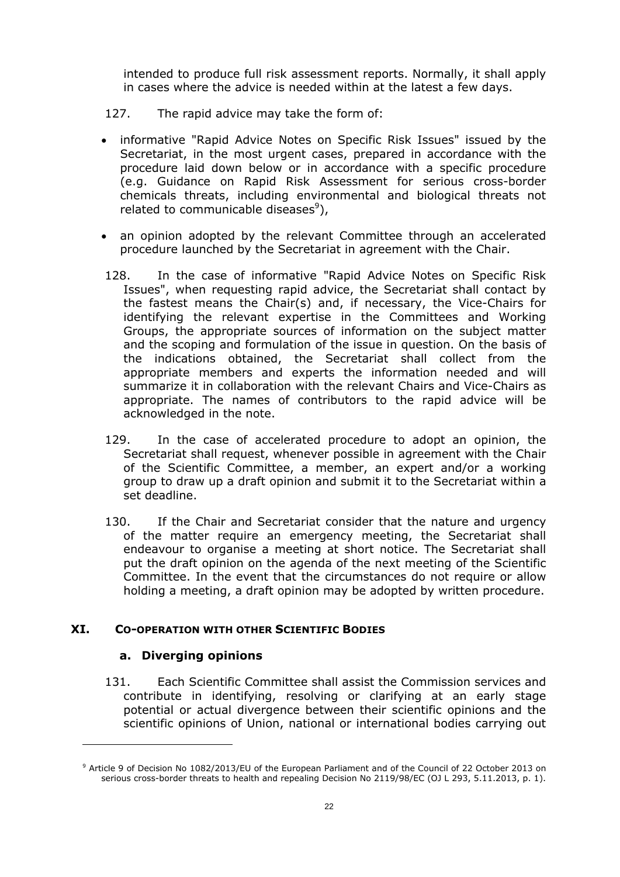intended to produce full risk assessment reports. Normally, it shall apply in cases where the advice is needed within at the latest a few days.

127. The rapid advice may take the form of:

- informative "Rapid Advice Notes on Specific Risk Issues" issued by the Secretariat, in the most urgent cases, prepared in accordance with the procedure laid down below or in accordance with a specific procedure (e.g. Guidance on Rapid Risk Assessment for serious cross-border chemicals threats, including environmental and biological threats not related to communicable diseases[9]),
- an opinion adopted by the relevant Committee through an accelerated procedure launched by the Secretariat in agreement with the Chair.

128. In the case of informative "Rapid Advice Notes on Specific Risk Issues", when requesting rapid advice, the Secretariat shall contact by the fastest means the Chair(s) and, if necessary, the Vice-Chairs for identifying the relevant expertise in the Committees and Working Groups, the appropriate sources of information on the subject matter and the scoping and formulation of the issue in question. On the basis of the indications obtained, the Secretariat shall collect from the appropriate members and experts the information needed and will summarize it in collaboration with the relevant Chairs and Vice-Chairs as appropriate. The names of contributors to the rapid advice will be acknowledged in the note.

129. In the case of accelerated procedure to adopt an opinion, the Secretariat shall request, whenever possible in agreement with the Chair of the Scientific Committee, a member, an expert and/or a working group to draw up a draft opinion and submit it to the Secretariat within a set deadline.

130. If the Chair and Secretariat consider that the nature and urgency of the matter require an emergency meeting, the Secretariat shall endeavour to organise a meeting at short notice. The Secretariat shall put the draft opinion on the agenda of the next meeting of the Scientific Committee. In the event that the circumstances do not require or allow holding a meeting, a draft opinion may be adopted by written procedure.

## XI. CO-OPERATION WITH OTHER SCIENTIFIC BODIES

### a. Diverging opinions

131. Each Scientific Committee shall assist the Commission services and contribute in identifying, resolving or clarifying at an early stage potential or actual divergence between their scientific opinions and the scientific opinions of Union, national or international bodies carrying out

[9] Article 9 of Decision No 1082/2013/EU of the European Parliament and of the Council of 22 October 2013 on serious cross-border threats to health and repealing Decision No 2119/98/EC (OJ L 293, 5.11.2013, p. 1).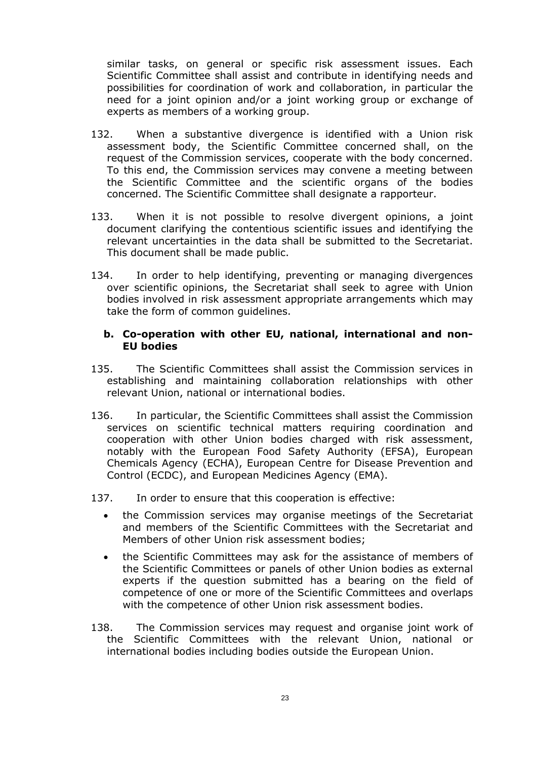similar tasks, on general or specific risk assessment issues. Each Scientific Committee shall assist and contribute in identifying needs and possibilities for coordination of work and collaboration, in particular the need for a joint opinion and/or a joint working group or exchange of experts as members of a working group.

132. When a substantive divergence is identified with a Union risk assessment body, the Scientific Committee concerned shall, on the request of the Commission services, cooperate with the body concerned. To this end, the Commission services may convene a meeting between the Scientific Committee and the scientific organs of the bodies concerned. The Scientific Committee shall designate a rapporteur.

133. When it is not possible to resolve divergent opinions, a joint document clarifying the contentious scientific issues and identifying the relevant uncertainties in the data shall be submitted to the Secretariat. This document shall be made public.

134. In order to help identifying, preventing or managing divergences over scientific opinions, the Secretariat shall seek to agree with Union bodies involved in risk assessment appropriate arrangements which may take the form of common guidelines.

**b. Co-operation with other EU, national, international and non-EU bodies**

135. The Scientific Committees shall assist the Commission services in establishing and maintaining collaboration relationships with other relevant Union, national or international bodies.

136. In particular, the Scientific Committees shall assist the Commission services on scientific technical matters requiring coordination and cooperation with other Union bodies charged with risk assessment, notably with the European Food Safety Authority (EFSA), European Chemicals Agency (ECHA), European Centre for Disease Prevention and Control (ECDC), and European Medicines Agency (EMA).

137. In order to ensure that this cooperation is effective:

- the Commission services may organise meetings of the Secretariat and members of the Scientific Committees with the Secretariat and Members of other Union risk assessment bodies;
- the Scientific Committees may ask for the assistance of members of the Scientific Committees or panels of other Union bodies as external experts if the question submitted has a bearing on the field of competence of one or more of the Scientific Committees and overlaps with the competence of other Union risk assessment bodies.

138. The Commission services may request and organise joint work of the Scientific Committees with the relevant Union, national or international bodies including bodies outside the European Union.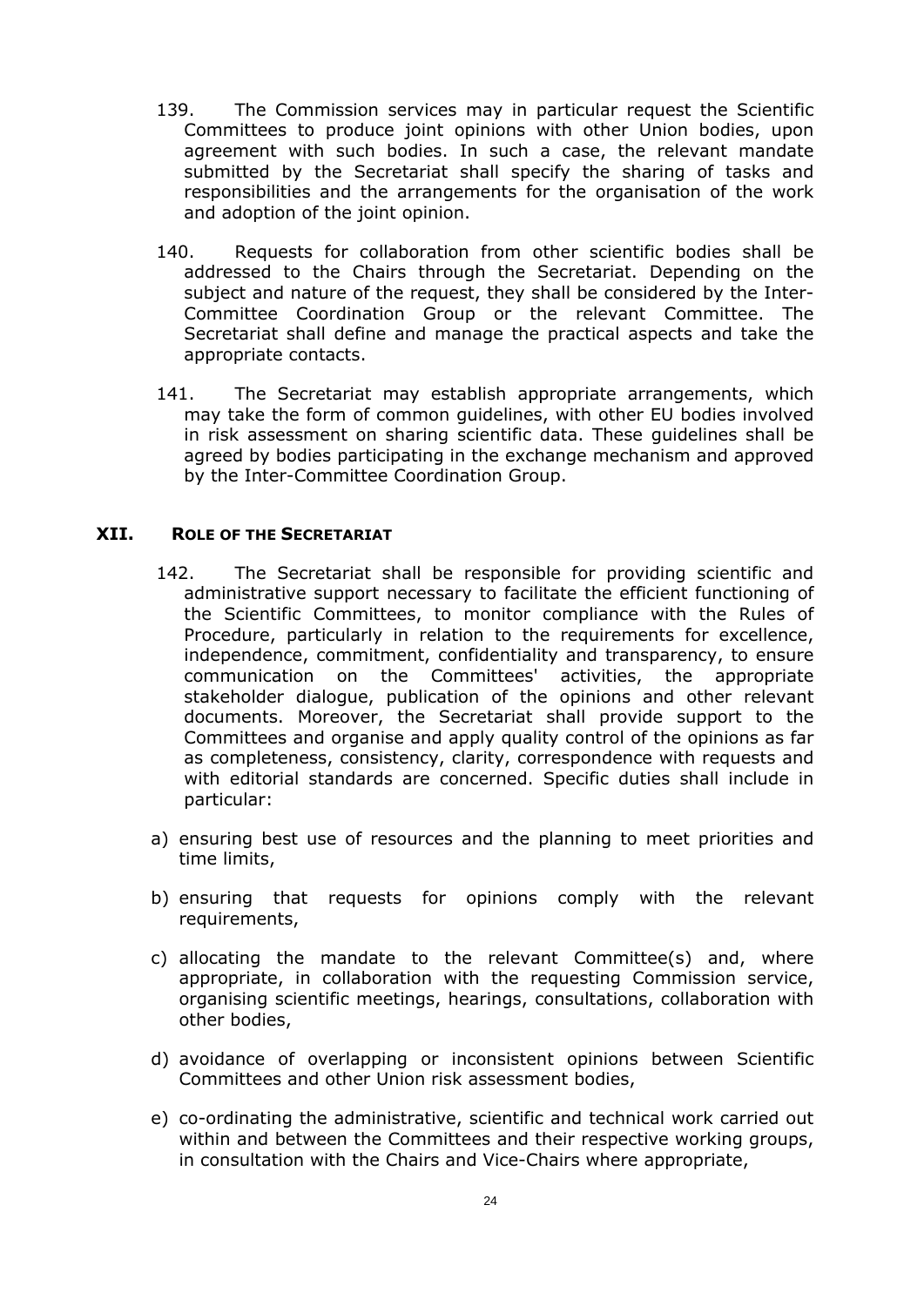139. The Commission services may in particular request the Scientific Committees to produce joint opinions with other Union bodies, upon agreement with such bodies. In such a case, the relevant mandate submitted by the Secretariat shall specify the sharing of tasks and responsibilities and the arrangements for the organisation of the work and adoption of the joint opinion.

140. Requests for collaboration from other scientific bodies shall be addressed to the Chairs through the Secretariat. Depending on the subject and nature of the request, they shall be considered by the Inter-Committee Coordination Group or the relevant Committee. The Secretariat shall define and manage the practical aspects and take the appropriate contacts.

141. The Secretariat may establish appropriate arrangements, which may take the form of common guidelines, with other EU bodies involved in risk assessment on sharing scientific data. These guidelines shall be agreed by bodies participating in the exchange mechanism and approved by the Inter-Committee Coordination Group.

## XII. ROLE OF THE SECRETARIAT

142. The Secretariat shall be responsible for providing scientific and administrative support necessary to facilitate the efficient functioning of the Scientific Committees, to monitor compliance with the Rules of Procedure, particularly in relation to the requirements for excellence, independence, commitment, confidentiality and transparency, to ensure communication on the Committees' activities, the appropriate stakeholder dialogue, publication of the opinions and other relevant documents. Moreover, the Secretariat shall provide support to the Committees and organise and apply quality control of the opinions as far as completeness, consistency, clarity, correspondence with requests and with editorial standards are concerned. Specific duties shall include in particular:

a) ensuring best use of resources and the planning to meet priorities and time limits,

b) ensuring that requests for opinions comply with the relevant requirements,

c) allocating the mandate to the relevant Committee(s) and, where appropriate, in collaboration with the requesting Commission service, organising scientific meetings, hearings, consultations, collaboration with other bodies,

d) avoidance of overlapping or inconsistent opinions between Scientific Committees and other Union risk assessment bodies,

e) co-ordinating the administrative, scientific and technical work carried out within and between the Committees and their respective working groups, in consultation with the Chairs and Vice-Chairs where appropriate,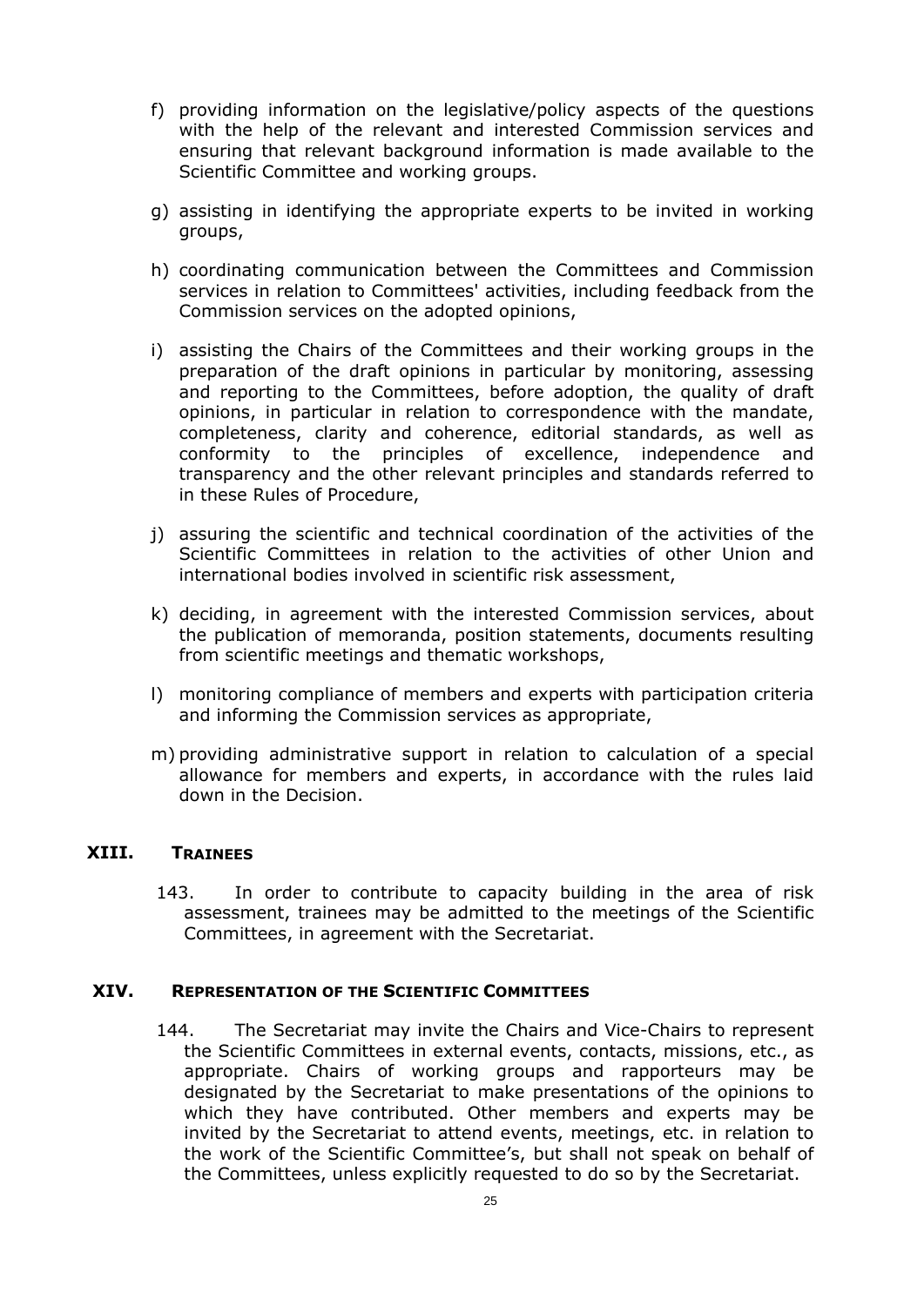f) providing information on the legislative/policy aspects of the questions with the help of the relevant and interested Commission services and ensuring that relevant background information is made available to the Scientific Committee and working groups.

g) assisting in identifying the appropriate experts to be invited in working groups,

h) coordinating communication between the Committees and Commission services in relation to Committees' activities, including feedback from the Commission services on the adopted opinions,

i) assisting the Chairs of the Committees and their working groups in the preparation of the draft opinions in particular by monitoring, assessing and reporting to the Committees, before adoption, the quality of draft opinions, in particular in relation to correspondence with the mandate, completeness, clarity and coherence, editorial standards, as well as conformity to the principles of excellence, independence and transparency and the other relevant principles and standards referred to in these Rules of Procedure,

j) assuring the scientific and technical coordination of the activities of the Scientific Committees in relation to the activities of other Union and international bodies involved in scientific risk assessment,

k) deciding, in agreement with the interested Commission services, about the publication of memoranda, position statements, documents resulting from scientific meetings and thematic workshops,

l) monitoring compliance of members and experts with participation criteria and informing the Commission services as appropriate,

m) providing administrative support in relation to calculation of a special allowance for members and experts, in accordance with the rules laid down in the Decision.

## XIII. Trainees

143. In order to contribute to capacity building in the area of risk assessment, trainees may be admitted to the meetings of the Scientific Committees, in agreement with the Secretariat.

## XIV. Representation of the Scientific Committees

144. The Secretariat may invite the Chairs and Vice-Chairs to represent the Scientific Committees in external events, contacts, missions, etc., as appropriate. Chairs of working groups and rapporteurs may be designated by the Secretariat to make presentations of the opinions to which they have contributed. Other members and experts may be invited by the Secretariat to attend events, meetings, etc. in relation to the work of the Scientific Committee's, but shall not speak on behalf of the Committees, unless explicitly requested to do so by the Secretariat.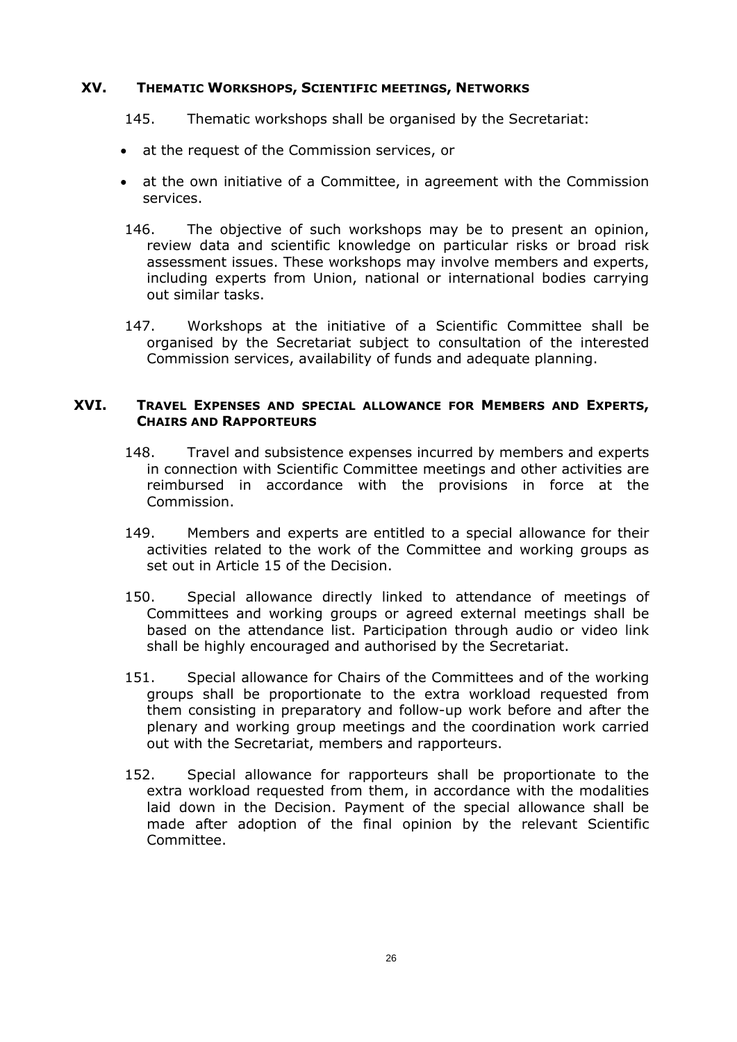## XV. THEMATIC WORKSHOPS, SCIENTIFIC MEETINGS, NETWORKS

145. Thematic workshops shall be organised by the Secretariat:

- at the request of the Commission services, or
- at the own initiative of a Committee, in agreement with the Commission services.

146. The objective of such workshops may be to present an opinion, review data and scientific knowledge on particular risks or broad risk assessment issues. These workshops may involve members and experts, including experts from Union, national or international bodies carrying out similar tasks.

147. Workshops at the initiative of a Scientific Committee shall be organised by the Secretariat subject to consultation of the interested Commission services, availability of funds and adequate planning.

## XVI. TRAVEL EXPENSES AND SPECIAL ALLOWANCE FOR MEMBERS AND EXPERTS, CHAIRS AND RAPPORTEURS

148. Travel and subsistence expenses incurred by members and experts in connection with Scientific Committee meetings and other activities are reimbursed in accordance with the provisions in force at the Commission.

149. Members and experts are entitled to a special allowance for their activities related to the work of the Committee and working groups as set out in Article 15 of the Decision.

150. Special allowance directly linked to attendance of meetings of Committees and working groups or agreed external meetings shall be based on the attendance list. Participation through audio or video link shall be highly encouraged and authorised by the Secretariat.

151. Special allowance for Chairs of the Committees and of the working groups shall be proportionate to the extra workload requested from them consisting in preparatory and follow-up work before and after the plenary and working group meetings and the coordination work carried out with the Secretariat, members and rapporteurs.

152. Special allowance for rapporteurs shall be proportionate to the extra workload requested from them, in accordance with the modalities laid down in the Decision. Payment of the special allowance shall be made after adoption of the final opinion by the relevant Scientific Committee.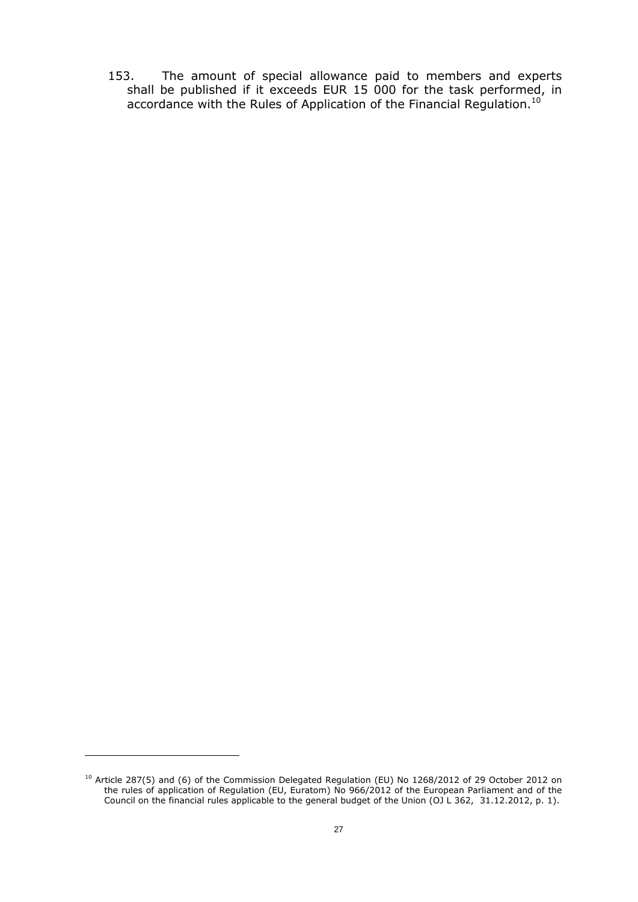153. The amount of special allowance paid to members and experts shall be published if it exceeds EUR 15 000 for the task performed, in accordance with the Rules of Application of the Financial Regulation.[10]

---

[10] Article 287(5) and (6) of the Commission Delegated Regulation (EU) No 1268/2012 of 29 October 2012 on the rules of application of Regulation (EU, Euratom) No 966/2012 of the European Parliament and of the Council on the financial rules applicable to the general budget of the Union (OJ L 362, 31.12.2012, p. 1).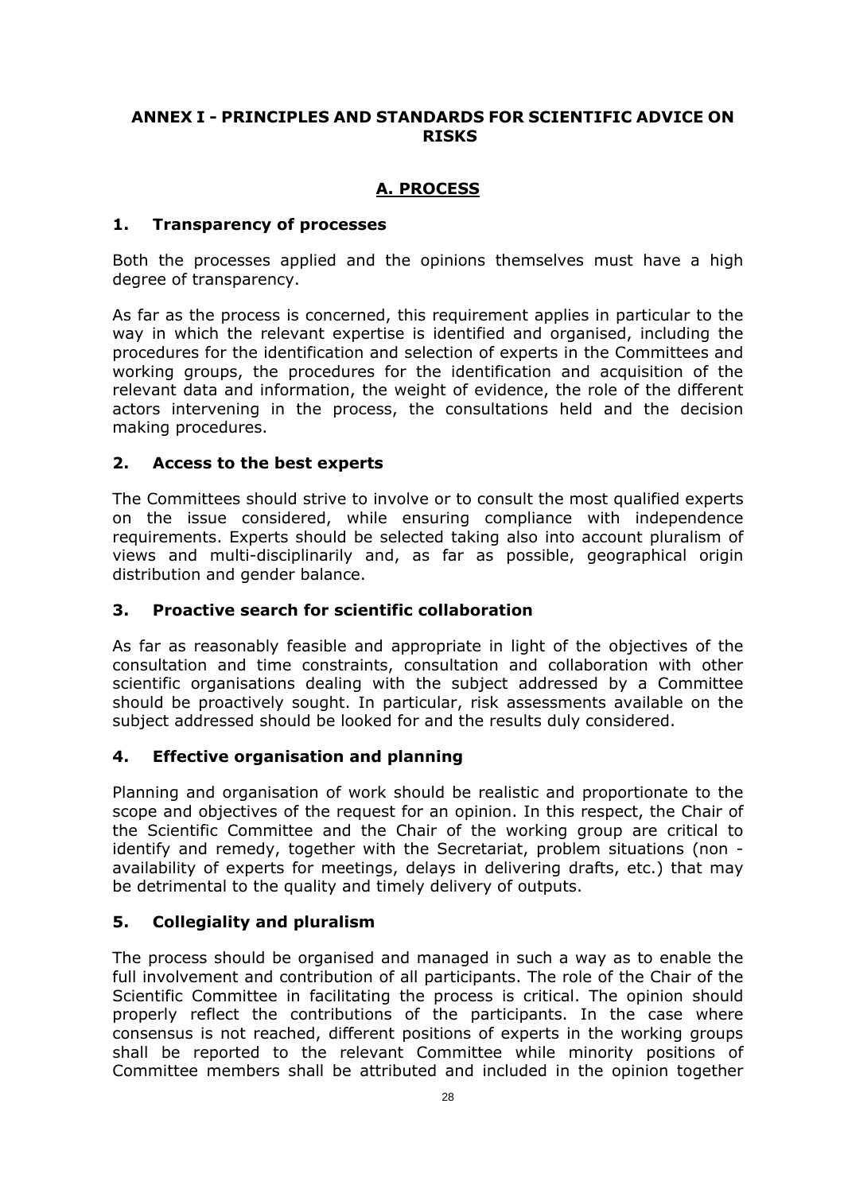## ANNEX I - PRINCIPLES AND STANDARDS FOR SCIENTIFIC ADVICE ON RISKS

### A. PROCESS

#### 1. Transparency of processes

Both the processes applied and the opinions themselves must have a high degree of transparency.

As far as the process is concerned, this requirement applies in particular to the way in which the relevant expertise is identified and organised, including the procedures for the identification and selection of experts in the Committees and working groups, the procedures for the identification and acquisition of the relevant data and information, the weight of evidence, the role of the different actors intervening in the process, the consultations held and the decision making procedures.

#### 2. Access to the best experts

The Committees should strive to involve or to consult the most qualified experts on the issue considered, while ensuring compliance with independence requirements. Experts should be selected taking also into account pluralism of views and multi-disciplinarily and, as far as possible, geographical origin distribution and gender balance.

#### 3. Proactive search for scientific collaboration

As far as reasonably feasible and appropriate in light of the objectives of the consultation and time constraints, consultation and collaboration with other scientific organisations dealing with the subject addressed by a Committee should be proactively sought. In particular, risk assessments available on the subject addressed should be looked for and the results duly considered.

#### 4. Effective organisation and planning

Planning and organisation of work should be realistic and proportionate to the scope and objectives of the request for an opinion. In this respect, the Chair of the Scientific Committee and the Chair of the working group are critical to identify and remedy, together with the Secretariat, problem situations (non - availability of experts for meetings, delays in delivering drafts, etc.) that may be detrimental to the quality and timely delivery of outputs.

#### 5. Collegiality and pluralism

The process should be organised and managed in such a way as to enable the full involvement and contribution of all participants. The role of the Chair of the Scientific Committee in facilitating the process is critical. The opinion should properly reflect the contributions of the participants. In the case where consensus is not reached, different positions of experts in the working groups shall be reported to the relevant Committee while minority positions of Committee members shall be attributed and included in the opinion together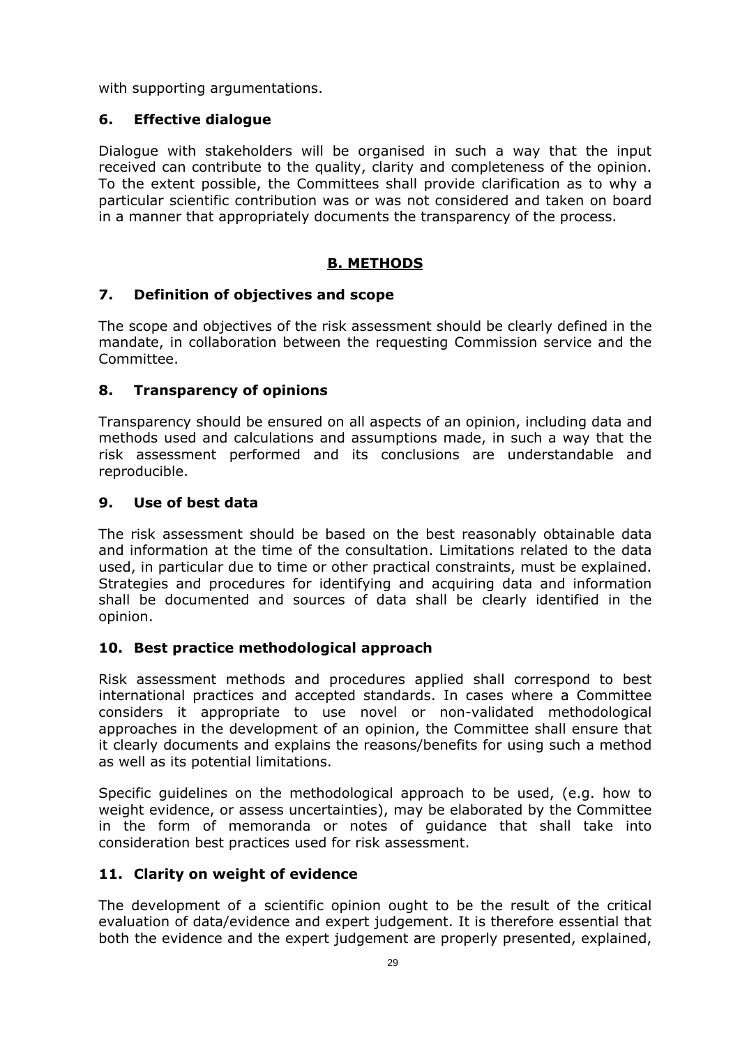with supporting argumentations.

### 6. Effective dialogue

Dialogue with stakeholders will be organised in such a way that the input received can contribute to the quality, clarity and completeness of the opinion. To the extent possible, the Committees shall provide clarification as to why a particular scientific contribution was or was not considered and taken on board in a manner that appropriately documents the transparency of the process.

## B. METHODS

### 7. Definition of objectives and scope

The scope and objectives of the risk assessment should be clearly defined in the mandate, in collaboration between the requesting Commission service and the Committee.

### 8. Transparency of opinions

Transparency should be ensured on all aspects of an opinion, including data and methods used and calculations and assumptions made, in such a way that the risk assessment performed and its conclusions are understandable and reproducible.

### 9. Use of best data

The risk assessment should be based on the best reasonably obtainable data and information at the time of the consultation. Limitations related to the data used, in particular due to time or other practical constraints, must be explained. Strategies and procedures for identifying and acquiring data and information shall be documented and sources of data shall be clearly identified in the opinion.

### 10. Best practice methodological approach

Risk assessment methods and procedures applied shall correspond to best international practices and accepted standards. In cases where a Committee considers it appropriate to use novel or non-validated methodological approaches in the development of an opinion, the Committee shall ensure that it clearly documents and explains the reasons/benefits for using such a method as well as its potential limitations.

Specific guidelines on the methodological approach to be used, (e.g. how to weight evidence, or assess uncertainties), may be elaborated by the Committee in the form of memoranda or notes of guidance that shall take into consideration best practices used for risk assessment.

### 11. Clarity on weight of evidence

The development of a scientific opinion ought to be the result of the critical evaluation of data/evidence and expert judgement. It is therefore essential that both the evidence and the expert judgement are properly presented, explained,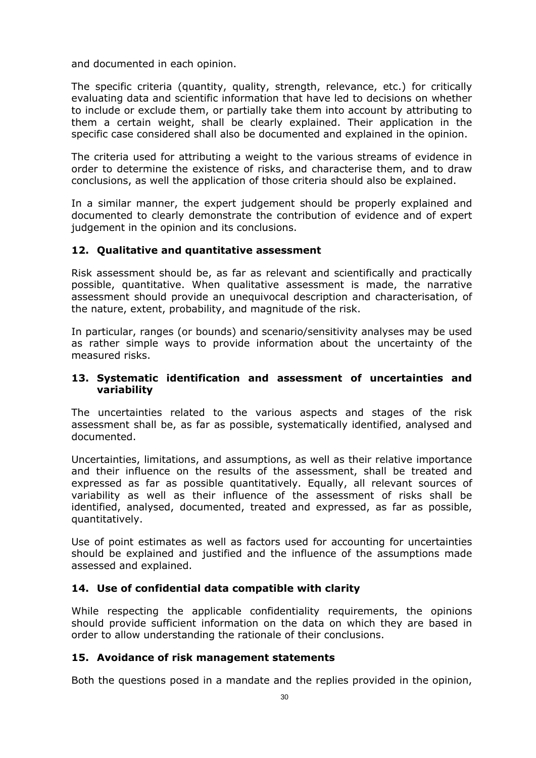and documented in each opinion.

The specific criteria (quantity, quality, strength, relevance, etc.) for critically evaluating data and scientific information that have led to decisions on whether to include or exclude them, or partially take them into account by attributing to them a certain weight, shall be clearly explained. Their application in the specific case considered shall also be documented and explained in the opinion.

The criteria used for attributing a weight to the various streams of evidence in order to determine the existence of risks, and characterise them, and to draw conclusions, as well the application of those criteria should also be explained.

In a similar manner, the expert judgement should be properly explained and documented to clearly demonstrate the contribution of evidence and of expert judgement in the opinion and its conclusions.

### 12. Qualitative and quantitative assessment

Risk assessment should be, as far as relevant and scientifically and practically possible, quantitative. When qualitative assessment is made, the narrative assessment should provide an unequivocal description and characterisation, of the nature, extent, probability, and magnitude of the risk.

In particular, ranges (or bounds) and scenario/sensitivity analyses may be used as rather simple ways to provide information about the uncertainty of the measured risks.

### 13. Systematic identification and assessment of uncertainties and variability

The uncertainties related to the various aspects and stages of the risk assessment shall be, as far as possible, systematically identified, analysed and documented.

Uncertainties, limitations, and assumptions, as well as their relative importance and their influence on the results of the assessment, shall be treated and expressed as far as possible quantitatively. Equally, all relevant sources of variability as well as their influence of the assessment of risks shall be identified, analysed, documented, treated and expressed, as far as possible, quantitatively.

Use of point estimates as well as factors used for accounting for uncertainties should be explained and justified and the influence of the assumptions made assessed and explained.

### 14. Use of confidential data compatible with clarity

While respecting the applicable confidentiality requirements, the opinions should provide sufficient information on the data on which they are based in order to allow understanding the rationale of their conclusions.

### 15. Avoidance of risk management statements

Both the questions posed in a mandate and the replies provided in the opinion,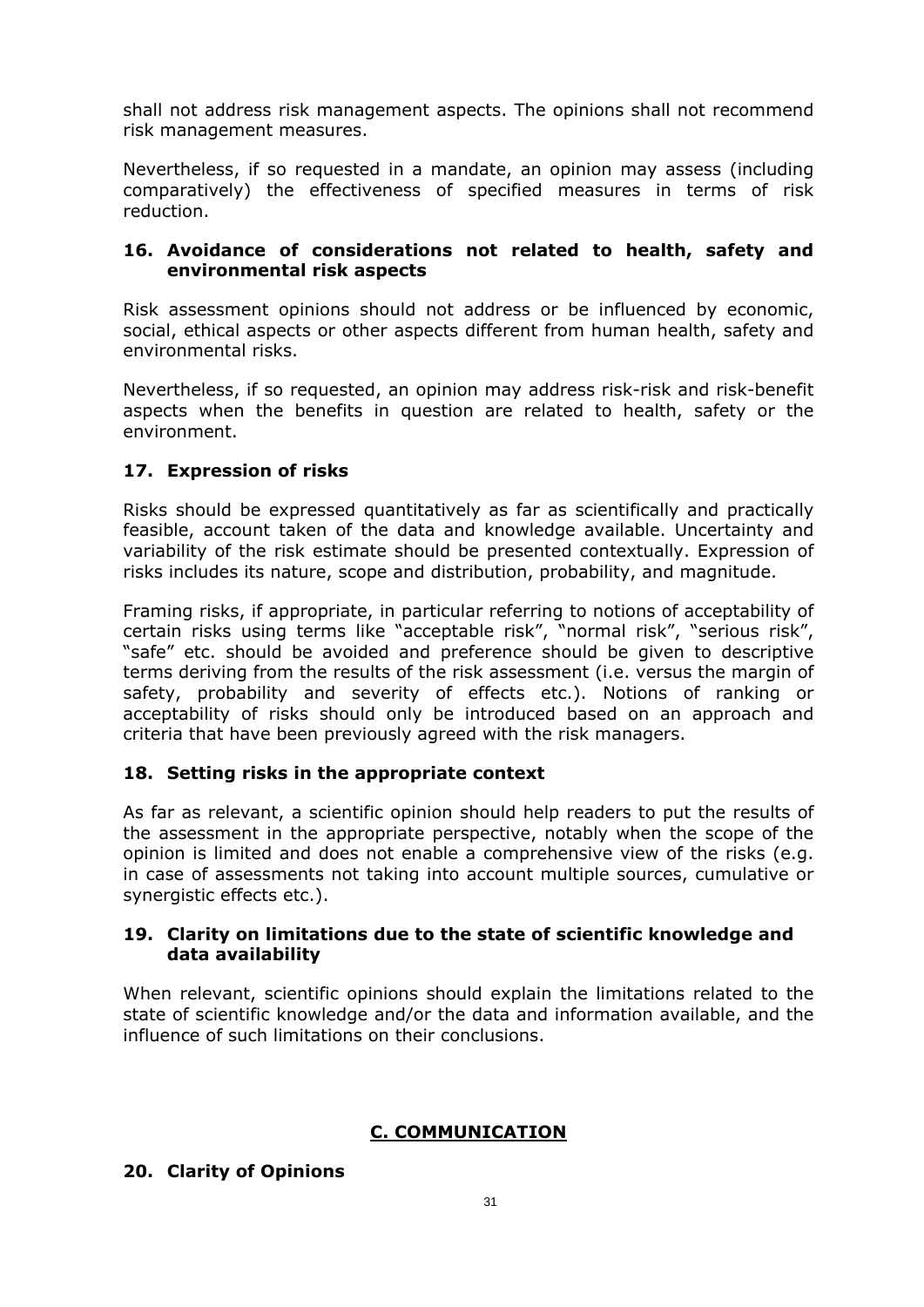shall not address risk management aspects. The opinions shall not recommend risk management measures.

Nevertheless, if so requested in a mandate, an opinion may assess (including comparatively) the effectiveness of specified measures in terms of risk reduction.

### 16. Avoidance of considerations not related to health, safety and environmental risk aspects

Risk assessment opinions should not address or be influenced by economic, social, ethical aspects or other aspects different from human health, safety and environmental risks.

Nevertheless, if so requested, an opinion may address risk-risk and risk-benefit aspects when the benefits in question are related to health, safety or the environment.

### 17. Expression of risks

Risks should be expressed quantitatively as far as scientifically and practically feasible, account taken of the data and knowledge available. Uncertainty and variability of the risk estimate should be presented contextually. Expression of risks includes its nature, scope and distribution, probability, and magnitude.

Framing risks, if appropriate, in particular referring to notions of acceptability of certain risks using terms like "acceptable risk", "normal risk", "serious risk", "safe" etc. should be avoided and preference should be given to descriptive terms deriving from the results of the risk assessment (i.e. versus the margin of safety, probability and severity of effects etc.). Notions of ranking or acceptability of risks should only be introduced based on an approach and criteria that have been previously agreed with the risk managers.

### 18. Setting risks in the appropriate context

As far as relevant, a scientific opinion should help readers to put the results of the assessment in the appropriate perspective, notably when the scope of the opinion is limited and does not enable a comprehensive view of the risks (e.g. in case of assessments not taking into account multiple sources, cumulative or synergistic effects etc.).

### 19. Clarity on limitations due to the state of scientific knowledge and data availability

When relevant, scientific opinions should explain the limitations related to the state of scientific knowledge and/or the data and information available, and the influence of such limitations on their conclusions.

## C. COMMUNICATION

### 20. Clarity of Opinions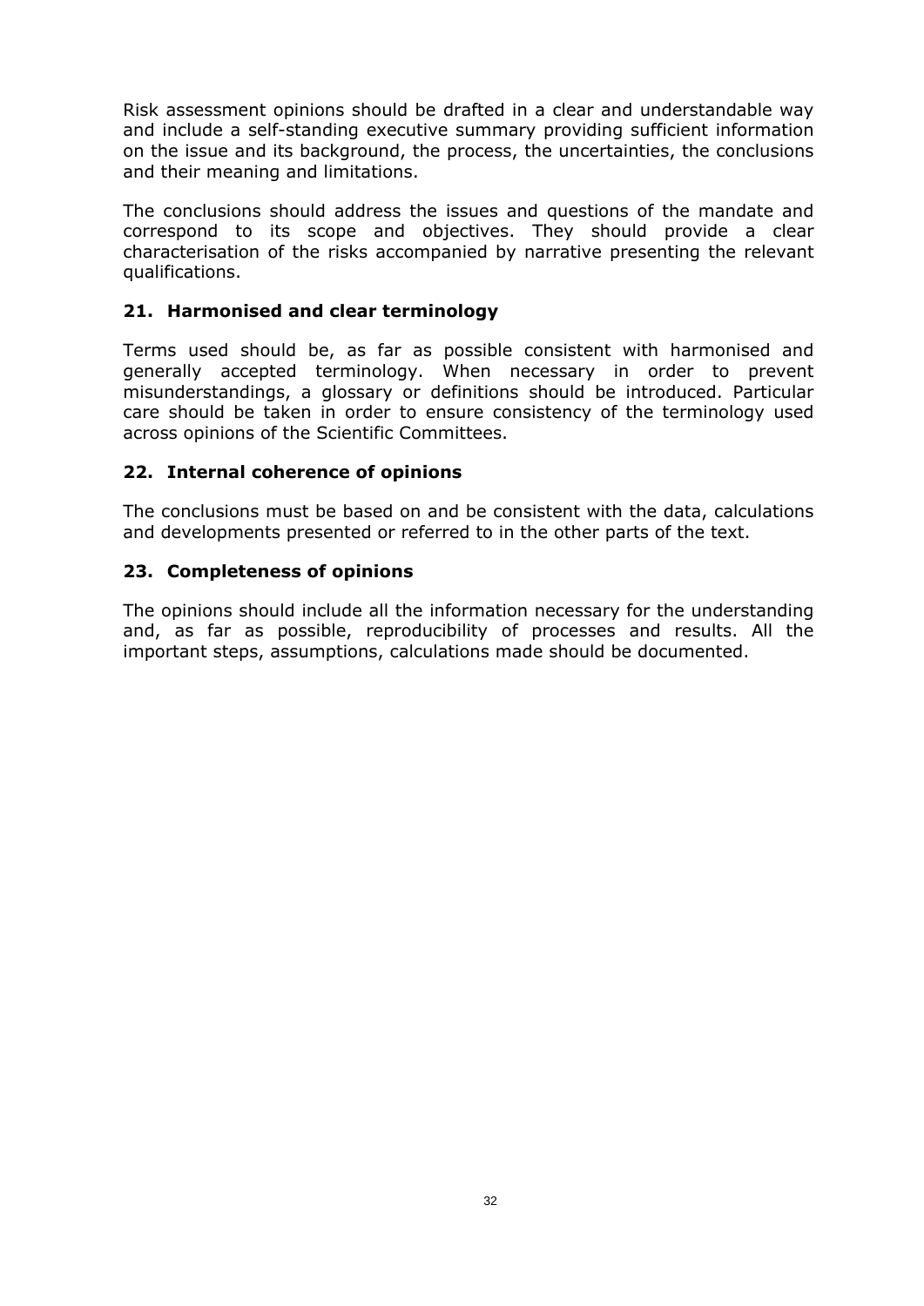Risk assessment opinions should be drafted in a clear and understandable way and include a self-standing executive summary providing sufficient information on the issue and its background, the process, the uncertainties, the conclusions and their meaning and limitations.

The conclusions should address the issues and questions of the mandate and correspond to its scope and objectives. They should provide a clear characterisation of the risks accompanied by narrative presenting the relevant qualifications.

### 21. Harmonised and clear terminology

Terms used should be, as far as possible consistent with harmonised and generally accepted terminology. When necessary in order to prevent misunderstandings, a glossary or definitions should be introduced. Particular care should be taken in order to ensure consistency of the terminology used across opinions of the Scientific Committees.

### 22. Internal coherence of opinions

The conclusions must be based on and be consistent with the data, calculations and developments presented or referred to in the other parts of the text.

### 23. Completeness of opinions

The opinions should include all the information necessary for the understanding and, as far as possible, reproducibility of processes and results. All the important steps, assumptions, calculations made should be documented.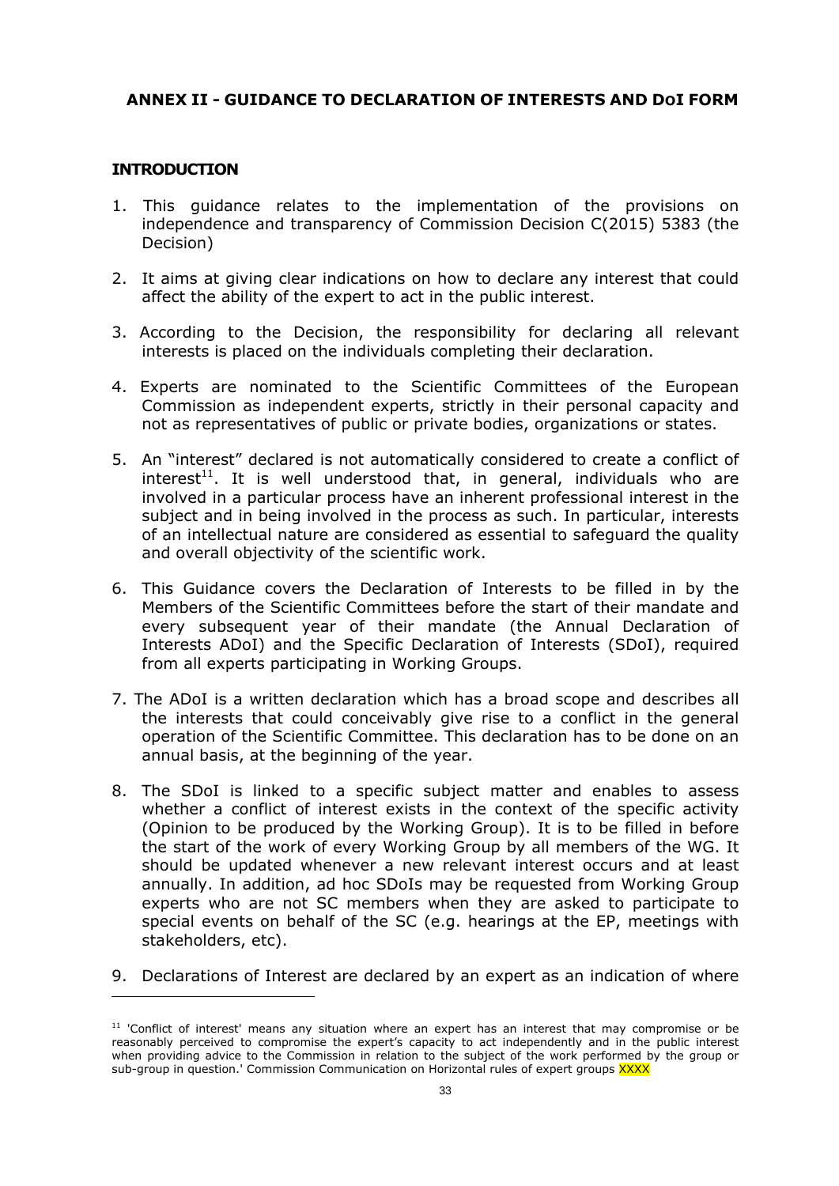## ANNEX II - GUIDANCE TO DECLARATION OF INTERESTS AND DoI FORM

### INTRODUCTION

1. This guidance relates to the implementation of the provisions on independence and transparency of Commission Decision C(2015) 5383 (the Decision)

2. It aims at giving clear indications on how to declare any interest that could affect the ability of the expert to act in the public interest.

3. According to the Decision, the responsibility for declaring all relevant interests is placed on the individuals completing their declaration.

4. Experts are nominated to the Scientific Committees of the European Commission as independent experts, strictly in their personal capacity and not as representatives of public or private bodies, organizations or states.

5. An "interest" declared is not automatically considered to create a conflict of interest[11]. It is well understood that, in general, individuals who are involved in a particular process have an inherent professional interest in the subject and in being involved in the process as such. In particular, interests of an intellectual nature are considered as essential to safeguard the quality and overall objectivity of the scientific work.

6. This Guidance covers the Declaration of Interests to be filled in by the Members of the Scientific Committees before the start of their mandate and every subsequent year of their mandate (the Annual Declaration of Interests ADoI) and the Specific Declaration of Interests (SDoI), required from all experts participating in Working Groups.

7. The ADoI is a written declaration which has a broad scope and describes all the interests that could conceivably give rise to a conflict in the general operation of the Scientific Committee. This declaration has to be done on an annual basis, at the beginning of the year.

8. The SDoI is linked to a specific subject matter and enables to assess whether a conflict of interest exists in the context of the specific activity (Opinion to be produced by the Working Group). It is to be filled in before the start of the work of every Working Group by all members of the WG. It should be updated whenever a new relevant interest occurs and at least annually. In addition, ad hoc SDoIs may be requested from Working Group experts who are not SC members when they are asked to participate to special events on behalf of the SC (e.g. hearings at the EP, meetings with stakeholders, etc).

9. Declarations of Interest are declared by an expert as an indication of where

---

[11] 'Conflict of interest' means any situation where an expert has an interest that may compromise or be reasonably perceived to compromise the expert's capacity to act independently and in the public interest when providing advice to the Commission in relation to the subject of the work performed by the group or sub-group in question.' Commission Communication on Horizontal rules of expert groups XXXX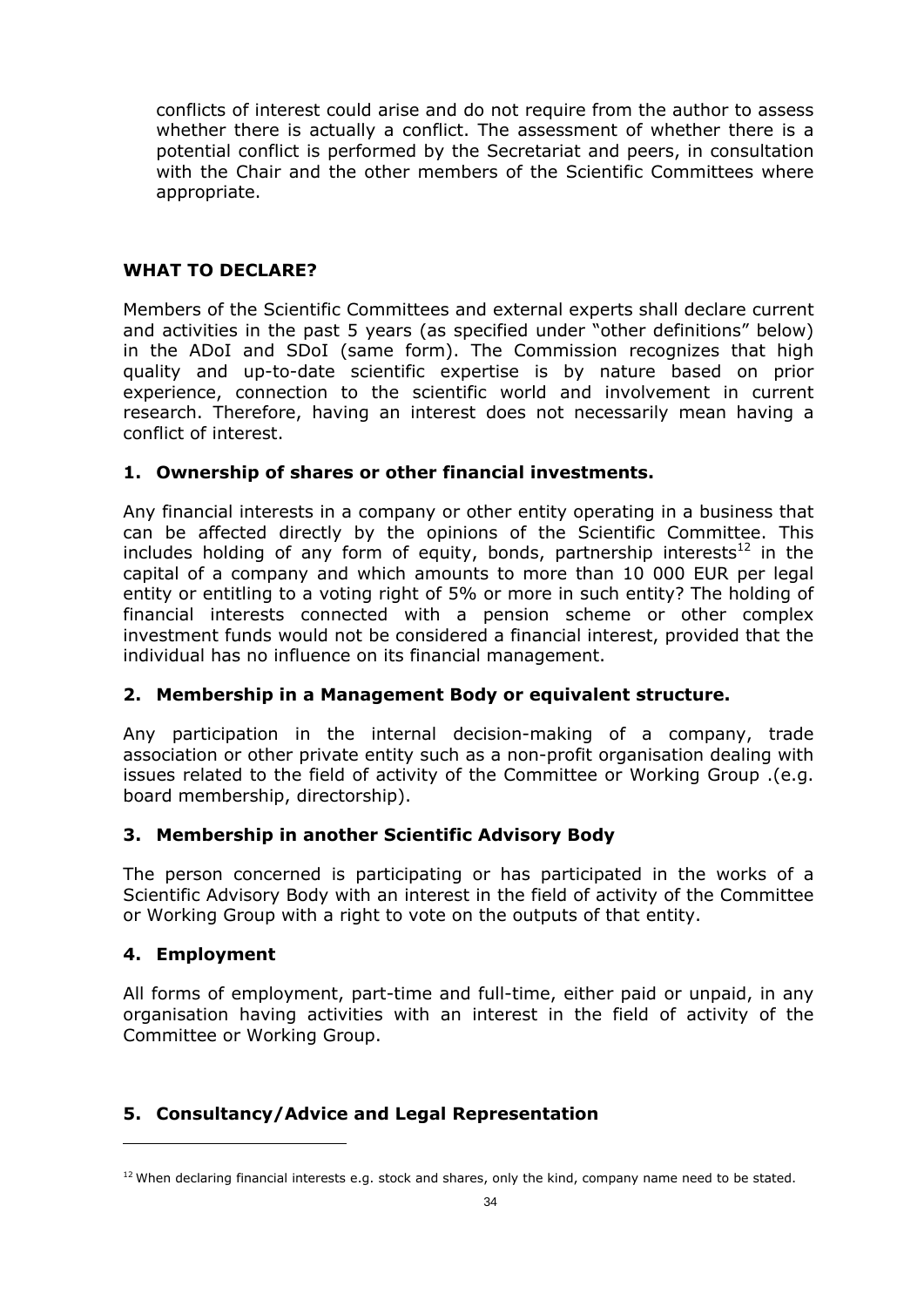conflicts of interest could arise and do not require from the author to assess whether there is actually a conflict. The assessment of whether there is a potential conflict is performed by the Secretariat and peers, in consultation with the Chair and the other members of the Scientific Committees where appropriate.

## WHAT TO DECLARE?

Members of the Scientific Committees and external experts shall declare current and activities in the past 5 years (as specified under "other definitions" below) in the ADoI and SDoI (same form). The Commission recognizes that high quality and up-to-date scientific expertise is by nature based on prior experience, connection to the scientific world and involvement in current research. Therefore, having an interest does not necessarily mean having a conflict of interest.

### 1. Ownership of shares or other financial investments.

Any financial interests in a company or other entity operating in a business that can be affected directly by the opinions of the Scientific Committee. This includes holding of any form of equity, bonds, partnership interests[12] in the capital of a company and which amounts to more than 10 000 EUR per legal entity or entitling to a voting right of 5% or more in such entity? The holding of financial interests connected with a pension scheme or other complex investment funds would not be considered a financial interest, provided that the individual has no influence on its financial management.

### 2. Membership in a Management Body or equivalent structure.

Any participation in the internal decision-making of a company, trade association or other private entity such as a non-profit organisation dealing with issues related to the field of activity of the Committee or Working Group .(e.g. board membership, directorship).

### 3. Membership in another Scientific Advisory Body

The person concerned is participating or has participated in the works of a Scientific Advisory Body with an interest in the field of activity of the Committee or Working Group with a right to vote on the outputs of that entity.

### 4. Employment

All forms of employment, part-time and full-time, either paid or unpaid, in any organisation having activities with an interest in the field of activity of the Committee or Working Group.

### 5. Consultancy/Advice and Legal Representation

[12] When declaring financial interests e.g. stock and shares, only the kind, company name need to be stated.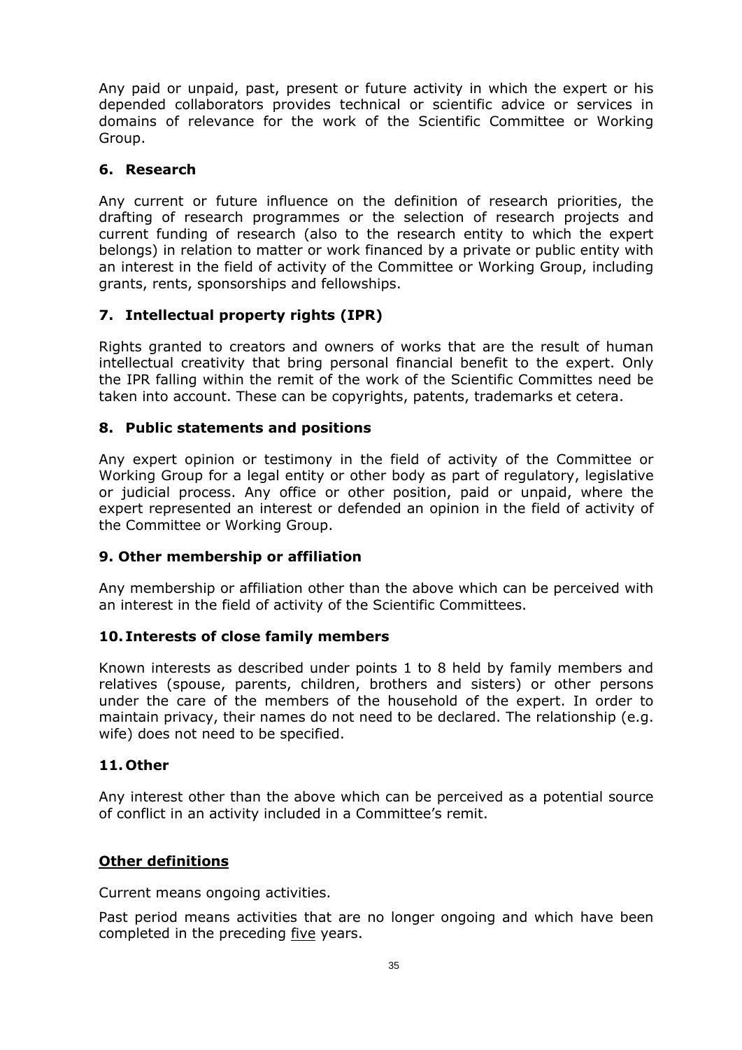Any paid or unpaid, past, present or future activity in which the expert or his depended collaborators provides technical or scientific advice or services in domains of relevance for the work of the Scientific Committee or Working Group.

### 6. Research

Any current or future influence on the definition of research priorities, the drafting of research programmes or the selection of research projects and current funding of research (also to the research entity to which the expert belongs) in relation to matter or work financed by a private or public entity with an interest in the field of activity of the Committee or Working Group, including grants, rents, sponsorships and fellowships.

### 7. Intellectual property rights (IPR)

Rights granted to creators and owners of works that are the result of human intellectual creativity that bring personal financial benefit to the expert. Only the IPR falling within the remit of the work of the Scientific Committes need be taken into account. These can be copyrights, patents, trademarks et cetera.

### 8. Public statements and positions

Any expert opinion or testimony in the field of activity of the Committee or Working Group for a legal entity or other body as part of regulatory, legislative or judicial process. Any office or other position, paid or unpaid, where the expert represented an interest or defended an opinion in the field of activity of the Committee or Working Group.

### 9. Other membership or affiliation

Any membership or affiliation other than the above which can be perceived with an interest in the field of activity of the Scientific Committees.

### 10. Interests of close family members

Known interests as described under points 1 to 8 held by family members and relatives (spouse, parents, children, brothers and sisters) or other persons under the care of the members of the household of the expert. In order to maintain privacy, their names do not need to be declared. The relationship (e.g. wife) does not need to be specified.

### 11. Other

Any interest other than the above which can be perceived as a potential source of conflict in an activity included in a Committee's remit.

**Other definitions**

Current means ongoing activities.

Past period means activities that are no longer ongoing and which have been completed in the preceding five years.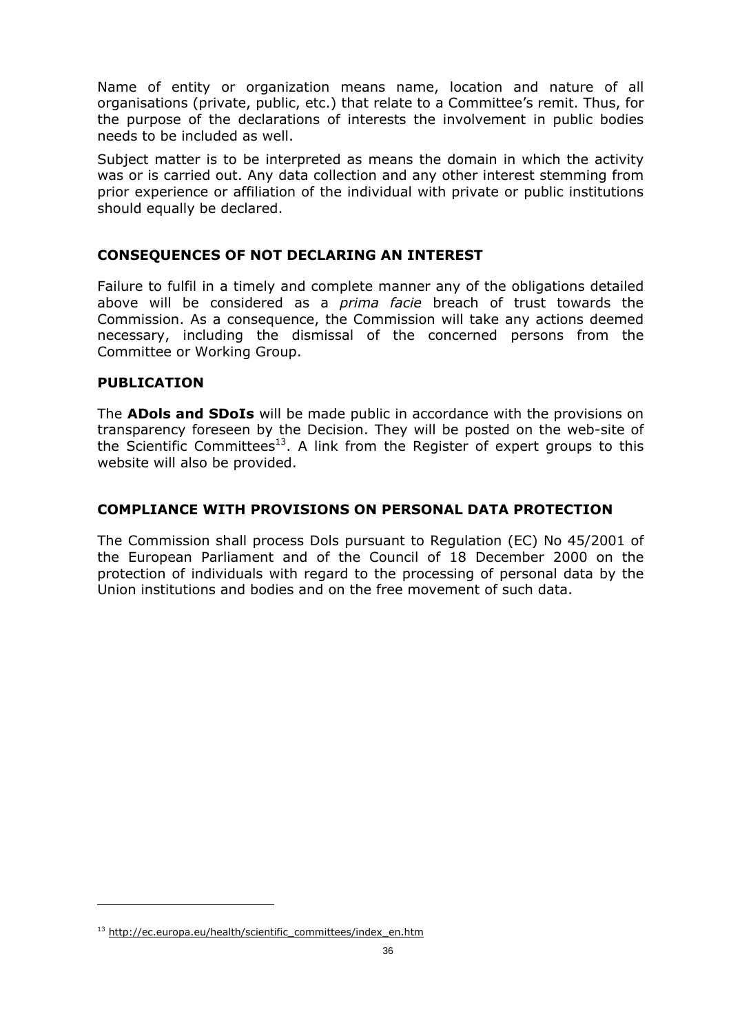Name of entity or organization means name, location and nature of all organisations (private, public, etc.) that relate to a Committee's remit. Thus, for the purpose of the declarations of interests the involvement in public bodies needs to be included as well.

Subject matter is to be interpreted as means the domain in which the activity was or is carried out. Any data collection and any other interest stemming from prior experience or affiliation of the individual with private or public institutions should equally be declared.

## CONSEQUENCES OF NOT DECLARING AN INTEREST

Failure to fulfil in a timely and complete manner any of the obligations detailed above will be considered as a *prima facie* breach of trust towards the Commission. As a consequence, the Commission will take any actions deemed necessary, including the dismissal of the concerned persons from the Committee or Working Group.

## PUBLICATION

The **ADoIs and SDoIs** will be made public in accordance with the provisions on transparency foreseen by the Decision. They will be posted on the web-site of the Scientific Committees[13]. A link from the Register of expert groups to this website will also be provided.

## COMPLIANCE WITH PROVISIONS ON PERSONAL DATA PROTECTION

The Commission shall process DoIs pursuant to Regulation (EC) No 45/2001 of the European Parliament and of the Council of 18 December 2000 on the protection of individuals with regard to the processing of personal data by the Union institutions and bodies and on the free movement of such data.

---

[13] http://ec.europa.eu/health/scientific_committees/index_en.htm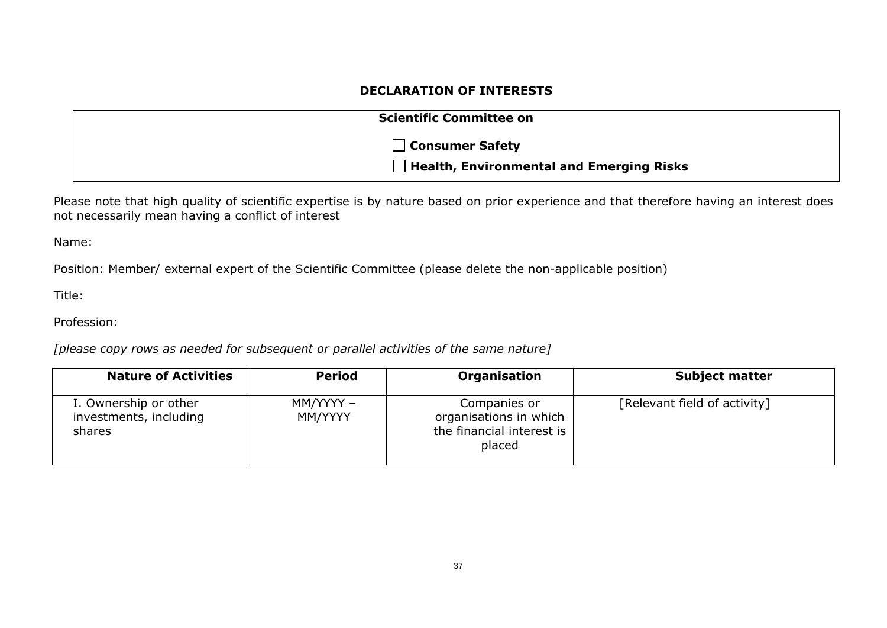## DECLARATION OF INTERESTS

**Scientific Committee on**

☐ **Consumer Safety**

☐ **Health, Environmental and Emerging Risks**

Please note that high quality of scientific expertise is by nature based on prior experience and that therefore having an interest does not necessarily mean having a conflict of interest

Name:

Position: Member/ external expert of the Scientific Committee (please delete the non-applicable position)

Title:

Profession:

*[please copy rows as needed for subsequent or parallel activities of the same nature]*

| Nature of Activities | Period | Organisation | Subject matter |
|---|---|---|---|
| I. Ownership or other investments, including shares | MM/YYYY – MM/YYYY | Companies or organisations in which the financial interest is placed | [Relevant field of activity] |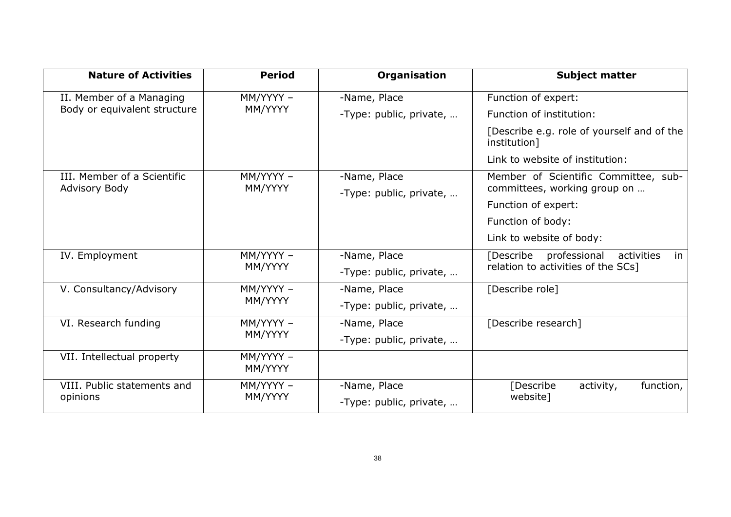| Nature of Activities | Period | Organisation | Subject matter |
|---|---|---|---|
| II. Member of a Managing Body or equivalent structure | MM/YYYY – MM/YYYY | -Name, Place<br>-Type: public, private, … | Function of expert:<br>Function of institution:<br>[Describe e.g. role of yourself and of the institution]<br>Link to website of institution: |
| III. Member of a Scientific Advisory Body | MM/YYYY – MM/YYYY | -Name, Place<br>-Type: public, private, … | Member of Scientific Committee, sub-committees, working group on …<br>Function of expert:<br>Function of body:<br>Link to website of body: |
| IV. Employment | MM/YYYY – MM/YYYY | -Name, Place<br>-Type: public, private, … | [Describe professional activities in relation to activities of the SCs] |
| V. Consultancy/Advisory | MM/YYYY – MM/YYYY | -Name, Place<br>-Type: public, private, … | [Describe role] |
| VI. Research funding | MM/YYYY – MM/YYYY | -Name, Place<br>-Type: public, private, … | [Describe research] |
| VII. Intellectual property | MM/YYYY – MM/YYYY | | |
| VIII. Public statements and opinions | MM/YYYY – MM/YYYY | -Name, Place<br>-Type: public, private, … | [Describe activity, function, website] |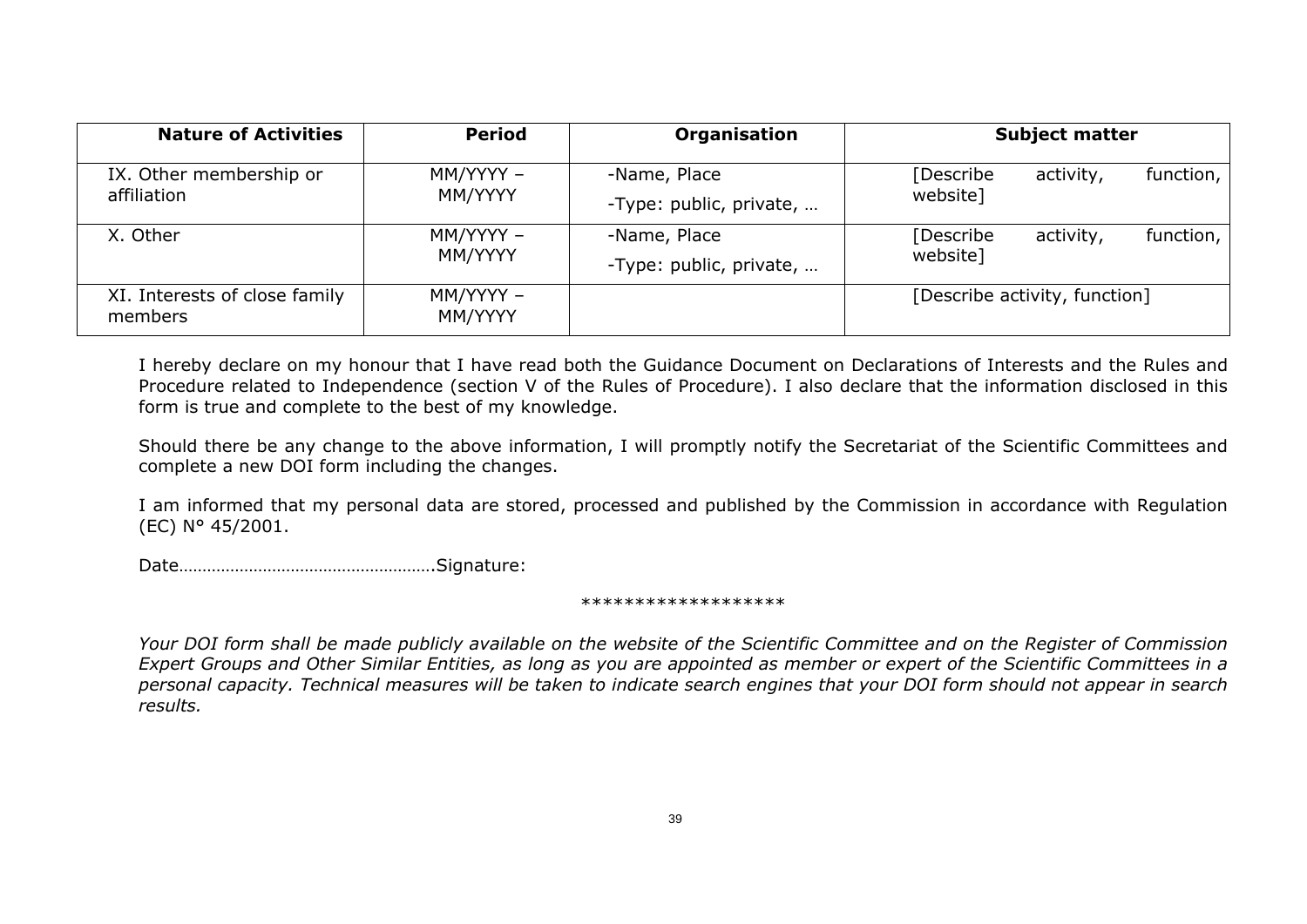| **Nature of Activities** | **Period** | **Organisation** | **Subject matter** |
|---|---|---|---|
| IX. Other membership or affiliation | MM/YYYY – MM/YYYY | -Name, Place<br>-Type: public, private, … | [Describe activity, function, website] |
| X. Other | MM/YYYY – MM/YYYY | -Name, Place<br>-Type: public, private, … | [Describe activity, function, website] |
| XI. Interests of close family members | MM/YYYY – MM/YYYY | | [Describe activity, function] |

I hereby declare on my honour that I have read both the Guidance Document on Declarations of Interests and the Rules and Procedure related to Independence (section V of the Rules of Procedure). I also declare that the information disclosed in this form is true and complete to the best of my knowledge.

Should there be any change to the above information, I will promptly notify the Secretariat of the Scientific Committees and complete a new DOI form including the changes.

I am informed that my personal data are stored, processed and published by the Commission in accordance with Regulation (EC) N° 45/2001.

Date……………………………………………….Signature:

*******************

*Your DOI form shall be made publicly available on the website of the Scientific Committee and on the Register of Commission Expert Groups and Other Similar Entities, as long as you are appointed as member or expert of the Scientific Committees in a personal capacity. Technical measures will be taken to indicate search engines that your DOI form should not appear in search results.*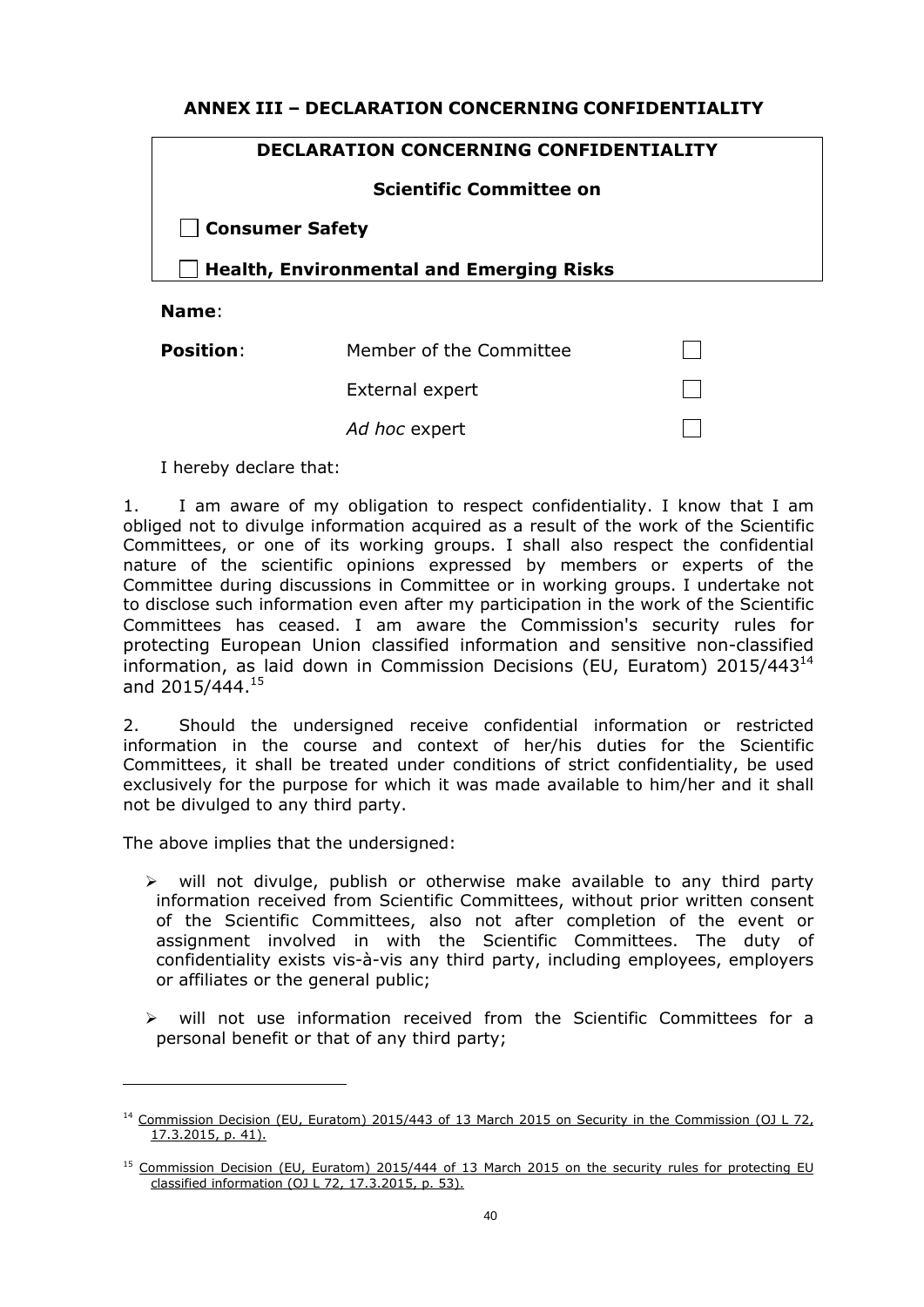## ANNEX III – DECLARATION CONCERNING CONFIDENTIALITY

**DECLARATION CONCERNING CONFIDENTIALITY**

**Scientific Committee on**

☐ **Consumer Safety**

☐ **Health, Environmental and Emerging Risks**

**Name**:

| **Position**: | Member of the Committee | ☐ |
|---|---|---|
| | External expert | ☐ |
| | *Ad hoc* expert | ☐ |

I hereby declare that:

1. I am aware of my obligation to respect confidentiality. I know that I am obliged not to divulge information acquired as a result of the work of the Scientific Committees, or one of its working groups. I shall also respect the confidential nature of the scientific opinions expressed by members or experts of the Committee during discussions in Committee or in working groups. I undertake not to disclose such information even after my participation in the work of the Scientific Committees has ceased. I am aware the Commission's security rules for protecting European Union classified information and sensitive non-classified information, as laid down in Commission Decisions (EU, Euratom) 2015/443[14] and 2015/444.[15]

2. Should the undersigned receive confidential information or restricted information in the course and context of her/his duties for the Scientific Committees, it shall be treated under conditions of strict confidentiality, be used exclusively for the purpose for which it was made available to him/her and it shall not be divulged to any third party.

The above implies that the undersigned:

- will not divulge, publish or otherwise make available to any third party information received from Scientific Committees, without prior written consent of the Scientific Committees, also not after completion of the event or assignment involved in with the Scientific Committees. The duty of confidentiality exists vis-à-vis any third party, including employees, employers or affiliates or the general public;
- will not use information received from the Scientific Committees for a personal benefit or that of any third party;

---

[14] Commission Decision (EU, Euratom) 2015/443 of 13 March 2015 on Security in the Commission (OJ L 72, 17.3.2015, p. 41).

[15] Commission Decision (EU, Euratom) 2015/444 of 13 March 2015 on the security rules for protecting EU classified information (OJ L 72, 17.3.2015, p. 53).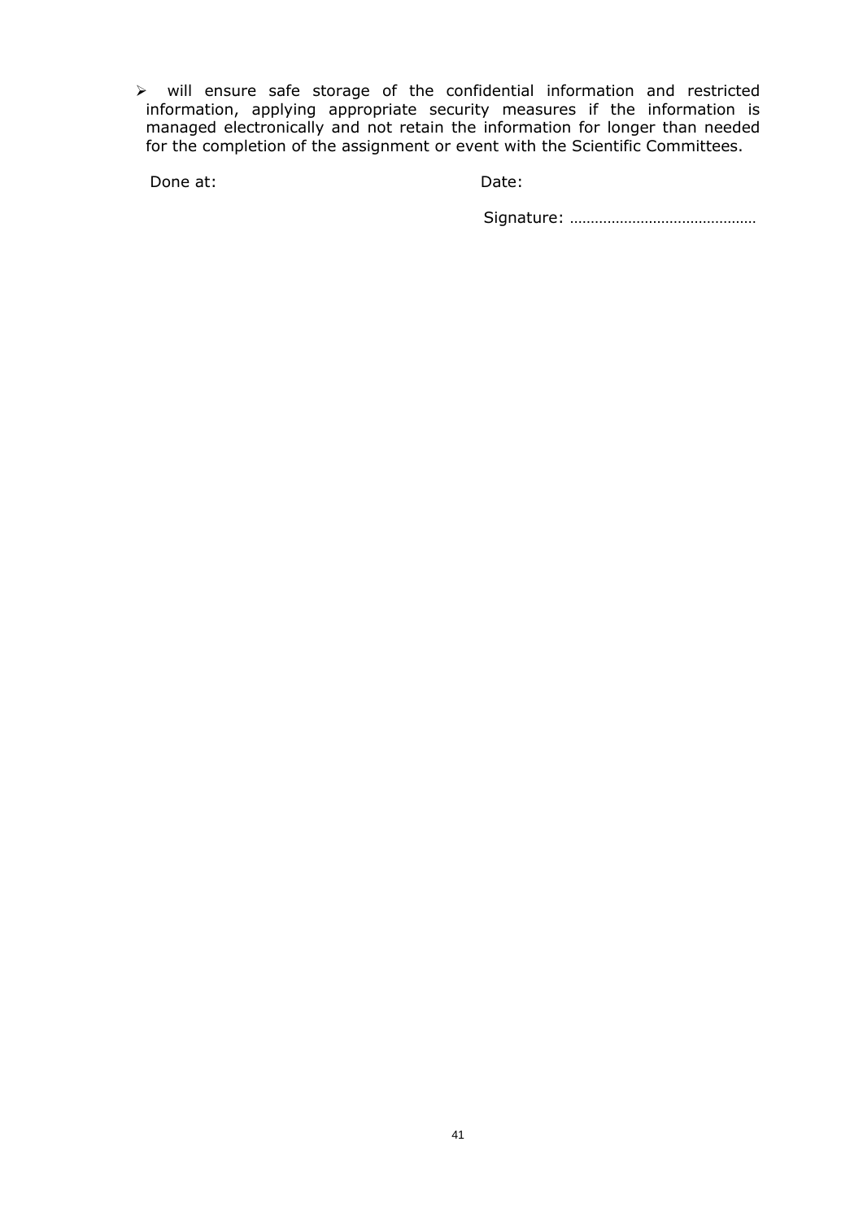- will ensure safe storage of the confidential information and restricted information, applying appropriate security measures if the information is managed electronically and not retain the information for longer than needed for the completion of the assignment or event with the Scientific Committees.

Done at: Date:

Signature: ……………………………………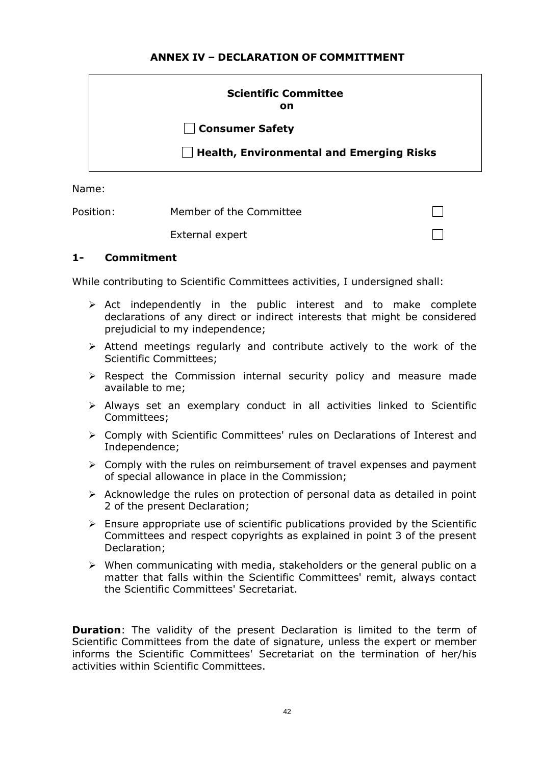## ANNEX IV – DECLARATION OF COMMITTMENT

**Scientific Committee on**

☐ **Consumer Safety**

☐ **Health, Environmental and Emerging Risks**

Name:

Position: Member of the Committee ☐

External expert ☐

### 1- Commitment

While contributing to Scientific Committees activities, I undersigned shall:

- Act independently in the public interest and to make complete declarations of any direct or indirect interests that might be considered prejudicial to my independence;
- Attend meetings regularly and contribute actively to the work of the Scientific Committees;
- Respect the Commission internal security policy and measure made available to me;
- Always set an exemplary conduct in all activities linked to Scientific Committees;
- Comply with Scientific Committees' rules on Declarations of Interest and Independence;
- Comply with the rules on reimbursement of travel expenses and payment of special allowance in place in the Commission;
- Acknowledge the rules on protection of personal data as detailed in point 2 of the present Declaration;
- Ensure appropriate use of scientific publications provided by the Scientific Committees and respect copyrights as explained in point 3 of the present Declaration;
- When communicating with media, stakeholders or the general public on a matter that falls within the Scientific Committees' remit, always contact the Scientific Committees' Secretariat.

**Duration**: The validity of the present Declaration is limited to the term of Scientific Committees from the date of signature, unless the expert or member informs the Scientific Committees' Secretariat on the termination of her/his activities within Scientific Committees.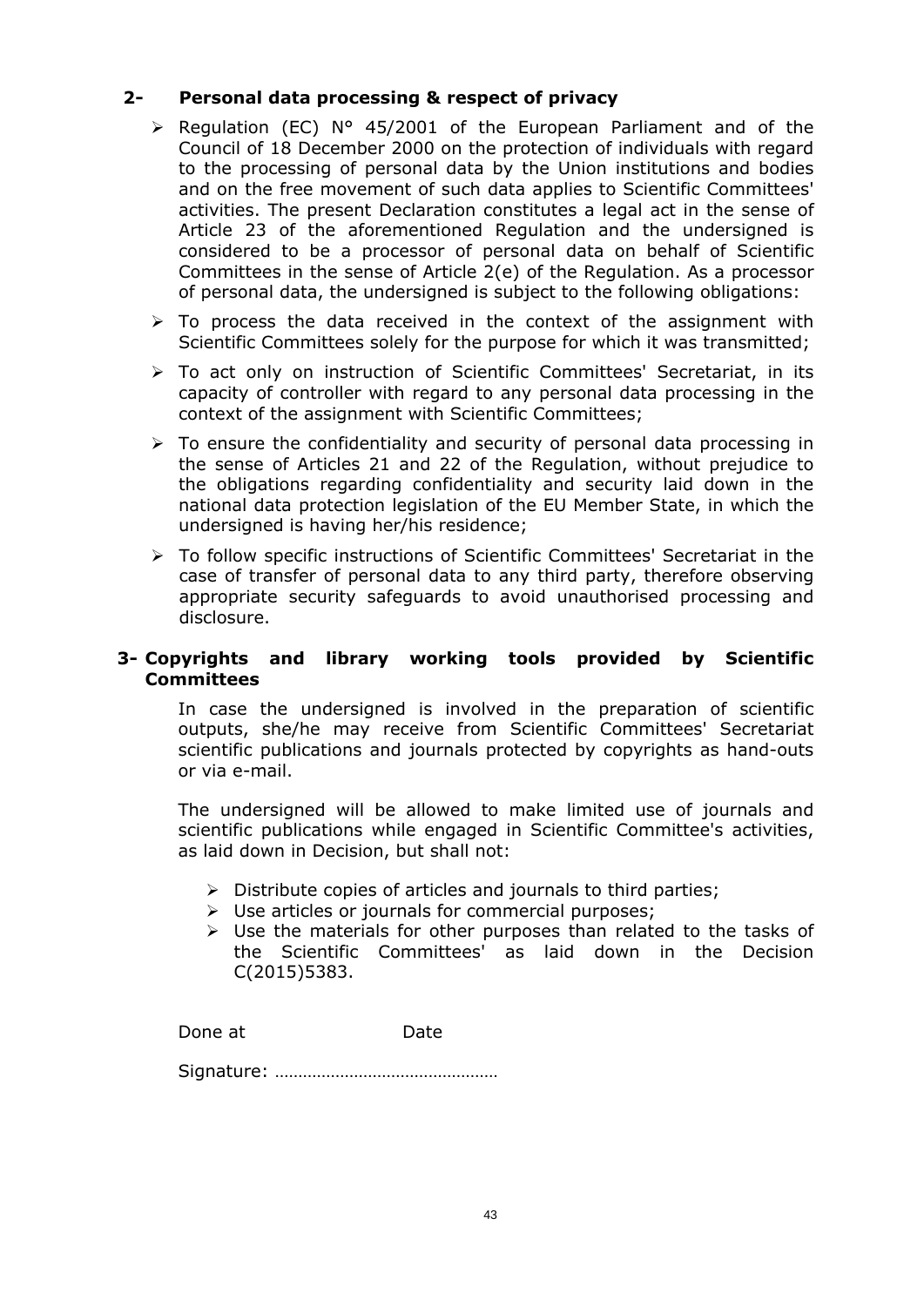## 2- Personal data processing & respect of privacy

- Regulation (EC) N° 45/2001 of the European Parliament and of the Council of 18 December 2000 on the protection of individuals with regard to the processing of personal data by the Union institutions and bodies and on the free movement of such data applies to Scientific Committees' activities. The present Declaration constitutes a legal act in the sense of Article 23 of the aforementioned Regulation and the undersigned is considered to be a processor of personal data on behalf of Scientific Committees in the sense of Article 2(e) of the Regulation. As a processor of personal data, the undersigned is subject to the following obligations:
- To process the data received in the context of the assignment with Scientific Committees solely for the purpose for which it was transmitted;
- To act only on instruction of Scientific Committees' Secretariat, in its capacity of controller with regard to any personal data processing in the context of the assignment with Scientific Committees;
- To ensure the confidentiality and security of personal data processing in the sense of Articles 21 and 22 of the Regulation, without prejudice to the obligations regarding confidentiality and security laid down in the national data protection legislation of the EU Member State, in which the undersigned is having her/his residence;
- To follow specific instructions of Scientific Committees' Secretariat in the case of transfer of personal data to any third party, therefore observing appropriate security safeguards to avoid unauthorised processing and disclosure.

## 3- Copyrights and library working tools provided by Scientific Committees

In case the undersigned is involved in the preparation of scientific outputs, she/he may receive from Scientific Committees' Secretariat scientific publications and journals protected by copyrights as hand-outs or via e-mail.

The undersigned will be allowed to make limited use of journals and scientific publications while engaged in Scientific Committee's activities, as laid down in Decision, but shall not:

- Distribute copies of articles and journals to third parties;
- Use articles or journals for commercial purposes;
- Use the materials for other purposes than related to the tasks of the Scientific Committees' as laid down in the Decision C(2015)5383.

Done at Date

Signature: ……………………………………….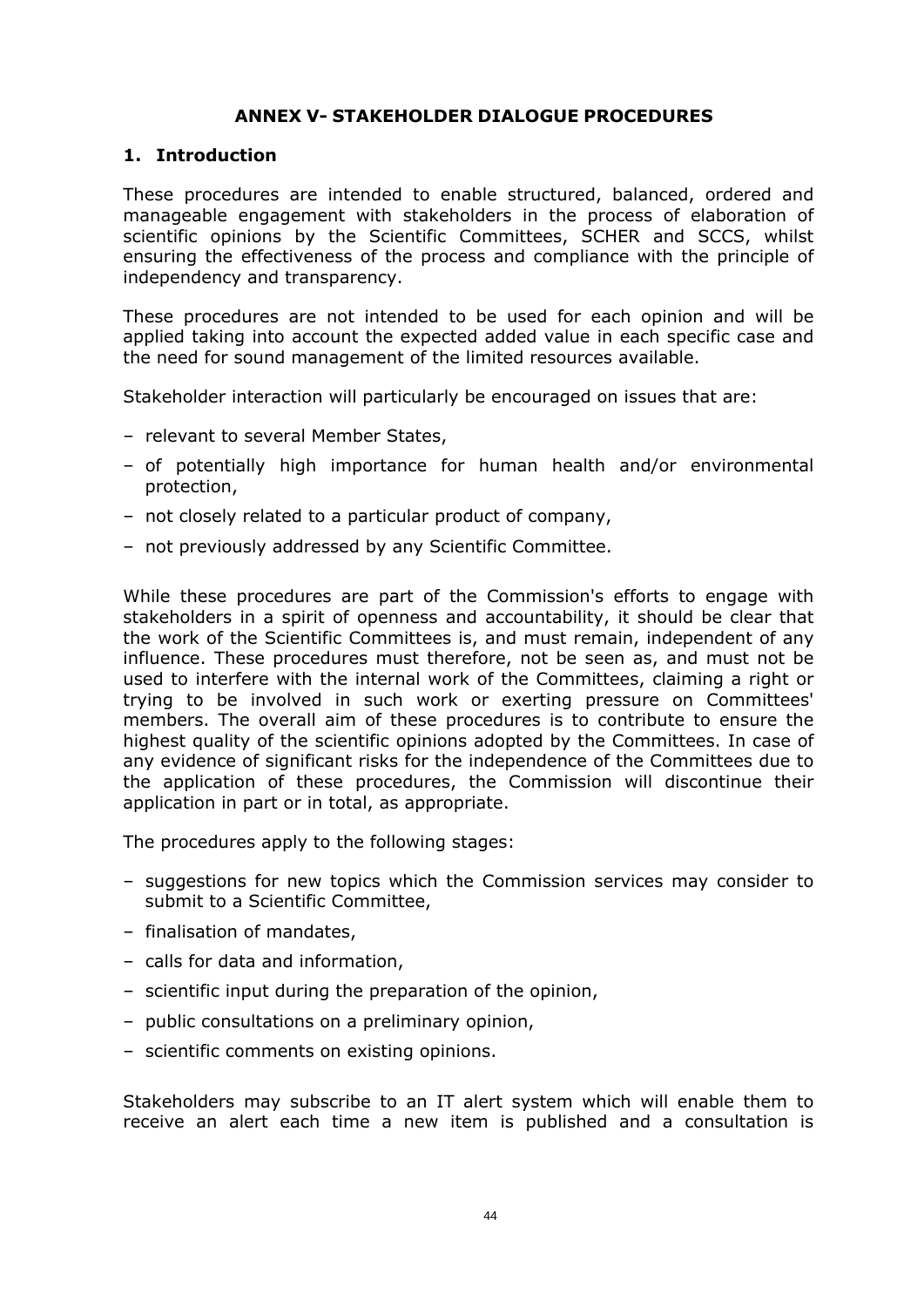# ANNEX V- STAKEHOLDER DIALOGUE PROCEDURES

## 1. Introduction

These procedures are intended to enable structured, balanced, ordered and manageable engagement with stakeholders in the process of elaboration of scientific opinions by the Scientific Committees, SCHER and SCCS, whilst ensuring the effectiveness of the process and compliance with the principle of independency and transparency.

These procedures are not intended to be used for each opinion and will be applied taking into account the expected added value in each specific case and the need for sound management of the limited resources available.

Stakeholder interaction will particularly be encouraged on issues that are:

- relevant to several Member States,
- of potentially high importance for human health and/or environmental protection,
- not closely related to a particular product of company,
- not previously addressed by any Scientific Committee.

While these procedures are part of the Commission's efforts to engage with stakeholders in a spirit of openness and accountability, it should be clear that the work of the Scientific Committees is, and must remain, independent of any influence. These procedures must therefore, not be seen as, and must not be used to interfere with the internal work of the Committees, claiming a right or trying to be involved in such work or exerting pressure on Committees' members. The overall aim of these procedures is to contribute to ensure the highest quality of the scientific opinions adopted by the Committees. In case of any evidence of significant risks for the independence of the Committees due to the application of these procedures, the Commission will discontinue their application in part or in total, as appropriate.

The procedures apply to the following stages:

- suggestions for new topics which the Commission services may consider to submit to a Scientific Committee,
- finalisation of mandates,
- calls for data and information,
- scientific input during the preparation of the opinion,
- public consultations on a preliminary opinion,
- scientific comments on existing opinions.

Stakeholders may subscribe to an IT alert system which will enable them to receive an alert each time a new item is published and a consultation is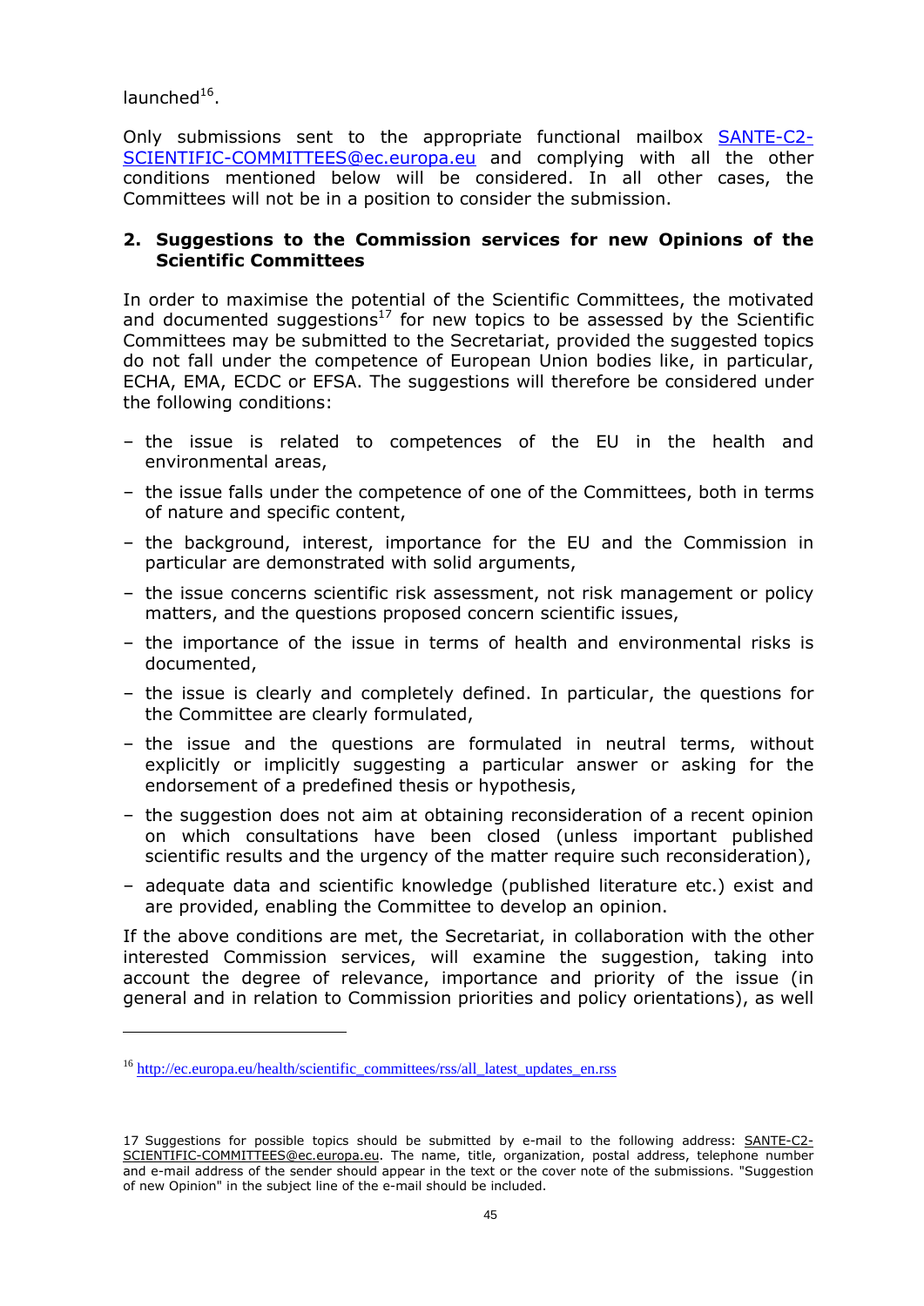launched[16].

Only submissions sent to the appropriate functional mailbox SANTE-C2-SCIENTIFIC-COMMITTEES@ec.europa.eu and complying with all the other conditions mentioned below will be considered. In all other cases, the Committees will not be in a position to consider the submission.

## 2. Suggestions to the Commission services for new Opinions of the Scientific Committees

In order to maximise the potential of the Scientific Committees, the motivated and documented suggestions[17] for new topics to be assessed by the Scientific Committees may be submitted to the Secretariat, provided the suggested topics do not fall under the competence of European Union bodies like, in particular, ECHA, EMA, ECDC or EFSA. The suggestions will therefore be considered under the following conditions:

- the issue is related to competences of the EU in the health and environmental areas,
- the issue falls under the competence of one of the Committees, both in terms of nature and specific content,
- the background, interest, importance for the EU and the Commission in particular are demonstrated with solid arguments,
- the issue concerns scientific risk assessment, not risk management or policy matters, and the questions proposed concern scientific issues,
- the importance of the issue in terms of health and environmental risks is documented,
- the issue is clearly and completely defined. In particular, the questions for the Committee are clearly formulated,
- the issue and the questions are formulated in neutral terms, without explicitly or implicitly suggesting a particular answer or asking for the endorsement of a predefined thesis or hypothesis,
- the suggestion does not aim at obtaining reconsideration of a recent opinion on which consultations have been closed (unless important published scientific results and the urgency of the matter require such reconsideration),
- adequate data and scientific knowledge (published literature etc.) exist and are provided, enabling the Committee to develop an opinion.

If the above conditions are met, the Secretariat, in collaboration with the other interested Commission services, will examine the suggestion, taking into account the degree of relevance, importance and priority of the issue (in general and in relation to Commission priorities and policy orientations), as well

---

[16] http://ec.europa.eu/health/scientific_committees/rss/all_latest_updates_en.rss

[17] Suggestions for possible topics should be submitted by e-mail to the following address: SANTE-C2-SCIENTIFIC-COMMITTEES@ec.europa.eu. The name, title, organization, postal address, telephone number and e-mail address of the sender should appear in the text or the cover note of the submissions. "Suggestion of new Opinion" in the subject line of the e-mail should be included.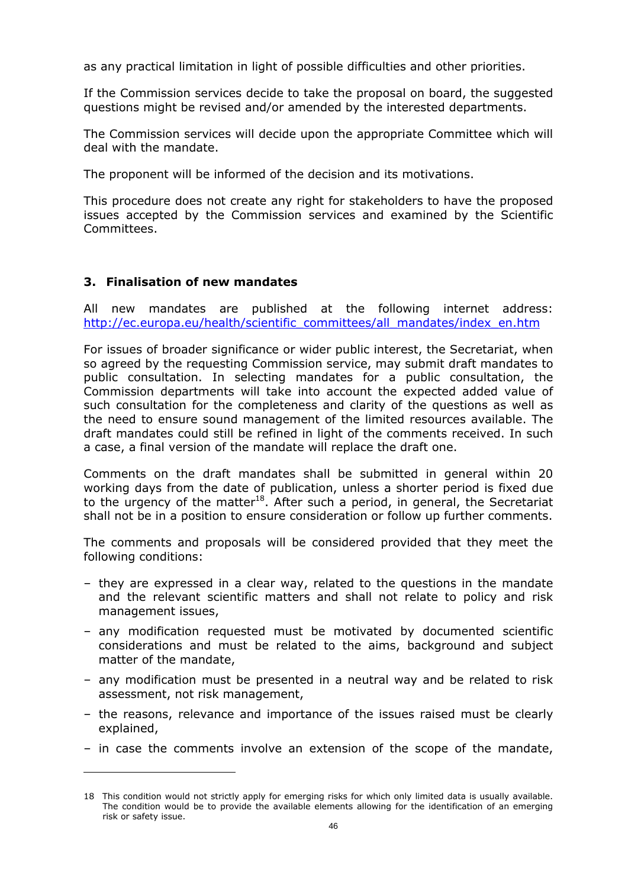as any practical limitation in light of possible difficulties and other priorities.

If the Commission services decide to take the proposal on board, the suggested questions might be revised and/or amended by the interested departments.

The Commission services will decide upon the appropriate Committee which will deal with the mandate.

The proponent will be informed of the decision and its motivations.

This procedure does not create any right for stakeholders to have the proposed issues accepted by the Commission services and examined by the Scientific Committees.

### 3. Finalisation of new mandates

All new mandates are published at the following internet address: http://ec.europa.eu/health/scientific_committees/all_mandates/index_en.htm

For issues of broader significance or wider public interest, the Secretariat, when so agreed by the requesting Commission service, may submit draft mandates to public consultation. In selecting mandates for a public consultation, the Commission departments will take into account the expected added value of such consultation for the completeness and clarity of the questions as well as the need to ensure sound management of the limited resources available. The draft mandates could still be refined in light of the comments received. In such a case, a final version of the mandate will replace the draft one.

Comments on the draft mandates shall be submitted in general within 20 working days from the date of publication, unless a shorter period is fixed due to the urgency of the matter[18]. After such a period, in general, the Secretariat shall not be in a position to ensure consideration or follow up further comments.

The comments and proposals will be considered provided that they meet the following conditions:

- they are expressed in a clear way, related to the questions in the mandate and the relevant scientific matters and shall not relate to policy and risk management issues,
- any modification requested must be motivated by documented scientific considerations and must be related to the aims, background and subject matter of the mandate,
- any modification must be presented in a neutral way and be related to risk assessment, not risk management,
- the reasons, relevance and importance of the issues raised must be clearly explained,
- in case the comments involve an extension of the scope of the mandate,

18 This condition would not strictly apply for emerging risks for which only limited data is usually available. The condition would be to provide the available elements allowing for the identification of an emerging risk or safety issue.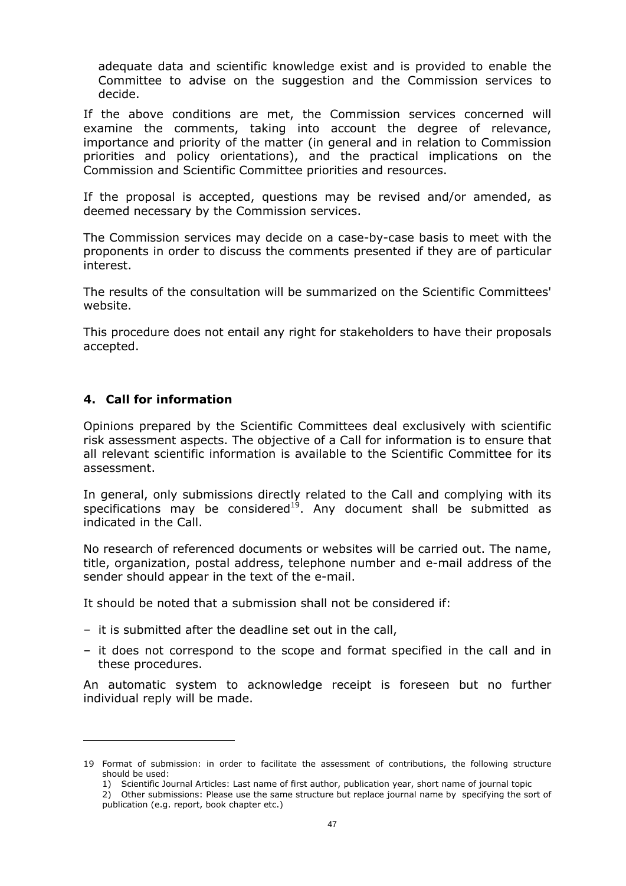adequate data and scientific knowledge exist and is provided to enable the Committee to advise on the suggestion and the Commission services to decide.

If the above conditions are met, the Commission services concerned will examine the comments, taking into account the degree of relevance, importance and priority of the matter (in general and in relation to Commission priorities and policy orientations), and the practical implications on the Commission and Scientific Committee priorities and resources.

If the proposal is accepted, questions may be revised and/or amended, as deemed necessary by the Commission services.

The Commission services may decide on a case-by-case basis to meet with the proponents in order to discuss the comments presented if they are of particular interest.

The results of the consultation will be summarized on the Scientific Committees' website.

This procedure does not entail any right for stakeholders to have their proposals accepted.

## 4. Call for information

Opinions prepared by the Scientific Committees deal exclusively with scientific risk assessment aspects. The objective of a Call for information is to ensure that all relevant scientific information is available to the Scientific Committee for its assessment.

In general, only submissions directly related to the Call and complying with its specifications may be considered[19]. Any document shall be submitted as indicated in the Call.

No research of referenced documents or websites will be carried out. The name, title, organization, postal address, telephone number and e-mail address of the sender should appear in the text of the e-mail.

It should be noted that a submission shall not be considered if:

– it is submitted after the deadline set out in the call,

– it does not correspond to the scope and format specified in the call and in these procedures.

An automatic system to acknowledge receipt is foreseen but no further individual reply will be made.

---

19 Format of submission: in order to facilitate the assessment of contributions, the following structure should be used:
1) Scientific Journal Articles: Last name of first author, publication year, short name of journal topic
2) Other submissions: Please use the same structure but replace journal name by specifying the sort of publication (e.g. report, book chapter etc.)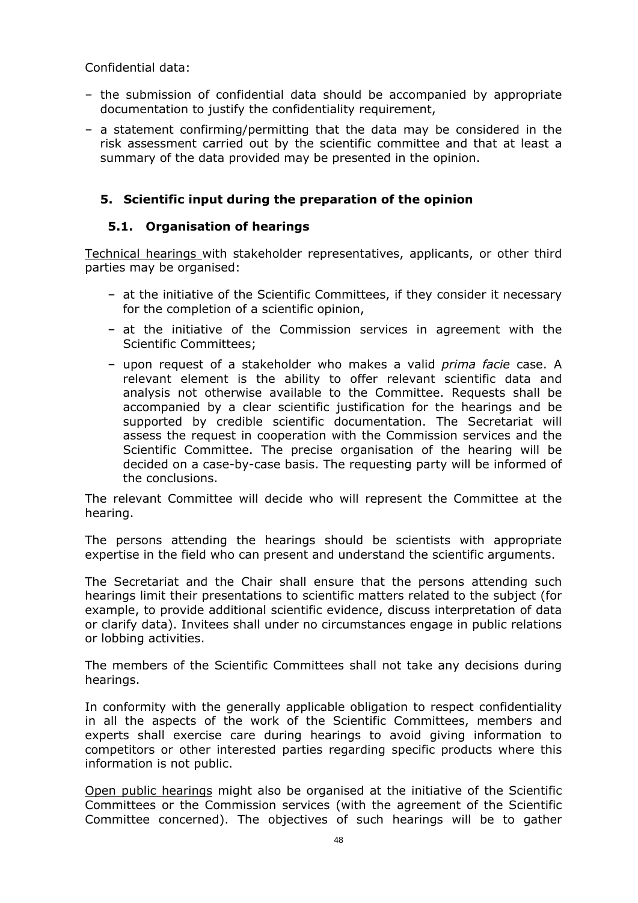Confidential data:

– the submission of confidential data should be accompanied by appropriate documentation to justify the confidentiality requirement,

– a statement confirming/permitting that the data may be considered in the risk assessment carried out by the scientific committee and that at least a summary of the data provided may be presented in the opinion.

## 5. Scientific input during the preparation of the opinion

### 5.1. Organisation of hearings

Technical hearings with stakeholder representatives, applicants, or other third parties may be organised:

– at the initiative of the Scientific Committees, if they consider it necessary for the completion of a scientific opinion,

– at the initiative of the Commission services in agreement with the Scientific Committees;

– upon request of a stakeholder who makes a valid *prima facie* case. A relevant element is the ability to offer relevant scientific data and analysis not otherwise available to the Committee. Requests shall be accompanied by a clear scientific justification for the hearings and be supported by credible scientific documentation. The Secretariat will assess the request in cooperation with the Commission services and the Scientific Committee. The precise organisation of the hearing will be decided on a case-by-case basis. The requesting party will be informed of the conclusions.

The relevant Committee will decide who will represent the Committee at the hearing.

The persons attending the hearings should be scientists with appropriate expertise in the field who can present and understand the scientific arguments.

The Secretariat and the Chair shall ensure that the persons attending such hearings limit their presentations to scientific matters related to the subject (for example, to provide additional scientific evidence, discuss interpretation of data or clarify data). Invitees shall under no circumstances engage in public relations or lobbing activities.

The members of the Scientific Committees shall not take any decisions during hearings.

In conformity with the generally applicable obligation to respect confidentiality in all the aspects of the work of the Scientific Committees, members and experts shall exercise care during hearings to avoid giving information to competitors or other interested parties regarding specific products where this information is not public.

Open public hearings might also be organised at the initiative of the Scientific Committees or the Commission services (with the agreement of the Scientific Committee concerned). The objectives of such hearings will be to gather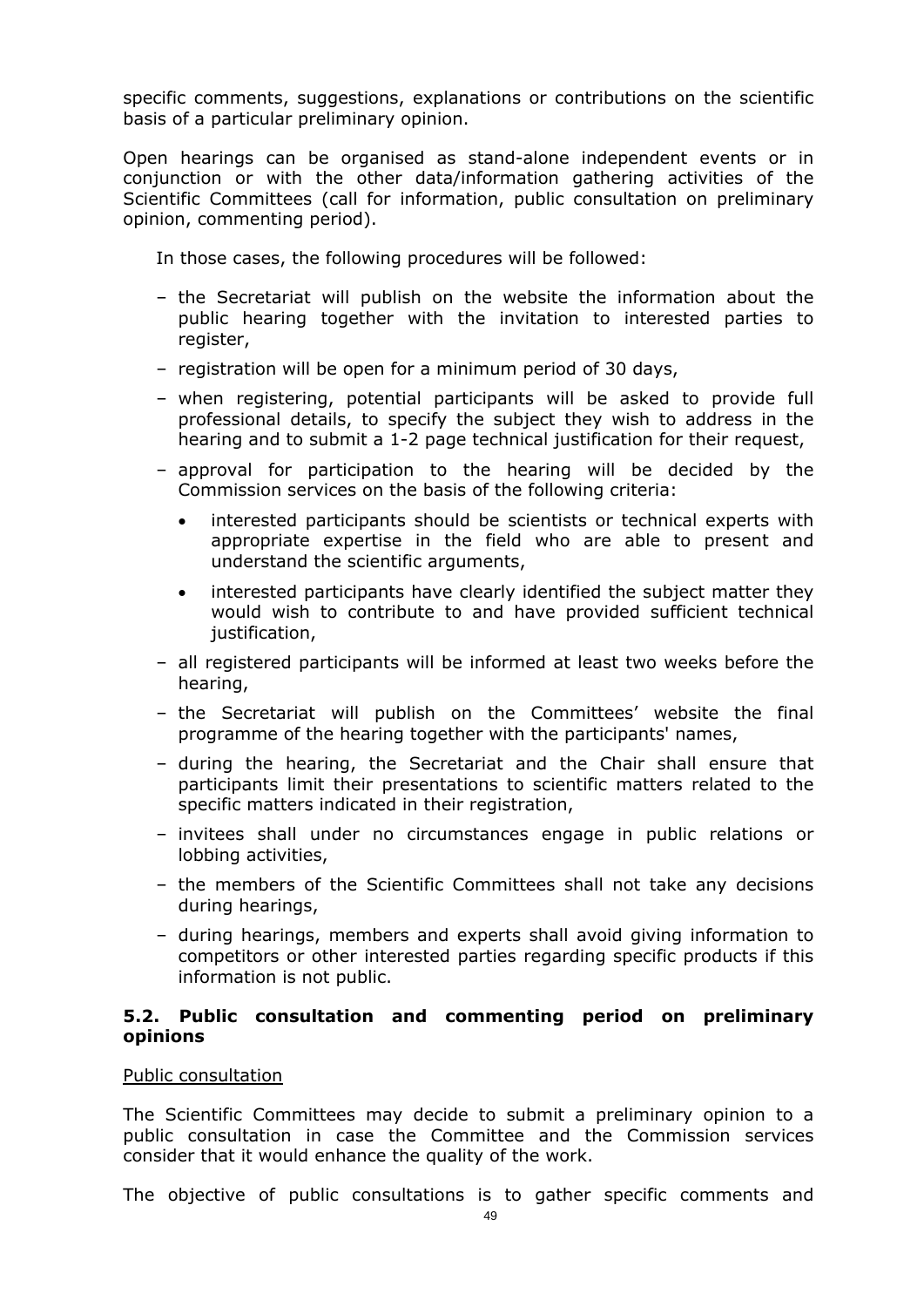specific comments, suggestions, explanations or contributions on the scientific basis of a particular preliminary opinion.

Open hearings can be organised as stand-alone independent events or in conjunction or with the other data/information gathering activities of the Scientific Committees (call for information, public consultation on preliminary opinion, commenting period).

In those cases, the following procedures will be followed:

- the Secretariat will publish on the website the information about the public hearing together with the invitation to interested parties to register,
- registration will be open for a minimum period of 30 days,
- when registering, potential participants will be asked to provide full professional details, to specify the subject they wish to address in the hearing and to submit a 1-2 page technical justification for their request,
- approval for participation to the hearing will be decided by the Commission services on the basis of the following criteria:
  - interested participants should be scientists or technical experts with appropriate expertise in the field who are able to present and understand the scientific arguments,
  - interested participants have clearly identified the subject matter they would wish to contribute to and have provided sufficient technical justification,
- all registered participants will be informed at least two weeks before the hearing,
- the Secretariat will publish on the Committees' website the final programme of the hearing together with the participants' names,
- during the hearing, the Secretariat and the Chair shall ensure that participants limit their presentations to scientific matters related to the specific matters indicated in their registration,
- invitees shall under no circumstances engage in public relations or lobbing activities,
- the members of the Scientific Committees shall not take any decisions during hearings,
- during hearings, members and experts shall avoid giving information to competitors or other interested parties regarding specific products if this information is not public.

### 5.2. Public consultation and commenting period on preliminary opinions

Public consultation

The Scientific Committees may decide to submit a preliminary opinion to a public consultation in case the Committee and the Commission services consider that it would enhance the quality of the work.

The objective of public consultations is to gather specific comments and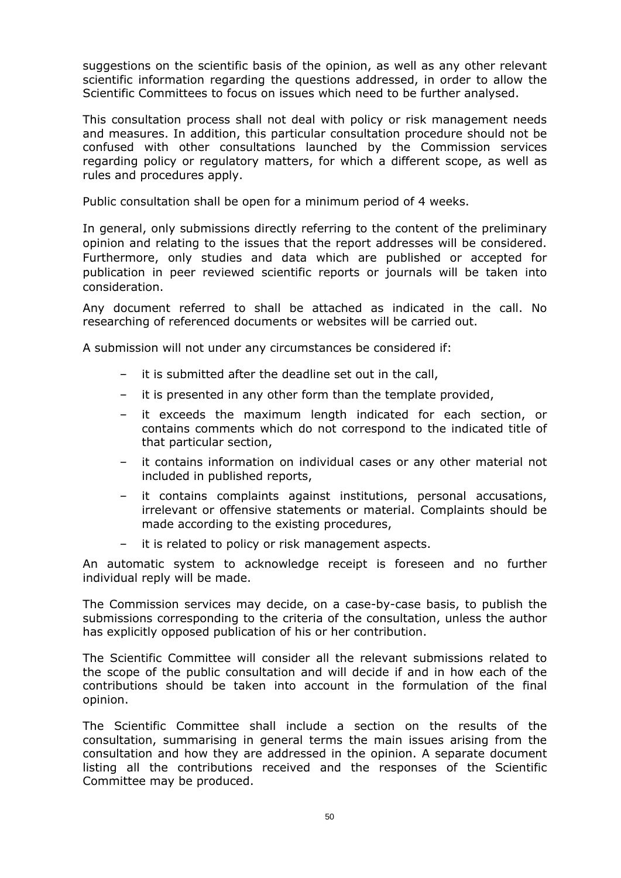suggestions on the scientific basis of the opinion, as well as any other relevant scientific information regarding the questions addressed, in order to allow the Scientific Committees to focus on issues which need to be further analysed.

This consultation process shall not deal with policy or risk management needs and measures. In addition, this particular consultation procedure should not be confused with other consultations launched by the Commission services regarding policy or regulatory matters, for which a different scope, as well as rules and procedures apply.

Public consultation shall be open for a minimum period of 4 weeks.

In general, only submissions directly referring to the content of the preliminary opinion and relating to the issues that the report addresses will be considered. Furthermore, only studies and data which are published or accepted for publication in peer reviewed scientific reports or journals will be taken into consideration.

Any document referred to shall be attached as indicated in the call. No researching of referenced documents or websites will be carried out.

A submission will not under any circumstances be considered if:

- it is submitted after the deadline set out in the call,
- it is presented in any other form than the template provided,
- it exceeds the maximum length indicated for each section, or contains comments which do not correspond to the indicated title of that particular section,
- it contains information on individual cases or any other material not included in published reports,
- it contains complaints against institutions, personal accusations, irrelevant or offensive statements or material. Complaints should be made according to the existing procedures,
- it is related to policy or risk management aspects.

An automatic system to acknowledge receipt is foreseen and no further individual reply will be made.

The Commission services may decide, on a case-by-case basis, to publish the submissions corresponding to the criteria of the consultation, unless the author has explicitly opposed publication of his or her contribution.

The Scientific Committee will consider all the relevant submissions related to the scope of the public consultation and will decide if and in how each of the contributions should be taken into account in the formulation of the final opinion.

The Scientific Committee shall include a section on the results of the consultation, summarising in general terms the main issues arising from the consultation and how they are addressed in the opinion. A separate document listing all the contributions received and the responses of the Scientific Committee may be produced.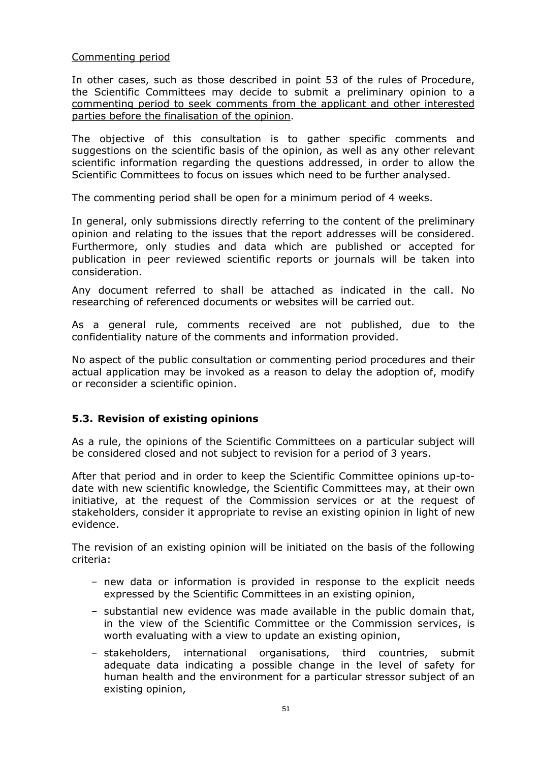Commenting period

In other cases, such as those described in point 53 of the rules of Procedure, the Scientific Committees may decide to submit a preliminary opinion to a commenting period to seek comments from the applicant and other interested parties before the finalisation of the opinion.

The objective of this consultation is to gather specific comments and suggestions on the scientific basis of the opinion, as well as any other relevant scientific information regarding the questions addressed, in order to allow the Scientific Committees to focus on issues which need to be further analysed.

The commenting period shall be open for a minimum period of 4 weeks.

In general, only submissions directly referring to the content of the preliminary opinion and relating to the issues that the report addresses will be considered. Furthermore, only studies and data which are published or accepted for publication in peer reviewed scientific reports or journals will be taken into consideration.

Any document referred to shall be attached as indicated in the call. No researching of referenced documents or websites will be carried out.

As a general rule, comments received are not published, due to the confidentiality nature of the comments and information provided.

No aspect of the public consultation or commenting period procedures and their actual application may be invoked as a reason to delay the adoption of, modify or reconsider a scientific opinion.

### 5.3. Revision of existing opinions

As a rule, the opinions of the Scientific Committees on a particular subject will be considered closed and not subject to revision for a period of 3 years.

After that period and in order to keep the Scientific Committee opinions up-to-date with new scientific knowledge, the Scientific Committees may, at their own initiative, at the request of the Commission services or at the request of stakeholders, consider it appropriate to revise an existing opinion in light of new evidence.

The revision of an existing opinion will be initiated on the basis of the following criteria:

- new data or information is provided in response to the explicit needs expressed by the Scientific Committees in an existing opinion,
- substantial new evidence was made available in the public domain that, in the view of the Scientific Committee or the Commission services, is worth evaluating with a view to update an existing opinion,
- stakeholders, international organisations, third countries, submit adequate data indicating a possible change in the level of safety for human health and the environment for a particular stressor subject of an existing opinion,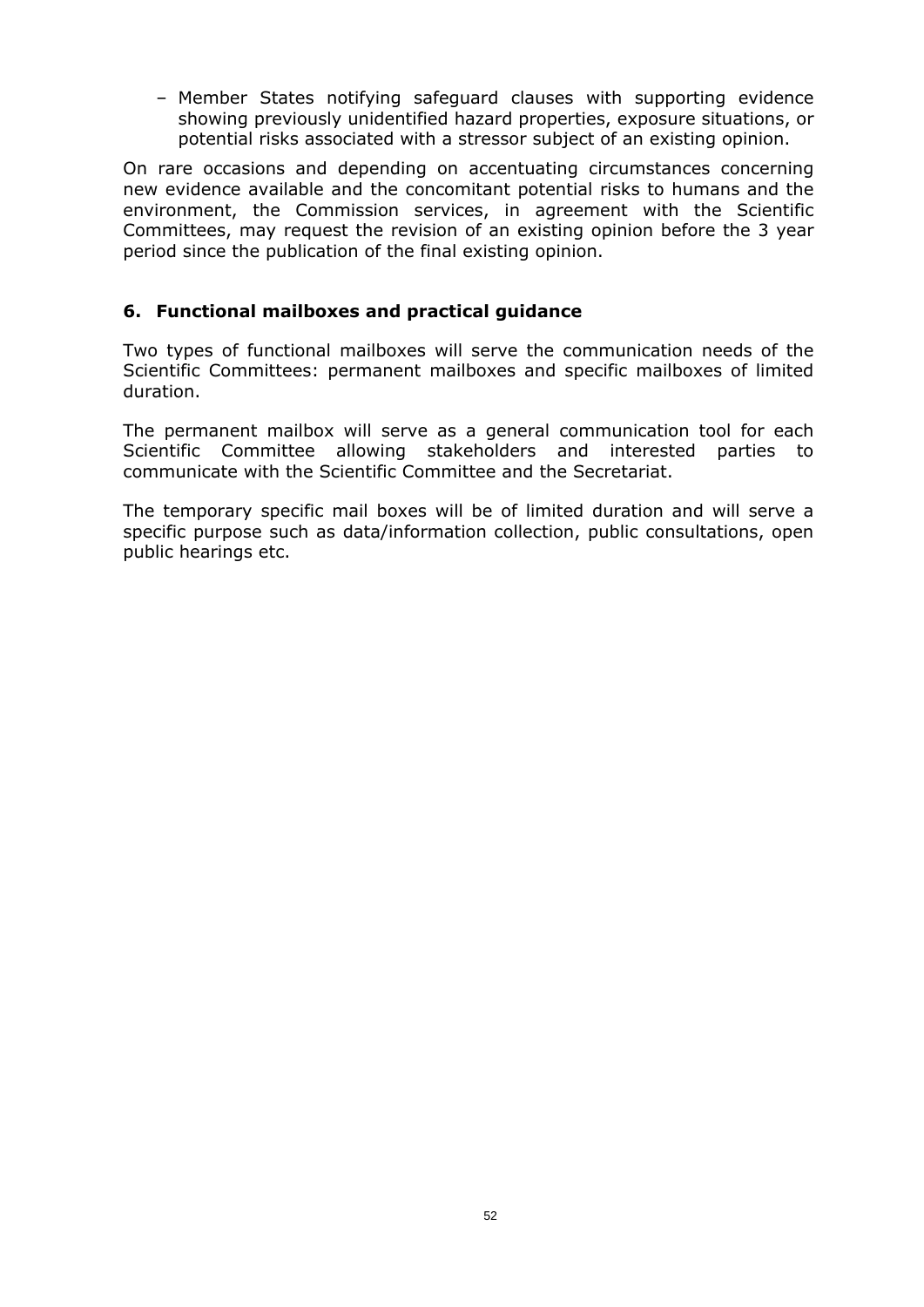– Member States notifying safeguard clauses with supporting evidence showing previously unidentified hazard properties, exposure situations, or potential risks associated with a stressor subject of an existing opinion.

On rare occasions and depending on accentuating circumstances concerning new evidence available and the concomitant potential risks to humans and the environment, the Commission services, in agreement with the Scientific Committees, may request the revision of an existing opinion before the 3 year period since the publication of the final existing opinion.

## 6. Functional mailboxes and practical guidance

Two types of functional mailboxes will serve the communication needs of the Scientific Committees: permanent mailboxes and specific mailboxes of limited duration.

The permanent mailbox will serve as a general communication tool for each Scientific Committee allowing stakeholders and interested parties to communicate with the Scientific Committee and the Secretariat.

The temporary specific mail boxes will be of limited duration and will serve a specific purpose such as data/information collection, public consultations, open public hearings etc.